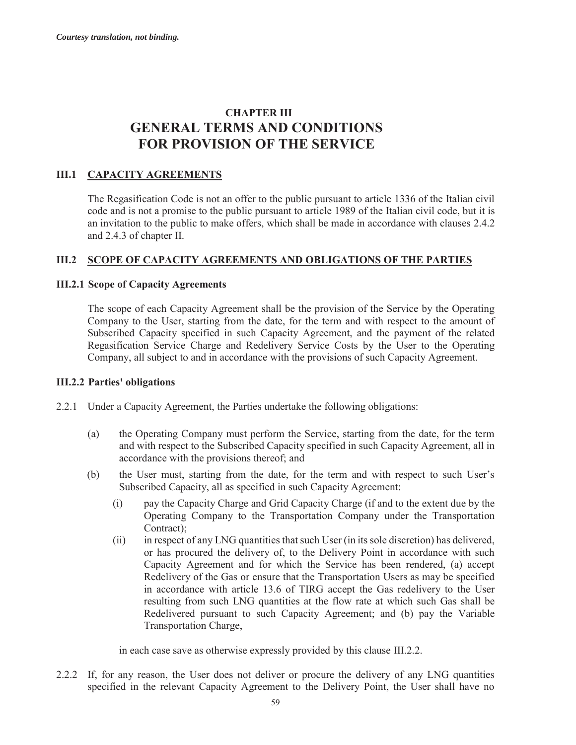*Courtesy translation, not binding.*

# CHAPTER III
# GENERAL TERMS AND CONDITIONS FOR PROVISION OF THE SERVICE

## III.1 CAPACITY AGREEMENTS

The Regasification Code is not an offer to the public pursuant to article 1336 of the Italian civil code and is not a promise to the public pursuant to article 1989 of the Italian civil code, but it is an invitation to the public to make offers, which shall be made in accordance with clauses 2.4.2 and 2.4.3 of chapter II.

## III.2 SCOPE OF CAPACITY AGREEMENTS AND OBLIGATIONS OF THE PARTIES

### III.2.1 Scope of Capacity Agreements

The scope of each Capacity Agreement shall be the provision of the Service by the Operating Company to the User, starting from the date, for the term and with respect to the amount of Subscribed Capacity specified in such Capacity Agreement, and the payment of the related Regasification Service Charge and Redelivery Service Costs by the User to the Operating Company, all subject to and in accordance with the provisions of such Capacity Agreement.

### III.2.2 Parties' obligations

2.2.1 Under a Capacity Agreement, the Parties undertake the following obligations:

(a) the Operating Company must perform the Service, starting from the date, for the term and with respect to the Subscribed Capacity specified in such Capacity Agreement, all in accordance with the provisions thereof; and

(b) the User must, starting from the date, for the term and with respect to such User's Subscribed Capacity, all as specified in such Capacity Agreement:

(i) pay the Capacity Charge and Grid Capacity Charge (if and to the extent due by the Operating Company to the Transportation Company under the Transportation Contract);

(ii) in respect of any LNG quantities that such User (in its sole discretion) has delivered, or has procured the delivery of, to the Delivery Point in accordance with such Capacity Agreement and for which the Service has been rendered, (a) accept Redelivery of the Gas or ensure that the Transportation Users as may be specified in accordance with article 13.6 of TIRG accept the Gas redelivery to the User resulting from such LNG quantities at the flow rate at which such Gas shall be Redelivered pursuant to such Capacity Agreement; and (b) pay the Variable Transportation Charge,

in each case save as otherwise expressly provided by this clause III.2.2.

2.2.2 If, for any reason, the User does not deliver or procure the delivery of any LNG quantities specified in the relevant Capacity Agreement to the Delivery Point, the User shall have no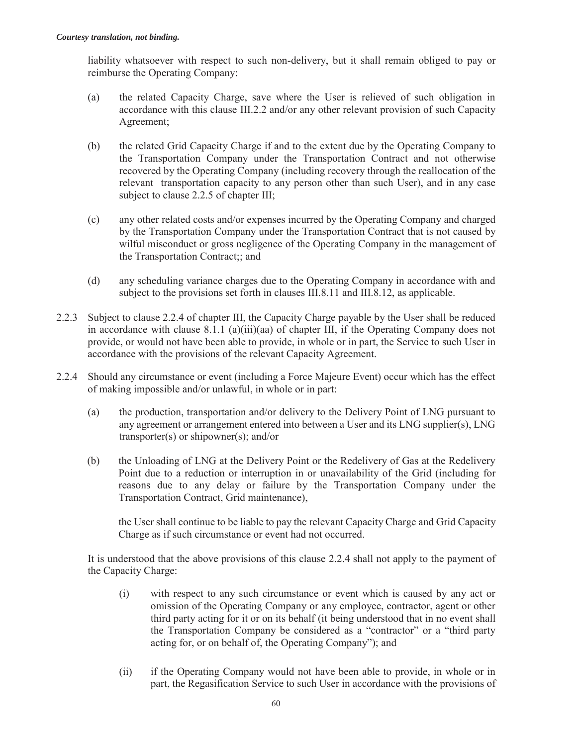*Courtesy translation, not binding.*

liability whatsoever with respect to such non-delivery, but it shall remain obliged to pay or reimburse the Operating Company:

(a) the related Capacity Charge, save where the User is relieved of such obligation in accordance with this clause III.2.2 and/or any other relevant provision of such Capacity Agreement;

(b) the related Grid Capacity Charge if and to the extent due by the Operating Company to the Transportation Company under the Transportation Contract and not otherwise recovered by the Operating Company (including recovery through the reallocation of the relevant transportation capacity to any person other than such User), and in any case subject to clause 2.2.5 of chapter III;

(c) any other related costs and/or expenses incurred by the Operating Company and charged by the Transportation Company under the Transportation Contract that is not caused by wilful misconduct or gross negligence of the Operating Company in the management of the Transportation Contract;; and

(d) any scheduling variance charges due to the Operating Company in accordance with and subject to the provisions set forth in clauses III.8.11 and III.8.12, as applicable.

2.2.3 Subject to clause 2.2.4 of chapter III, the Capacity Charge payable by the User shall be reduced in accordance with clause 8.1.1 (a)(iii)(aa) of chapter III, if the Operating Company does not provide, or would not have been able to provide, in whole or in part, the Service to such User in accordance with the provisions of the relevant Capacity Agreement.

2.2.4 Should any circumstance or event (including a Force Majeure Event) occur which has the effect of making impossible and/or unlawful, in whole or in part:

(a) the production, transportation and/or delivery to the Delivery Point of LNG pursuant to any agreement or arrangement entered into between a User and its LNG supplier(s), LNG transporter(s) or shipowner(s); and/or

(b) the Unloading of LNG at the Delivery Point or the Redelivery of Gas at the Redelivery Point due to a reduction or interruption in or unavailability of the Grid (including for reasons due to any delay or failure by the Transportation Company under the Transportation Contract, Grid maintenance),

the User shall continue to be liable to pay the relevant Capacity Charge and Grid Capacity Charge as if such circumstance or event had not occurred.

It is understood that the above provisions of this clause 2.2.4 shall not apply to the payment of the Capacity Charge:

(i) with respect to any such circumstance or event which is caused by any act or omission of the Operating Company or any employee, contractor, agent or other third party acting for it or on its behalf (it being understood that in no event shall the Transportation Company be considered as a "contractor" or a "third party acting for, or on behalf of, the Operating Company"); and

(ii) if the Operating Company would not have been able to provide, in whole or in part, the Regasification Service to such User in accordance with the provisions of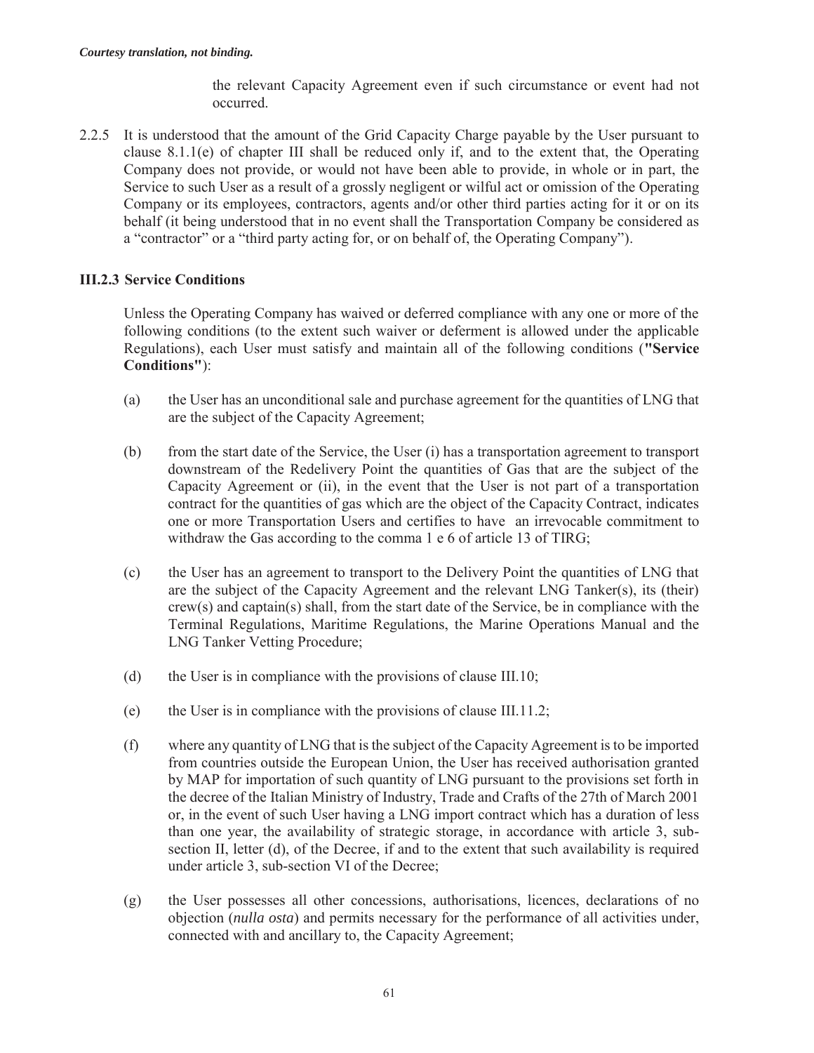the relevant Capacity Agreement even if such circumstance or event had not occurred.

2.2.5 It is understood that the amount of the Grid Capacity Charge payable by the User pursuant to clause 8.1.1(e) of chapter III shall be reduced only if, and to the extent that, the Operating Company does not provide, or would not have been able to provide, in whole or in part, the Service to such User as a result of a grossly negligent or wilful act or omission of the Operating Company or its employees, contractors, agents and/or other third parties acting for it or on its behalf (it being understood that in no event shall the Transportation Company be considered as a "contractor" or a "third party acting for, or on behalf of, the Operating Company").

### III.2.3 Service Conditions

Unless the Operating Company has waived or deferred compliance with any one or more of the following conditions (to the extent such waiver or deferment is allowed under the applicable Regulations), each User must satisfy and maintain all of the following conditions (**"Service Conditions"**):

(a) the User has an unconditional sale and purchase agreement for the quantities of LNG that are the subject of the Capacity Agreement;

(b) from the start date of the Service, the User (i) has a transportation agreement to transport downstream of the Redelivery Point the quantities of Gas that are the subject of the Capacity Agreement or (ii), in the event that the User is not part of a transportation contract for the quantities of gas which are the object of the Capacity Contract, indicates one or more Transportation Users and certifies to have an irrevocable commitment to withdraw the Gas according to the comma 1 e 6 of article 13 of TIRG;

(c) the User has an agreement to transport to the Delivery Point the quantities of LNG that are the subject of the Capacity Agreement and the relevant LNG Tanker(s), its (their) crew(s) and captain(s) shall, from the start date of the Service, be in compliance with the Terminal Regulations, Maritime Regulations, the Marine Operations Manual and the LNG Tanker Vetting Procedure;

(d) the User is in compliance with the provisions of clause III.10;

(e) the User is in compliance with the provisions of clause III.11.2;

(f) where any quantity of LNG that is the subject of the Capacity Agreement is to be imported from countries outside the European Union, the User has received authorisation granted by MAP for importation of such quantity of LNG pursuant to the provisions set forth in the decree of the Italian Ministry of Industry, Trade and Crafts of the 27th of March 2001 or, in the event of such User having a LNG import contract which has a duration of less than one year, the availability of strategic storage, in accordance with article 3, sub-section II, letter (d), of the Decree, if and to the extent that such availability is required under article 3, sub-section VI of the Decree;

(g) the User possesses all other concessions, authorisations, licences, declarations of no objection (*nulla osta*) and permits necessary for the performance of all activities under, connected with and ancillary to, the Capacity Agreement;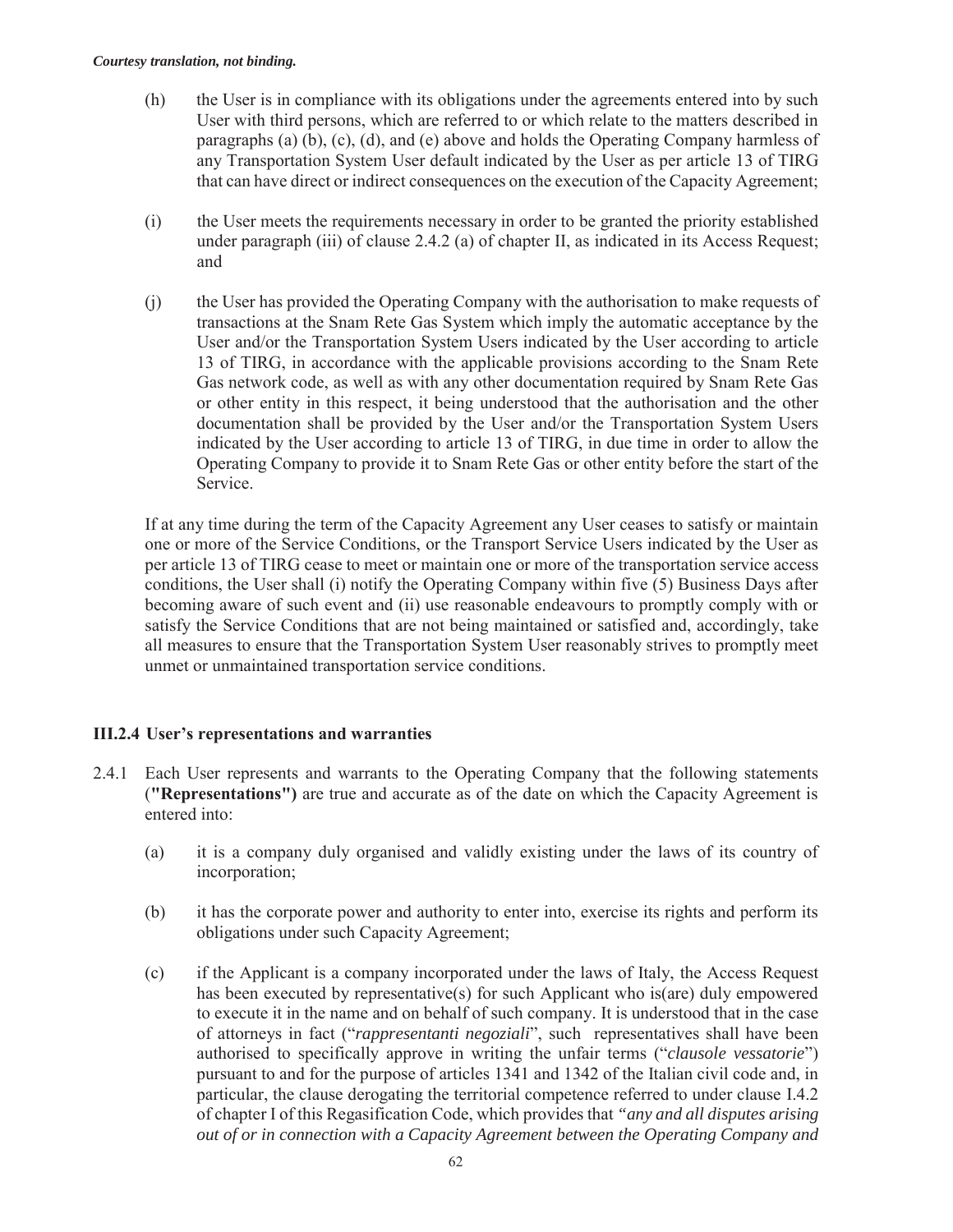(h) the User is in compliance with its obligations under the agreements entered into by such User with third persons, which are referred to or which relate to the matters described in paragraphs (a) (b), (c), (d), and (e) above and holds the Operating Company harmless of any Transportation System User default indicated by the User as per article 13 of TIRG that can have direct or indirect consequences on the execution of the Capacity Agreement;

(i) the User meets the requirements necessary in order to be granted the priority established under paragraph (iii) of clause 2.4.2 (a) of chapter II, as indicated in its Access Request; and

(j) the User has provided the Operating Company with the authorisation to make requests of transactions at the Snam Rete Gas System which imply the automatic acceptance by the User and/or the Transportation System Users indicated by the User according to article 13 of TIRG, in accordance with the applicable provisions according to the Snam Rete Gas network code, as well as with any other documentation required by Snam Rete Gas or other entity in this respect, it being understood that the authorisation and the other documentation shall be provided by the User and/or the Transportation System Users indicated by the User according to article 13 of TIRG, in due time in order to allow the Operating Company to provide it to Snam Rete Gas or other entity before the start of the Service.

If at any time during the term of the Capacity Agreement any User ceases to satisfy or maintain one or more of the Service Conditions, or the Transport Service Users indicated by the User as per article 13 of TIRG cease to meet or maintain one or more of the transportation service access conditions, the User shall (i) notify the Operating Company within five (5) Business Days after becoming aware of such event and (ii) use reasonable endeavours to promptly comply with or satisfy the Service Conditions that are not being maintained or satisfied and, accordingly, take all measures to ensure that the Transportation System User reasonably strives to promptly meet unmet or unmaintained transportation service conditions.

### III.2.4 User's representations and warranties

2.4.1 Each User represents and warrants to the Operating Company that the following statements (**"Representations")** are true and accurate as of the date on which the Capacity Agreement is entered into:

(a) it is a company duly organised and validly existing under the laws of its country of incorporation;

(b) it has the corporate power and authority to enter into, exercise its rights and perform its obligations under such Capacity Agreement;

(c) if the Applicant is a company incorporated under the laws of Italy, the Access Request has been executed by representative(s) for such Applicant who is(are) duly empowered to execute it in the name and on behalf of such company. It is understood that in the case of attorneys in fact ("*rappresentanti negoziali*", such representatives shall have been authorised to specifically approve in writing the unfair terms ("*clausole vessatorie*") pursuant to and for the purpose of articles 1341 and 1342 of the Italian civil code and, in particular, the clause derogating the territorial competence referred to under clause I.4.2 of chapter I of this Regasification Code, which provides that *"any and all disputes arising out of or in connection with a Capacity Agreement between the Operating Company and*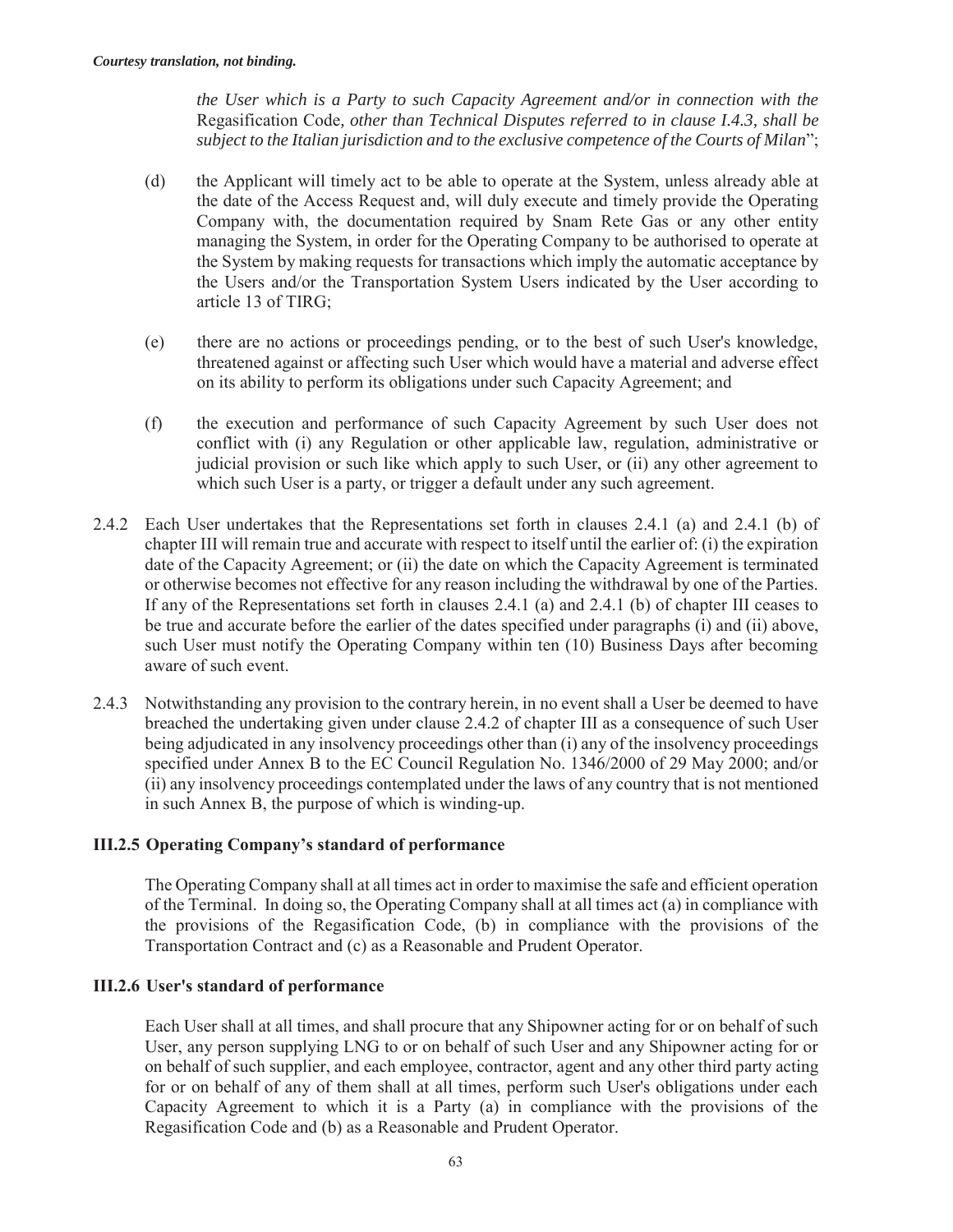*the User which is a Party to such Capacity Agreement and/or in connection with the* Regasification Code*, other than Technical Disputes referred to in clause I.4.3, shall be subject to the Italian jurisdiction and to the exclusive competence of the Courts of Milan*";

(d) the Applicant will timely act to be able to operate at the System, unless already able at the date of the Access Request and, will duly execute and timely provide the Operating Company with, the documentation required by Snam Rete Gas or any other entity managing the System, in order for the Operating Company to be authorised to operate at the System by making requests for transactions which imply the automatic acceptance by the Users and/or the Transportation System Users indicated by the User according to article 13 of TIRG;

(e) there are no actions or proceedings pending, or to the best of such User's knowledge, threatened against or affecting such User which would have a material and adverse effect on its ability to perform its obligations under such Capacity Agreement; and

(f) the execution and performance of such Capacity Agreement by such User does not conflict with (i) any Regulation or other applicable law, regulation, administrative or judicial provision or such like which apply to such User, or (ii) any other agreement to which such User is a party, or trigger a default under any such agreement.

2.4.2 Each User undertakes that the Representations set forth in clauses 2.4.1 (a) and 2.4.1 (b) of chapter III will remain true and accurate with respect to itself until the earlier of: (i) the expiration date of the Capacity Agreement; or (ii) the date on which the Capacity Agreement is terminated or otherwise becomes not effective for any reason including the withdrawal by one of the Parties. If any of the Representations set forth in clauses 2.4.1 (a) and 2.4.1 (b) of chapter III ceases to be true and accurate before the earlier of the dates specified under paragraphs (i) and (ii) above, such User must notify the Operating Company within ten (10) Business Days after becoming aware of such event.

2.4.3 Notwithstanding any provision to the contrary herein, in no event shall a User be deemed to have breached the undertaking given under clause 2.4.2 of chapter III as a consequence of such User being adjudicated in any insolvency proceedings other than (i) any of the insolvency proceedings specified under Annex B to the EC Council Regulation No. 1346/2000 of 29 May 2000; and/or (ii) any insolvency proceedings contemplated under the laws of any country that is not mentioned in such Annex B, the purpose of which is winding-up.

### III.2.5 Operating Company's standard of performance

The Operating Company shall at all times act in order to maximise the safe and efficient operation of the Terminal. In doing so, the Operating Company shall at all times act (a) in compliance with the provisions of the Regasification Code, (b) in compliance with the provisions of the Transportation Contract and (c) as a Reasonable and Prudent Operator.

### III.2.6 User's standard of performance

Each User shall at all times, and shall procure that any Shipowner acting for or on behalf of such User, any person supplying LNG to or on behalf of such User and any Shipowner acting for or on behalf of such supplier, and each employee, contractor, agent and any other third party acting for or on behalf of any of them shall at all times, perform such User's obligations under each Capacity Agreement to which it is a Party (a) in compliance with the provisions of the Regasification Code and (b) as a Reasonable and Prudent Operator.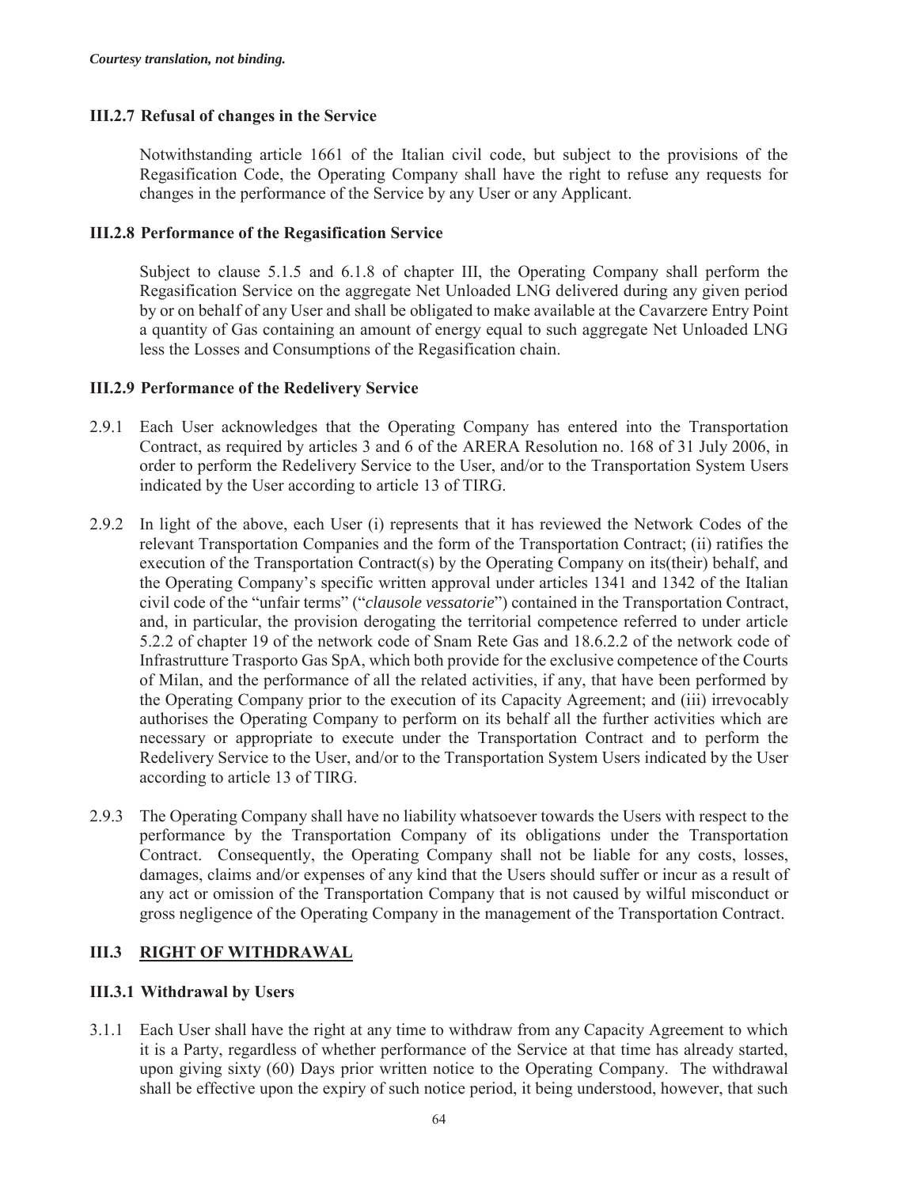*Courtesy translation, not binding.*

### III.2.7 Refusal of changes in the Service

Notwithstanding article 1661 of the Italian civil code, but subject to the provisions of the Regasification Code, the Operating Company shall have the right to refuse any requests for changes in the performance of the Service by any User or any Applicant.

### III.2.8 Performance of the Regasification Service

Subject to clause 5.1.5 and 6.1.8 of chapter III, the Operating Company shall perform the Regasification Service on the aggregate Net Unloaded LNG delivered during any given period by or on behalf of any User and shall be obligated to make available at the Cavarzere Entry Point a quantity of Gas containing an amount of energy equal to such aggregate Net Unloaded LNG less the Losses and Consumptions of the Regasification chain.

### III.2.9 Performance of the Redelivery Service

2.9.1 Each User acknowledges that the Operating Company has entered into the Transportation Contract, as required by articles 3 and 6 of the ARERA Resolution no. 168 of 31 July 2006, in order to perform the Redelivery Service to the User, and/or to the Transportation System Users indicated by the User according to article 13 of TIRG.

2.9.2 In light of the above, each User (i) represents that it has reviewed the Network Codes of the relevant Transportation Companies and the form of the Transportation Contract; (ii) ratifies the execution of the Transportation Contract(s) by the Operating Company on its(their) behalf, and the Operating Company's specific written approval under articles 1341 and 1342 of the Italian civil code of the "unfair terms" ("*clausole vessatorie*") contained in the Transportation Contract, and, in particular, the provision derogating the territorial competence referred to under article 5.2.2 of chapter 19 of the network code of Snam Rete Gas and 18.6.2.2 of the network code of Infrastrutture Trasporto Gas SpA, which both provide for the exclusive competence of the Courts of Milan, and the performance of all the related activities, if any, that have been performed by the Operating Company prior to the execution of its Capacity Agreement; and (iii) irrevocably authorises the Operating Company to perform on its behalf all the further activities which are necessary or appropriate to execute under the Transportation Contract and to perform the Redelivery Service to the User, and/or to the Transportation System Users indicated by the User according to article 13 of TIRG.

2.9.3 The Operating Company shall have no liability whatsoever towards the Users with respect to the performance by the Transportation Company of its obligations under the Transportation Contract. Consequently, the Operating Company shall not be liable for any costs, losses, damages, claims and/or expenses of any kind that the Users should suffer or incur as a result of any act or omission of the Transportation Company that is not caused by wilful misconduct or gross negligence of the Operating Company in the management of the Transportation Contract.

## III.3 RIGHT OF WITHDRAWAL

### III.3.1 Withdrawal by Users

3.1.1 Each User shall have the right at any time to withdraw from any Capacity Agreement to which it is a Party, regardless of whether performance of the Service at that time has already started, upon giving sixty (60) Days prior written notice to the Operating Company. The withdrawal shall be effective upon the expiry of such notice period, it being understood, however, that such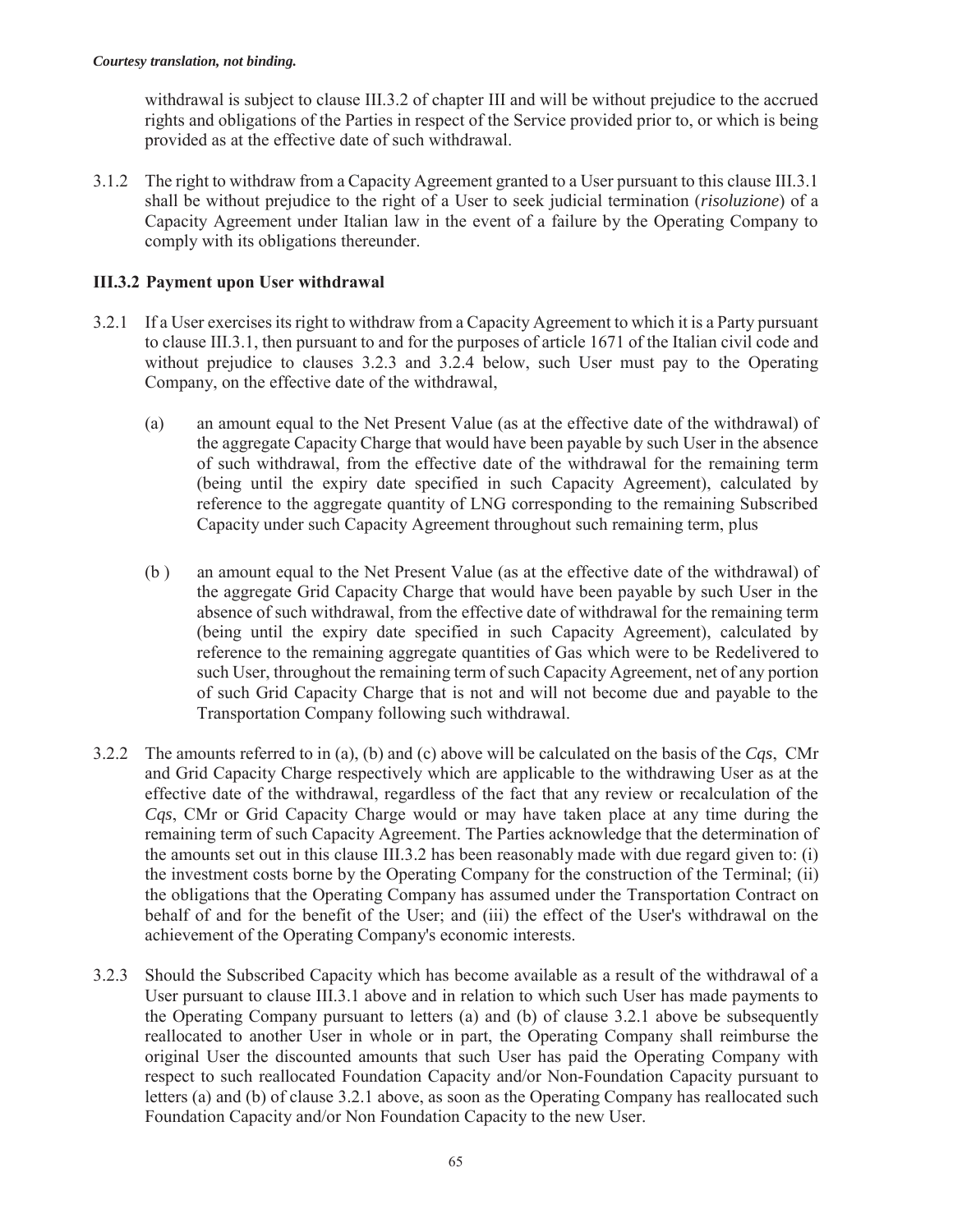*Courtesy translation, not binding.*

withdrawal is subject to clause III.3.2 of chapter III and will be without prejudice to the accrued rights and obligations of the Parties in respect of the Service provided prior to, or which is being provided as at the effective date of such withdrawal.

3.1.2 The right to withdraw from a Capacity Agreement granted to a User pursuant to this clause III.3.1 shall be without prejudice to the right of a User to seek judicial termination (*risoluzione*) of a Capacity Agreement under Italian law in the event of a failure by the Operating Company to comply with its obligations thereunder.

### III.3.2 Payment upon User withdrawal

3.2.1 If a User exercises its right to withdraw from a Capacity Agreement to which it is a Party pursuant to clause III.3.1, then pursuant to and for the purposes of article 1671 of the Italian civil code and without prejudice to clauses 3.2.3 and 3.2.4 below, such User must pay to the Operating Company, on the effective date of the withdrawal,

(a) an amount equal to the Net Present Value (as at the effective date of the withdrawal) of the aggregate Capacity Charge that would have been payable by such User in the absence of such withdrawal, from the effective date of the withdrawal for the remaining term (being until the expiry date specified in such Capacity Agreement), calculated by reference to the aggregate quantity of LNG corresponding to the remaining Subscribed Capacity under such Capacity Agreement throughout such remaining term, plus

(b ) an amount equal to the Net Present Value (as at the effective date of the withdrawal) of the aggregate Grid Capacity Charge that would have been payable by such User in the absence of such withdrawal, from the effective date of withdrawal for the remaining term (being until the expiry date specified in such Capacity Agreement), calculated by reference to the remaining aggregate quantities of Gas which were to be Redelivered to such User, throughout the remaining term of such Capacity Agreement, net of any portion of such Grid Capacity Charge that is not and will not become due and payable to the Transportation Company following such withdrawal.

3.2.2 The amounts referred to in (a), (b) and (c) above will be calculated on the basis of the *Cqs*, CMr and Grid Capacity Charge respectively which are applicable to the withdrawing User as at the effective date of the withdrawal, regardless of the fact that any review or recalculation of the *Cqs*, CMr or Grid Capacity Charge would or may have taken place at any time during the remaining term of such Capacity Agreement. The Parties acknowledge that the determination of the amounts set out in this clause III.3.2 has been reasonably made with due regard given to: (i) the investment costs borne by the Operating Company for the construction of the Terminal; (ii) the obligations that the Operating Company has assumed under the Transportation Contract on behalf of and for the benefit of the User; and (iii) the effect of the User's withdrawal on the achievement of the Operating Company's economic interests.

3.2.3 Should the Subscribed Capacity which has become available as a result of the withdrawal of a User pursuant to clause III.3.1 above and in relation to which such User has made payments to the Operating Company pursuant to letters (a) and (b) of clause 3.2.1 above be subsequently reallocated to another User in whole or in part, the Operating Company shall reimburse the original User the discounted amounts that such User has paid the Operating Company with respect to such reallocated Foundation Capacity and/or Non-Foundation Capacity pursuant to letters (a) and (b) of clause 3.2.1 above, as soon as the Operating Company has reallocated such Foundation Capacity and/or Non Foundation Capacity to the new User.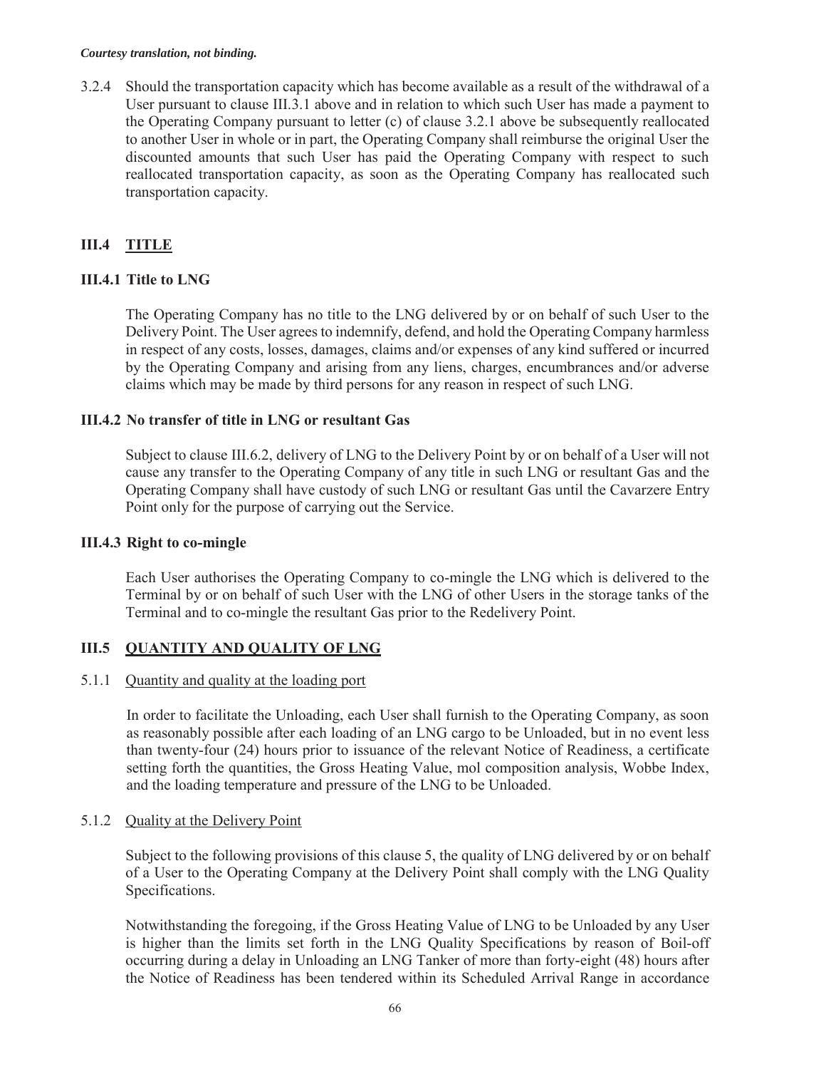*Courtesy translation, not binding.*

3.2.4 Should the transportation capacity which has become available as a result of the withdrawal of a User pursuant to clause III.3.1 above and in relation to which such User has made a payment to the Operating Company pursuant to letter (c) of clause 3.2.1 above be subsequently reallocated to another User in whole or in part, the Operating Company shall reimburse the original User the discounted amounts that such User has paid the Operating Company with respect to such reallocated transportation capacity, as soon as the Operating Company has reallocated such transportation capacity.

## III.4 TITLE

### III.4.1 Title to LNG

The Operating Company has no title to the LNG delivered by or on behalf of such User to the Delivery Point. The User agrees to indemnify, defend, and hold the Operating Company harmless in respect of any costs, losses, damages, claims and/or expenses of any kind suffered or incurred by the Operating Company and arising from any liens, charges, encumbrances and/or adverse claims which may be made by third persons for any reason in respect of such LNG.

### III.4.2 No transfer of title in LNG or resultant Gas

Subject to clause III.6.2, delivery of LNG to the Delivery Point by or on behalf of a User will not cause any transfer to the Operating Company of any title in such LNG or resultant Gas and the Operating Company shall have custody of such LNG or resultant Gas until the Cavarzere Entry Point only for the purpose of carrying out the Service.

### III.4.3 Right to co-mingle

Each User authorises the Operating Company to co-mingle the LNG which is delivered to the Terminal by or on behalf of such User with the LNG of other Users in the storage tanks of the Terminal and to co-mingle the resultant Gas prior to the Redelivery Point.

## III.5 QUANTITY AND QUALITY OF LNG

5.1.1 Quantity and quality at the loading port

In order to facilitate the Unloading, each User shall furnish to the Operating Company, as soon as reasonably possible after each loading of an LNG cargo to be Unloaded, but in no event less than twenty-four (24) hours prior to issuance of the relevant Notice of Readiness, a certificate setting forth the quantities, the Gross Heating Value, mol composition analysis, Wobbe Index, and the loading temperature and pressure of the LNG to be Unloaded.

5.1.2 Quality at the Delivery Point

Subject to the following provisions of this clause 5, the quality of LNG delivered by or on behalf of a User to the Operating Company at the Delivery Point shall comply with the LNG Quality Specifications.

Notwithstanding the foregoing, if the Gross Heating Value of LNG to be Unloaded by any User is higher than the limits set forth in the LNG Quality Specifications by reason of Boil-off occurring during a delay in Unloading an LNG Tanker of more than forty-eight (48) hours after the Notice of Readiness has been tendered within its Scheduled Arrival Range in accordance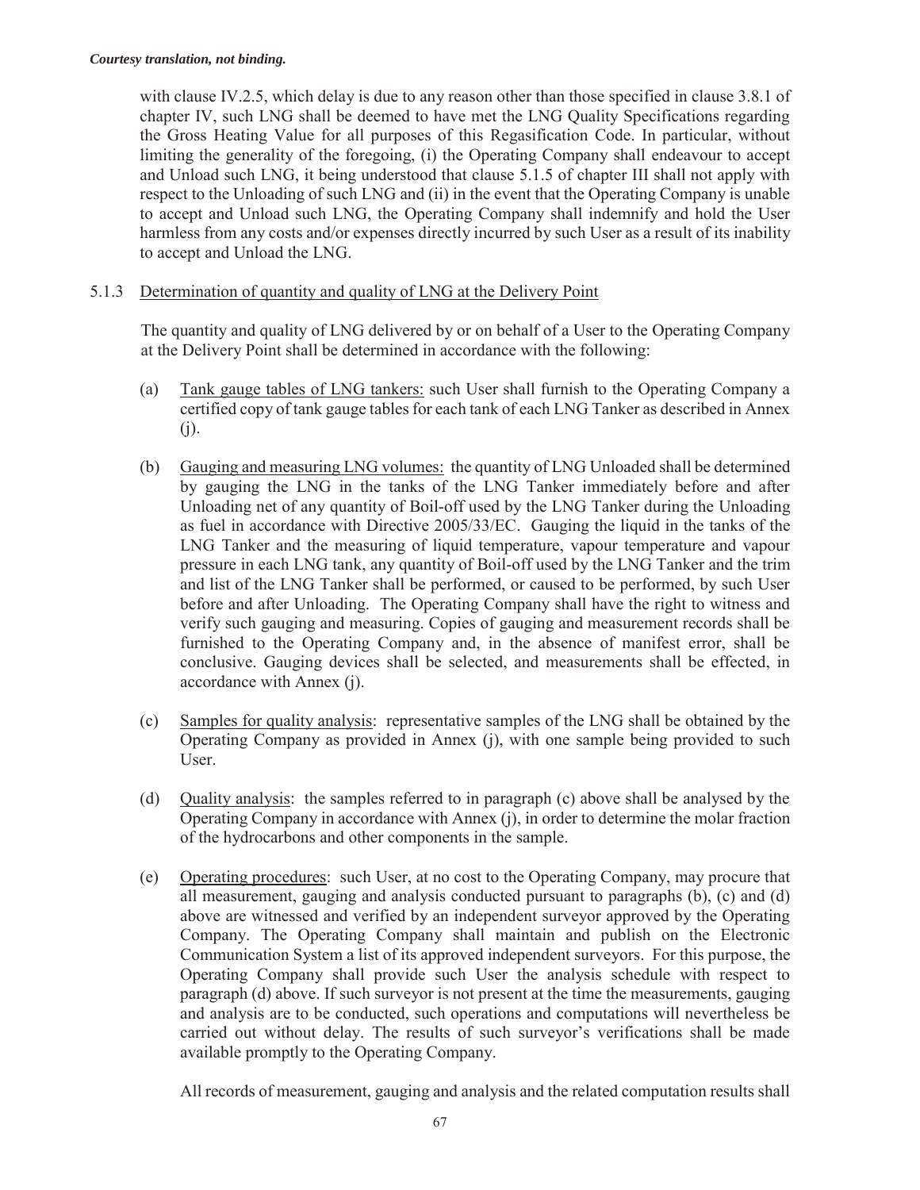with clause IV.2.5, which delay is due to any reason other than those specified in clause 3.8.1 of chapter IV, such LNG shall be deemed to have met the LNG Quality Specifications regarding the Gross Heating Value for all purposes of this Regasification Code. In particular, without limiting the generality of the foregoing, (i) the Operating Company shall endeavour to accept and Unload such LNG, it being understood that clause 5.1.5 of chapter III shall not apply with respect to the Unloading of such LNG and (ii) in the event that the Operating Company is unable to accept and Unload such LNG, the Operating Company shall indemnify and hold the User harmless from any costs and/or expenses directly incurred by such User as a result of its inability to accept and Unload the LNG.

5.1.3 Determination of quantity and quality of LNG at the Delivery Point

The quantity and quality of LNG delivered by or on behalf of a User to the Operating Company at the Delivery Point shall be determined in accordance with the following:

(a) Tank gauge tables of LNG tankers: such User shall furnish to the Operating Company a certified copy of tank gauge tables for each tank of each LNG Tanker as described in Annex (j).

(b) Gauging and measuring LNG volumes: the quantity of LNG Unloaded shall be determined by gauging the LNG in the tanks of the LNG Tanker immediately before and after Unloading net of any quantity of Boil-off used by the LNG Tanker during the Unloading as fuel in accordance with Directive 2005/33/EC. Gauging the liquid in the tanks of the LNG Tanker and the measuring of liquid temperature, vapour temperature and vapour pressure in each LNG tank, any quantity of Boil-off used by the LNG Tanker and the trim and list of the LNG Tanker shall be performed, or caused to be performed, by such User before and after Unloading. The Operating Company shall have the right to witness and verify such gauging and measuring. Copies of gauging and measurement records shall be furnished to the Operating Company and, in the absence of manifest error, shall be conclusive. Gauging devices shall be selected, and measurements shall be effected, in accordance with Annex (j).

(c) Samples for quality analysis: representative samples of the LNG shall be obtained by the Operating Company as provided in Annex (j), with one sample being provided to such User.

(d) Quality analysis: the samples referred to in paragraph (c) above shall be analysed by the Operating Company in accordance with Annex (j), in order to determine the molar fraction of the hydrocarbons and other components in the sample.

(e) Operating procedures: such User, at no cost to the Operating Company, may procure that all measurement, gauging and analysis conducted pursuant to paragraphs (b), (c) and (d) above are witnessed and verified by an independent surveyor approved by the Operating Company. The Operating Company shall maintain and publish on the Electronic Communication System a list of its approved independent surveyors. For this purpose, the Operating Company shall provide such User the analysis schedule with respect to paragraph (d) above. If such surveyor is not present at the time the measurements, gauging and analysis are to be conducted, such operations and computations will nevertheless be carried out without delay. The results of such surveyor's verifications shall be made available promptly to the Operating Company.

All records of measurement, gauging and analysis and the related computation results shall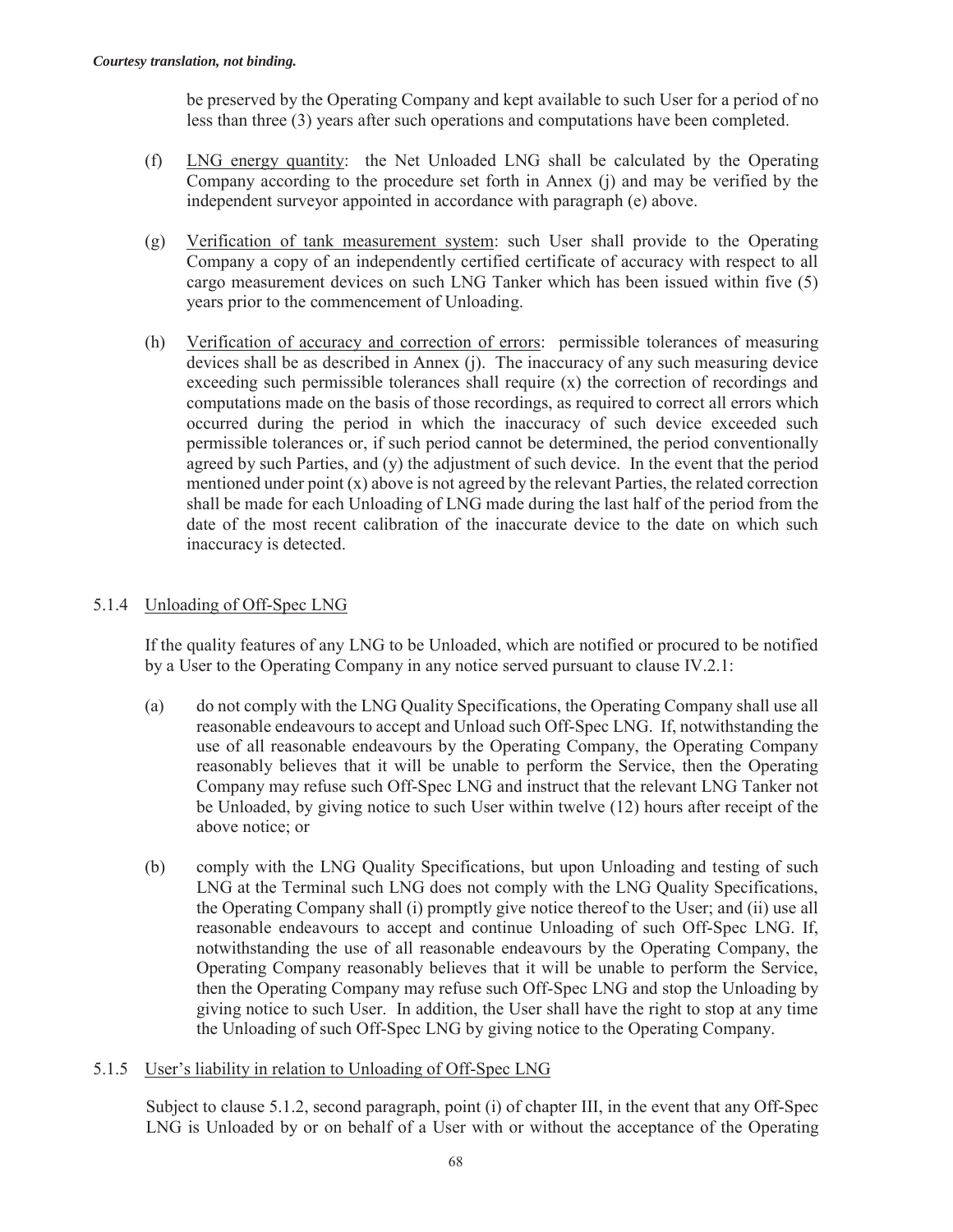be preserved by the Operating Company and kept available to such User for a period of no less than three (3) years after such operations and computations have been completed.

(f) LNG energy quantity: the Net Unloaded LNG shall be calculated by the Operating Company according to the procedure set forth in Annex (j) and may be verified by the independent surveyor appointed in accordance with paragraph (e) above.

(g) Verification of tank measurement system: such User shall provide to the Operating Company a copy of an independently certified certificate of accuracy with respect to all cargo measurement devices on such LNG Tanker which has been issued within five (5) years prior to the commencement of Unloading.

(h) Verification of accuracy and correction of errors: permissible tolerances of measuring devices shall be as described in Annex (j). The inaccuracy of any such measuring device exceeding such permissible tolerances shall require (x) the correction of recordings and computations made on the basis of those recordings, as required to correct all errors which occurred during the period in which the inaccuracy of such device exceeded such permissible tolerances or, if such period cannot be determined, the period conventionally agreed by such Parties, and (y) the adjustment of such device. In the event that the period mentioned under point (x) above is not agreed by the relevant Parties, the related correction shall be made for each Unloading of LNG made during the last half of the period from the date of the most recent calibration of the inaccurate device to the date on which such inaccuracy is detected.

### 5.1.4 Unloading of Off-Spec LNG

If the quality features of any LNG to be Unloaded, which are notified or procured to be notified by a User to the Operating Company in any notice served pursuant to clause IV.2.1:

(a) do not comply with the LNG Quality Specifications, the Operating Company shall use all reasonable endeavours to accept and Unload such Off-Spec LNG. If, notwithstanding the use of all reasonable endeavours by the Operating Company, the Operating Company reasonably believes that it will be unable to perform the Service, then the Operating Company may refuse such Off-Spec LNG and instruct that the relevant LNG Tanker not be Unloaded, by giving notice to such User within twelve (12) hours after receipt of the above notice; or

(b) comply with the LNG Quality Specifications, but upon Unloading and testing of such LNG at the Terminal such LNG does not comply with the LNG Quality Specifications, the Operating Company shall (i) promptly give notice thereof to the User; and (ii) use all reasonable endeavours to accept and continue Unloading of such Off-Spec LNG. If, notwithstanding the use of all reasonable endeavours by the Operating Company, the Operating Company reasonably believes that it will be unable to perform the Service, then the Operating Company may refuse such Off-Spec LNG and stop the Unloading by giving notice to such User. In addition, the User shall have the right to stop at any time the Unloading of such Off-Spec LNG by giving notice to the Operating Company.

### 5.1.5 User's liability in relation to Unloading of Off-Spec LNG

Subject to clause 5.1.2, second paragraph, point (i) of chapter III, in the event that any Off-Spec LNG is Unloaded by or on behalf of a User with or without the acceptance of the Operating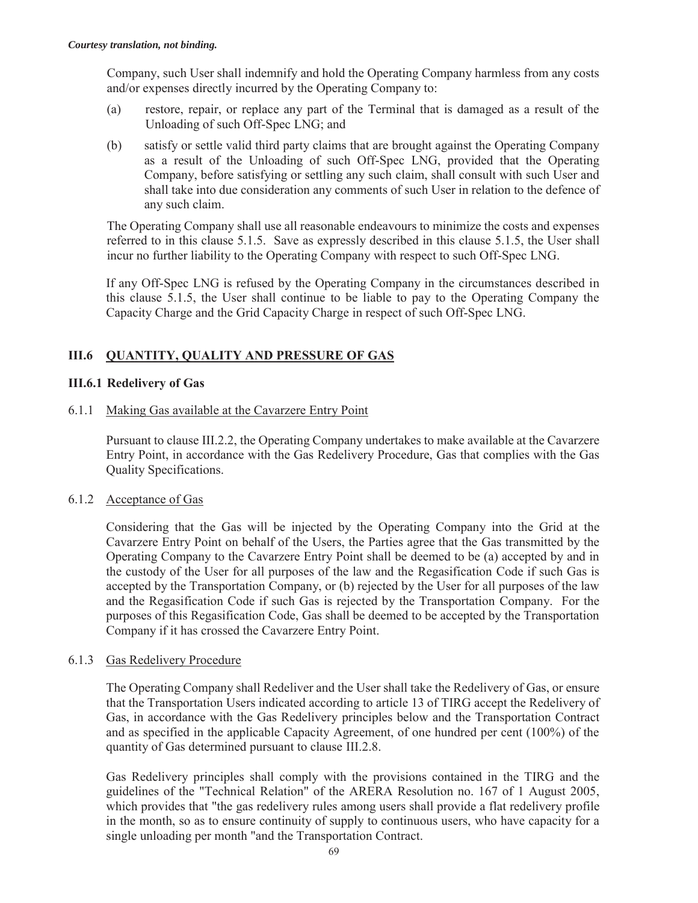Company, such User shall indemnify and hold the Operating Company harmless from any costs and/or expenses directly incurred by the Operating Company to:

(a) restore, repair, or replace any part of the Terminal that is damaged as a result of the Unloading of such Off-Spec LNG; and

(b) satisfy or settle valid third party claims that are brought against the Operating Company as a result of the Unloading of such Off-Spec LNG, provided that the Operating Company, before satisfying or settling any such claim, shall consult with such User and shall take into due consideration any comments of such User in relation to the defence of any such claim.

The Operating Company shall use all reasonable endeavours to minimize the costs and expenses referred to in this clause 5.1.5. Save as expressly described in this clause 5.1.5, the User shall incur no further liability to the Operating Company with respect to such Off-Spec LNG.

If any Off-Spec LNG is refused by the Operating Company in the circumstances described in this clause 5.1.5, the User shall continue to be liable to pay to the Operating Company the Capacity Charge and the Grid Capacity Charge in respect of such Off-Spec LNG.

## III.6 QUANTITY, QUALITY AND PRESSURE OF GAS

### III.6.1 Redelivery of Gas

6.1.1 Making Gas available at the Cavarzere Entry Point

Pursuant to clause III.2.2, the Operating Company undertakes to make available at the Cavarzere Entry Point, in accordance with the Gas Redelivery Procedure, Gas that complies with the Gas Quality Specifications.

6.1.2 Acceptance of Gas

Considering that the Gas will be injected by the Operating Company into the Grid at the Cavarzere Entry Point on behalf of the Users, the Parties agree that the Gas transmitted by the Operating Company to the Cavarzere Entry Point shall be deemed to be (a) accepted by and in the custody of the User for all purposes of the law and the Regasification Code if such Gas is accepted by the Transportation Company, or (b) rejected by the User for all purposes of the law and the Regasification Code if such Gas is rejected by the Transportation Company. For the purposes of this Regasification Code, Gas shall be deemed to be accepted by the Transportation Company if it has crossed the Cavarzere Entry Point.

6.1.3 Gas Redelivery Procedure

The Operating Company shall Redeliver and the User shall take the Redelivery of Gas, or ensure that the Transportation Users indicated according to article 13 of TIRG accept the Redelivery of Gas, in accordance with the Gas Redelivery principles below and the Transportation Contract and as specified in the applicable Capacity Agreement, of one hundred per cent (100%) of the quantity of Gas determined pursuant to clause III.2.8.

Gas Redelivery principles shall comply with the provisions contained in the TIRG and the guidelines of the "Technical Relation" of the ARERA Resolution no. 167 of 1 August 2005, which provides that "the gas redelivery rules among users shall provide a flat redelivery profile in the month, so as to ensure continuity of supply to continuous users, who have capacity for a single unloading per month "and the Transportation Contract.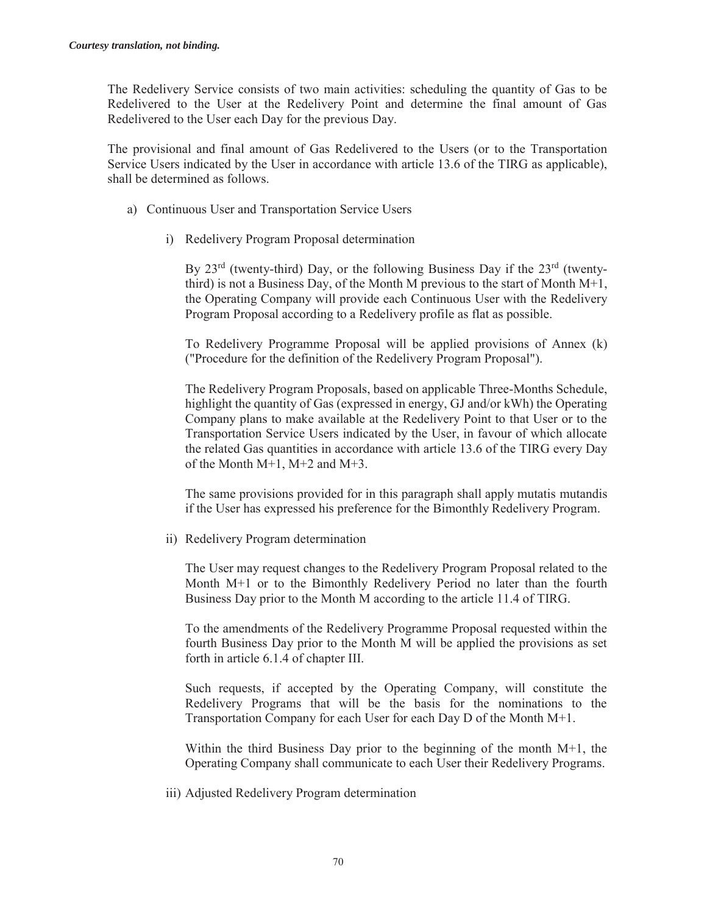The Redelivery Service consists of two main activities: scheduling the quantity of Gas to be Redelivered to the User at the Redelivery Point and determine the final amount of Gas Redelivered to the User each Day for the previous Day.

The provisional and final amount of Gas Redelivered to the Users (or to the Transportation Service Users indicated by the User in accordance with article 13.6 of the TIRG as applicable), shall be determined as follows.

a) Continuous User and Transportation Service Users

   i) Redelivery Program Proposal determination

   By 23rd (twenty-third) Day, or the following Business Day if the 23rd (twenty-third) is not a Business Day, of the Month M previous to the start of Month M+1, the Operating Company will provide each Continuous User with the Redelivery Program Proposal according to a Redelivery profile as flat as possible.

   To Redelivery Programme Proposal will be applied provisions of Annex (k) ("Procedure for the definition of the Redelivery Program Proposal").

   The Redelivery Program Proposals, based on applicable Three-Months Schedule, highlight the quantity of Gas (expressed in energy, GJ and/or kWh) the Operating Company plans to make available at the Redelivery Point to that User or to the Transportation Service Users indicated by the User, in favour of which allocate the related Gas quantities in accordance with article 13.6 of the TIRG every Day of the Month M+1, M+2 and M+3.

   The same provisions provided for in this paragraph shall apply mutatis mutandis if the User has expressed his preference for the Bimonthly Redelivery Program.

   ii) Redelivery Program determination

   The User may request changes to the Redelivery Program Proposal related to the Month M+1 or to the Bimonthly Redelivery Period no later than the fourth Business Day prior to the Month M according to the article 11.4 of TIRG.

   To the amendments of the Redelivery Programme Proposal requested within the fourth Business Day prior to the Month M will be applied the provisions as set forth in article 6.1.4 of chapter III.

   Such requests, if accepted by the Operating Company, will constitute the Redelivery Programs that will be the basis for the nominations to the Transportation Company for each User for each Day D of the Month M+1.

   Within the third Business Day prior to the beginning of the month M+1, the Operating Company shall communicate to each User their Redelivery Programs.

   iii) Adjusted Redelivery Program determination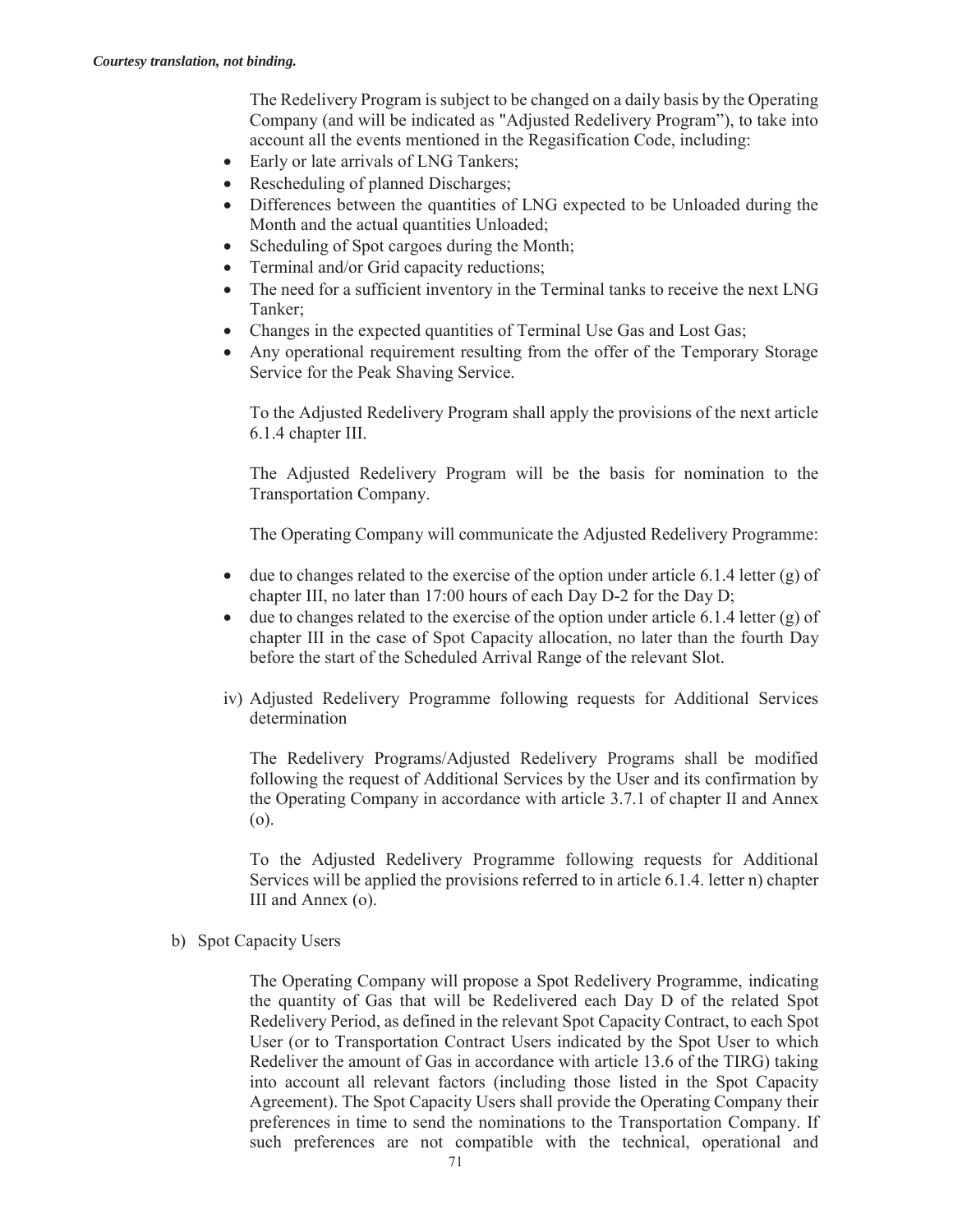The Redelivery Program is subject to be changed on a daily basis by the Operating Company (and will be indicated as "Adjusted Redelivery Program"), to take into account all the events mentioned in the Regasification Code, including:

- Early or late arrivals of LNG Tankers;
- Rescheduling of planned Discharges;
- Differences between the quantities of LNG expected to be Unloaded during the Month and the actual quantities Unloaded;
- Scheduling of Spot cargoes during the Month;
- Terminal and/or Grid capacity reductions;
- The need for a sufficient inventory in the Terminal tanks to receive the next LNG Tanker;
- Changes in the expected quantities of Terminal Use Gas and Lost Gas;
- Any operational requirement resulting from the offer of the Temporary Storage Service for the Peak Shaving Service.

To the Adjusted Redelivery Program shall apply the provisions of the next article 6.1.4 chapter III.

The Adjusted Redelivery Program will be the basis for nomination to the Transportation Company.

The Operating Company will communicate the Adjusted Redelivery Programme:

- due to changes related to the exercise of the option under article 6.1.4 letter (g) of chapter III, no later than 17:00 hours of each Day D-2 for the Day D;
- due to changes related to the exercise of the option under article 6.1.4 letter (g) of chapter III in the case of Spot Capacity allocation, no later than the fourth Day before the start of the Scheduled Arrival Range of the relevant Slot.

iv) Adjusted Redelivery Programme following requests for Additional Services determination

The Redelivery Programs/Adjusted Redelivery Programs shall be modified following the request of Additional Services by the User and its confirmation by the Operating Company in accordance with article 3.7.1 of chapter II and Annex (o).

To the Adjusted Redelivery Programme following requests for Additional Services will be applied the provisions referred to in article 6.1.4. letter n) chapter III and Annex (o).

b) Spot Capacity Users

The Operating Company will propose a Spot Redelivery Programme, indicating the quantity of Gas that will be Redelivered each Day D of the related Spot Redelivery Period, as defined in the relevant Spot Capacity Contract, to each Spot User (or to Transportation Contract Users indicated by the Spot User to which Redeliver the amount of Gas in accordance with article 13.6 of the TIRG) taking into account all relevant factors (including those listed in the Spot Capacity Agreement). The Spot Capacity Users shall provide the Operating Company their preferences in time to send the nominations to the Transportation Company. If such preferences are not compatible with the technical, operational and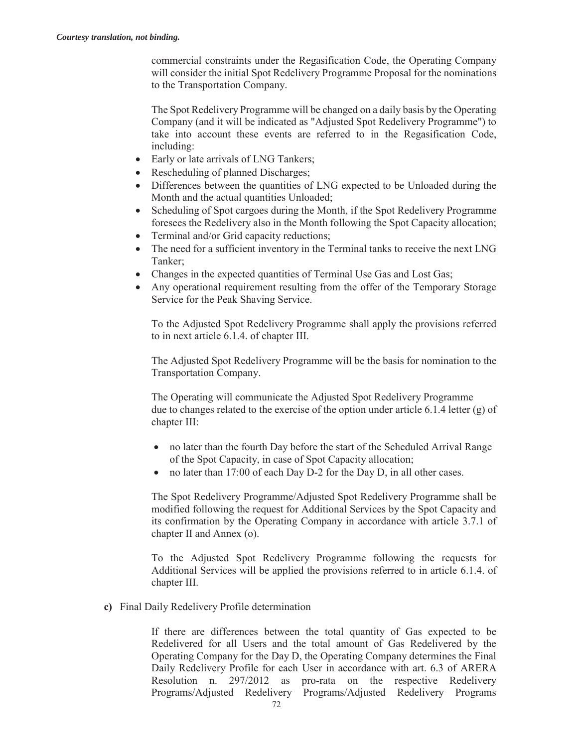commercial constraints under the Regasification Code, the Operating Company will consider the initial Spot Redelivery Programme Proposal for the nominations to the Transportation Company.

The Spot Redelivery Programme will be changed on a daily basis by the Operating Company (and it will be indicated as "Adjusted Spot Redelivery Programme") to take into account these events are referred to in the Regasification Code, including:

- Early or late arrivals of LNG Tankers;
- Rescheduling of planned Discharges;
- Differences between the quantities of LNG expected to be Unloaded during the Month and the actual quantities Unloaded;
- Scheduling of Spot cargoes during the Month, if the Spot Redelivery Programme foresees the Redelivery also in the Month following the Spot Capacity allocation;
- Terminal and/or Grid capacity reductions;
- The need for a sufficient inventory in the Terminal tanks to receive the next LNG Tanker;
- Changes in the expected quantities of Terminal Use Gas and Lost Gas;
- Any operational requirement resulting from the offer of the Temporary Storage Service for the Peak Shaving Service.

To the Adjusted Spot Redelivery Programme shall apply the provisions referred to in next article 6.1.4. of chapter III.

The Adjusted Spot Redelivery Programme will be the basis for nomination to the Transportation Company.

The Operating will communicate the Adjusted Spot Redelivery Programme due to changes related to the exercise of the option under article 6.1.4 letter (g) of chapter III:

- no later than the fourth Day before the start of the Scheduled Arrival Range of the Spot Capacity, in case of Spot Capacity allocation;
- no later than 17:00 of each Day D-2 for the Day D, in all other cases.

The Spot Redelivery Programme/Adjusted Spot Redelivery Programme shall be modified following the request for Additional Services by the Spot Capacity and its confirmation by the Operating Company in accordance with article 3.7.1 of chapter II and Annex (o).

To the Adjusted Spot Redelivery Programme following the requests for Additional Services will be applied the provisions referred to in article 6.1.4. of chapter III.

**c)** Final Daily Redelivery Profile determination

If there are differences between the total quantity of Gas expected to be Redelivered for all Users and the total amount of Gas Redelivered by the Operating Company for the Day D, the Operating Company determines the Final Daily Redelivery Profile for each User in accordance with art. 6.3 of ARERA Resolution n. 297/2012 as pro-rata on the respective Redelivery Programs/Adjusted Redelivery Programs/Adjusted Redelivery Programs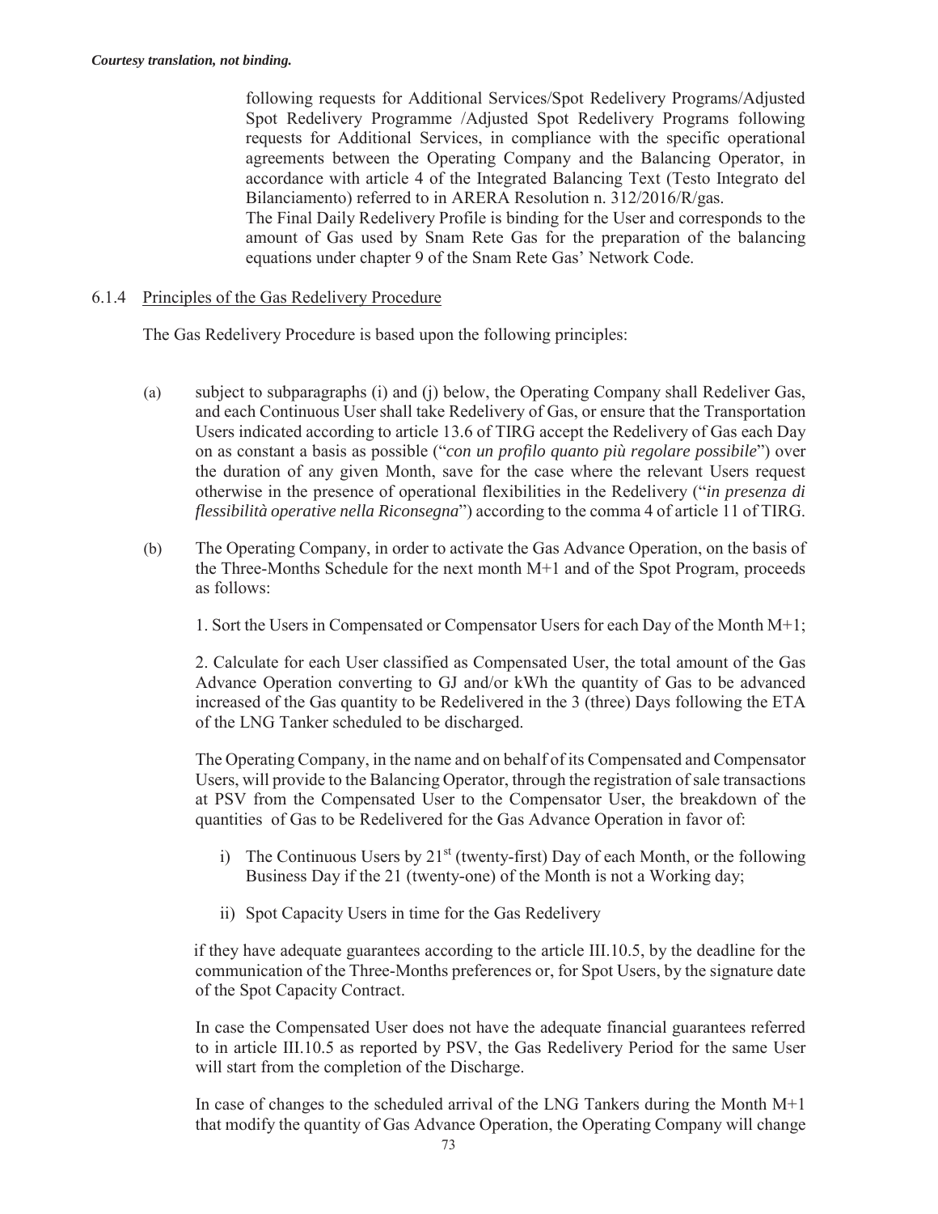following requests for Additional Services/Spot Redelivery Programs/Adjusted Spot Redelivery Programme /Adjusted Spot Redelivery Programs following requests for Additional Services, in compliance with the specific operational agreements between the Operating Company and the Balancing Operator, in accordance with article 4 of the Integrated Balancing Text (Testo Integrato del Bilanciamento) referred to in ARERA Resolution n. 312/2016/R/gas.

The Final Daily Redelivery Profile is binding for the User and corresponds to the amount of Gas used by Snam Rete Gas for the preparation of the balancing equations under chapter 9 of the Snam Rete Gas' Network Code.

6.1.4 Principles of the Gas Redelivery Procedure

The Gas Redelivery Procedure is based upon the following principles:

(a) subject to subparagraphs (i) and (j) below, the Operating Company shall Redeliver Gas, and each Continuous User shall take Redelivery of Gas, or ensure that the Transportation Users indicated according to article 13.6 of TIRG accept the Redelivery of Gas each Day on as constant a basis as possible ("*con un profilo quanto più regolare possibile*") over the duration of any given Month, save for the case where the relevant Users request otherwise in the presence of operational flexibilities in the Redelivery ("*in presenza di flessibilità operative nella Riconsegna*") according to the comma 4 of article 11 of TIRG.

(b) The Operating Company, in order to activate the Gas Advance Operation, on the basis of the Three-Months Schedule for the next month M+1 and of the Spot Program, proceeds as follows:

1. Sort the Users in Compensated or Compensator Users for each Day of the Month M+1;

2. Calculate for each User classified as Compensated User, the total amount of the Gas Advance Operation converting to GJ and/or kWh the quantity of Gas to be advanced increased of the Gas quantity to be Redelivered in the 3 (three) Days following the ETA of the LNG Tanker scheduled to be discharged.

The Operating Company, in the name and on behalf of its Compensated and Compensator Users, will provide to the Balancing Operator, through the registration of sale transactions at PSV from the Compensated User to the Compensator User, the breakdown of the quantities of Gas to be Redelivered for the Gas Advance Operation in favor of:

i) The Continuous Users by 21st (twenty-first) Day of each Month, or the following Business Day if the 21 (twenty-one) of the Month is not a Working day;

ii) Spot Capacity Users in time for the Gas Redelivery

if they have adequate guarantees according to the article III.10.5, by the deadline for the communication of the Three-Months preferences or, for Spot Users, by the signature date of the Spot Capacity Contract.

In case the Compensated User does not have the adequate financial guarantees referred to in article III.10.5 as reported by PSV, the Gas Redelivery Period for the same User will start from the completion of the Discharge.

In case of changes to the scheduled arrival of the LNG Tankers during the Month M+1 that modify the quantity of Gas Advance Operation, the Operating Company will change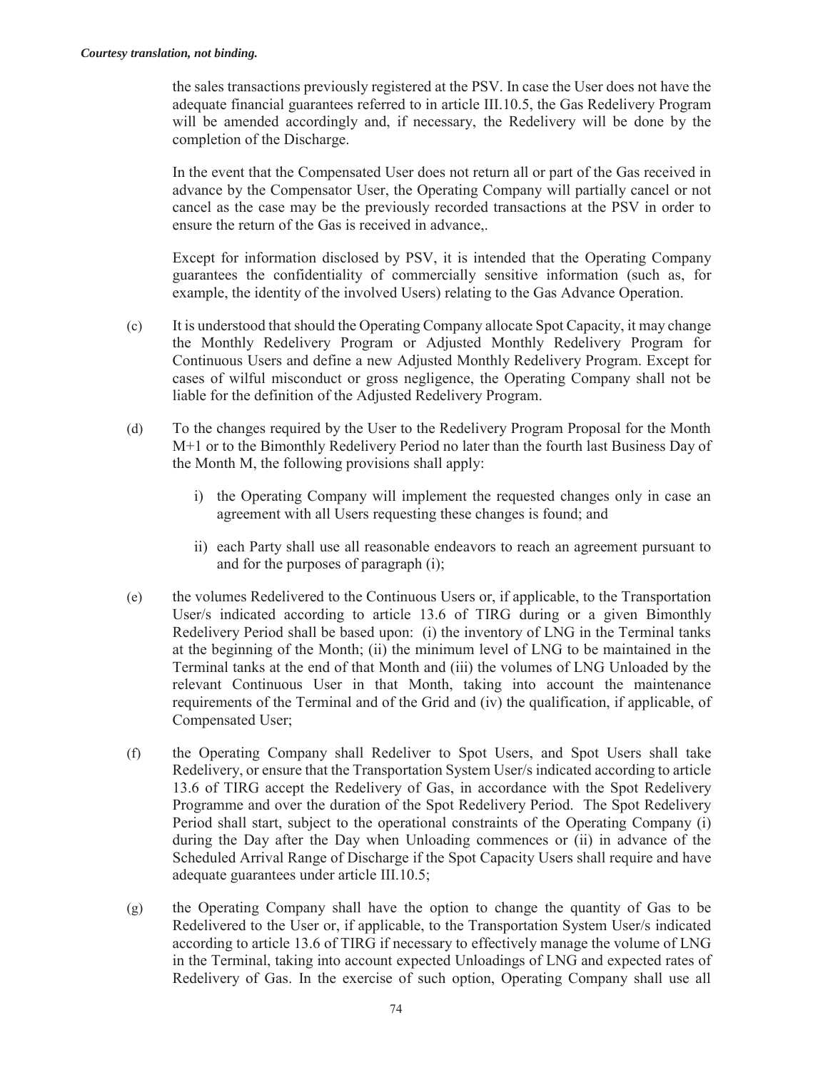the sales transactions previously registered at the PSV. In case the User does not have the adequate financial guarantees referred to in article III.10.5, the Gas Redelivery Program will be amended accordingly and, if necessary, the Redelivery will be done by the completion of the Discharge.

In the event that the Compensated User does not return all or part of the Gas received in advance by the Compensator User, the Operating Company will partially cancel or not cancel as the case may be the previously recorded transactions at the PSV in order to ensure the return of the Gas is received in advance,.

Except for information disclosed by PSV, it is intended that the Operating Company guarantees the confidentiality of commercially sensitive information (such as, for example, the identity of the involved Users) relating to the Gas Advance Operation.

(c) It is understood that should the Operating Company allocate Spot Capacity, it may change the Monthly Redelivery Program or Adjusted Monthly Redelivery Program for Continuous Users and define a new Adjusted Monthly Redelivery Program. Except for cases of wilful misconduct or gross negligence, the Operating Company shall not be liable for the definition of the Adjusted Redelivery Program.

(d) To the changes required by the User to the Redelivery Program Proposal for the Month M+1 or to the Bimonthly Redelivery Period no later than the fourth last Business Day of the Month M, the following provisions shall apply:

   i) the Operating Company will implement the requested changes only in case an agreement with all Users requesting these changes is found; and

   ii) each Party shall use all reasonable endeavors to reach an agreement pursuant to and for the purposes of paragraph (i);

(e) the volumes Redelivered to the Continuous Users or, if applicable, to the Transportation User/s indicated according to article 13.6 of TIRG during or a given Bimonthly Redelivery Period shall be based upon: (i) the inventory of LNG in the Terminal tanks at the beginning of the Month; (ii) the minimum level of LNG to be maintained in the Terminal tanks at the end of that Month and (iii) the volumes of LNG Unloaded by the relevant Continuous User in that Month, taking into account the maintenance requirements of the Terminal and of the Grid and (iv) the qualification, if applicable, of Compensated User;

(f) the Operating Company shall Redeliver to Spot Users, and Spot Users shall take Redelivery, or ensure that the Transportation System User/s indicated according to article 13.6 of TIRG accept the Redelivery of Gas, in accordance with the Spot Redelivery Programme and over the duration of the Spot Redelivery Period. The Spot Redelivery Period shall start, subject to the operational constraints of the Operating Company (i) during the Day after the Day when Unloading commences or (ii) in advance of the Scheduled Arrival Range of Discharge if the Spot Capacity Users shall require and have adequate guarantees under article III.10.5;

(g) the Operating Company shall have the option to change the quantity of Gas to be Redelivered to the User or, if applicable, to the Transportation System User/s indicated according to article 13.6 of TIRG if necessary to effectively manage the volume of LNG in the Terminal, taking into account expected Unloadings of LNG and expected rates of Redelivery of Gas. In the exercise of such option, Operating Company shall use all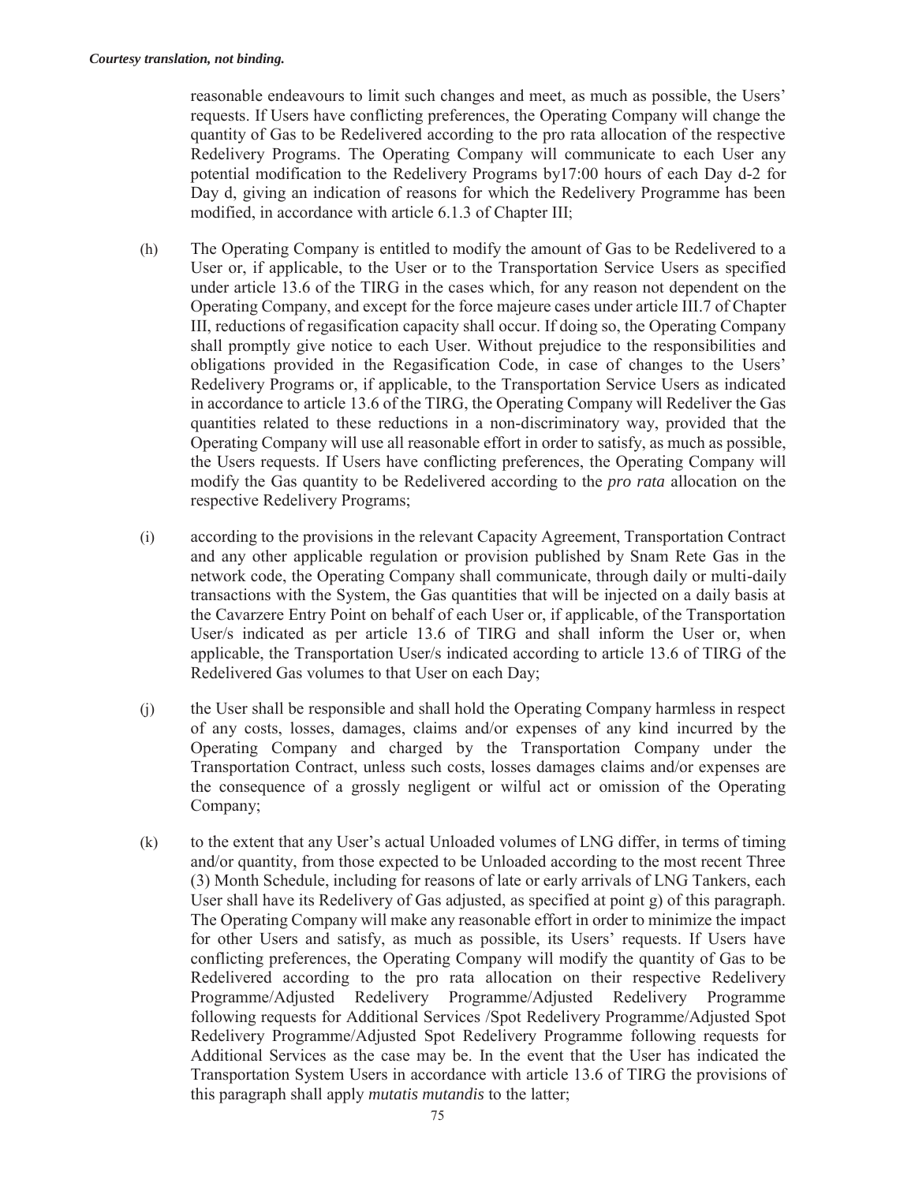reasonable endeavours to limit such changes and meet, as much as possible, the Users' requests. If Users have conflicting preferences, the Operating Company will change the quantity of Gas to be Redelivered according to the pro rata allocation of the respective Redelivery Programs. The Operating Company will communicate to each User any potential modification to the Redelivery Programs by17:00 hours of each Day d-2 for Day d, giving an indication of reasons for which the Redelivery Programme has been modified, in accordance with article 6.1.3 of Chapter III;

(h) The Operating Company is entitled to modify the amount of Gas to be Redelivered to a User or, if applicable, to the User or to the Transportation Service Users as specified under article 13.6 of the TIRG in the cases which, for any reason not dependent on the Operating Company, and except for the force majeure cases under article III.7 of Chapter III, reductions of regasification capacity shall occur. If doing so, the Operating Company shall promptly give notice to each User. Without prejudice to the responsibilities and obligations provided in the Regasification Code, in case of changes to the Users' Redelivery Programs or, if applicable, to the Transportation Service Users as indicated in accordance to article 13.6 of the TIRG, the Operating Company will Redeliver the Gas quantities related to these reductions in a non-discriminatory way, provided that the Operating Company will use all reasonable effort in order to satisfy, as much as possible, the Users requests. If Users have conflicting preferences, the Operating Company will modify the Gas quantity to be Redelivered according to the *pro rata* allocation on the respective Redelivery Programs;

(i) according to the provisions in the relevant Capacity Agreement, Transportation Contract and any other applicable regulation or provision published by Snam Rete Gas in the network code, the Operating Company shall communicate, through daily or multi-daily transactions with the System, the Gas quantities that will be injected on a daily basis at the Cavarzere Entry Point on behalf of each User or, if applicable, of the Transportation User/s indicated as per article 13.6 of TIRG and shall inform the User or, when applicable, the Transportation User/s indicated according to article 13.6 of TIRG of the Redelivered Gas volumes to that User on each Day;

(j) the User shall be responsible and shall hold the Operating Company harmless in respect of any costs, losses, damages, claims and/or expenses of any kind incurred by the Operating Company and charged by the Transportation Company under the Transportation Contract, unless such costs, losses damages claims and/or expenses are the consequence of a grossly negligent or wilful act or omission of the Operating Company;

(k) to the extent that any User's actual Unloaded volumes of LNG differ, in terms of timing and/or quantity, from those expected to be Unloaded according to the most recent Three (3) Month Schedule, including for reasons of late or early arrivals of LNG Tankers, each User shall have its Redelivery of Gas adjusted, as specified at point g) of this paragraph. The Operating Company will make any reasonable effort in order to minimize the impact for other Users and satisfy, as much as possible, its Users' requests. If Users have conflicting preferences, the Operating Company will modify the quantity of Gas to be Redelivered according to the pro rata allocation on their respective Redelivery Programme/Adjusted Redelivery Programme/Adjusted Redelivery Programme following requests for Additional Services /Spot Redelivery Programme/Adjusted Spot Redelivery Programme/Adjusted Spot Redelivery Programme following requests for Additional Services as the case may be. In the event that the User has indicated the Transportation System Users in accordance with article 13.6 of TIRG the provisions of this paragraph shall apply *mutatis mutandis* to the latter;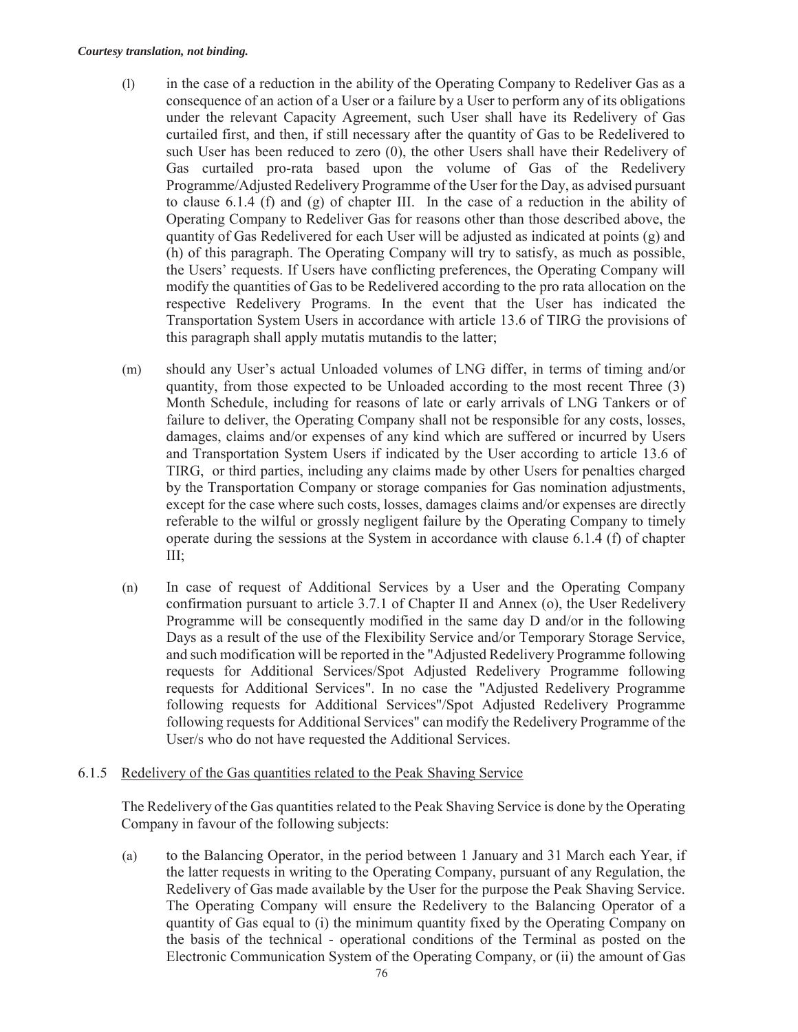*Courtesy translation, not binding.*

(l) in the case of a reduction in the ability of the Operating Company to Redeliver Gas as a consequence of an action of a User or a failure by a User to perform any of its obligations under the relevant Capacity Agreement, such User shall have its Redelivery of Gas curtailed first, and then, if still necessary after the quantity of Gas to be Redelivered to such User has been reduced to zero (0), the other Users shall have their Redelivery of Gas curtailed pro-rata based upon the volume of Gas of the Redelivery Programme/Adjusted Redelivery Programme of the User for the Day, as advised pursuant to clause 6.1.4 (f) and (g) of chapter III. In the case of a reduction in the ability of Operating Company to Redeliver Gas for reasons other than those described above, the quantity of Gas Redelivered for each User will be adjusted as indicated at points (g) and (h) of this paragraph. The Operating Company will try to satisfy, as much as possible, the Users' requests. If Users have conflicting preferences, the Operating Company will modify the quantities of Gas to be Redelivered according to the pro rata allocation on the respective Redelivery Programs. In the event that the User has indicated the Transportation System Users in accordance with article 13.6 of TIRG the provisions of this paragraph shall apply mutatis mutandis to the latter;

(m) should any User's actual Unloaded volumes of LNG differ, in terms of timing and/or quantity, from those expected to be Unloaded according to the most recent Three (3) Month Schedule, including for reasons of late or early arrivals of LNG Tankers or of failure to deliver, the Operating Company shall not be responsible for any costs, losses, damages, claims and/or expenses of any kind which are suffered or incurred by Users and Transportation System Users if indicated by the User according to article 13.6 of TIRG, or third parties, including any claims made by other Users for penalties charged by the Transportation Company or storage companies for Gas nomination adjustments, except for the case where such costs, losses, damages claims and/or expenses are directly referable to the wilful or grossly negligent failure by the Operating Company to timely operate during the sessions at the System in accordance with clause 6.1.4 (f) of chapter III;

(n) In case of request of Additional Services by a User and the Operating Company confirmation pursuant to article 3.7.1 of Chapter II and Annex (o), the User Redelivery Programme will be consequently modified in the same day D and/or in the following Days as a result of the use of the Flexibility Service and/or Temporary Storage Service, and such modification will be reported in the "Adjusted Redelivery Programme following requests for Additional Services/Spot Adjusted Redelivery Programme following requests for Additional Services". In no case the "Adjusted Redelivery Programme following requests for Additional Services"/Spot Adjusted Redelivery Programme following requests for Additional Services" can modify the Redelivery Programme of the User/s who do not have requested the Additional Services.

6.1.5 Redelivery of the Gas quantities related to the Peak Shaving Service

The Redelivery of the Gas quantities related to the Peak Shaving Service is done by the Operating Company in favour of the following subjects:

(a) to the Balancing Operator, in the period between 1 January and 31 March each Year, if the latter requests in writing to the Operating Company, pursuant of any Regulation, the Redelivery of Gas made available by the User for the purpose the Peak Shaving Service. The Operating Company will ensure the Redelivery to the Balancing Operator of a quantity of Gas equal to (i) the minimum quantity fixed by the Operating Company on the basis of the technical - operational conditions of the Terminal as posted on the Electronic Communication System of the Operating Company, or (ii) the amount of Gas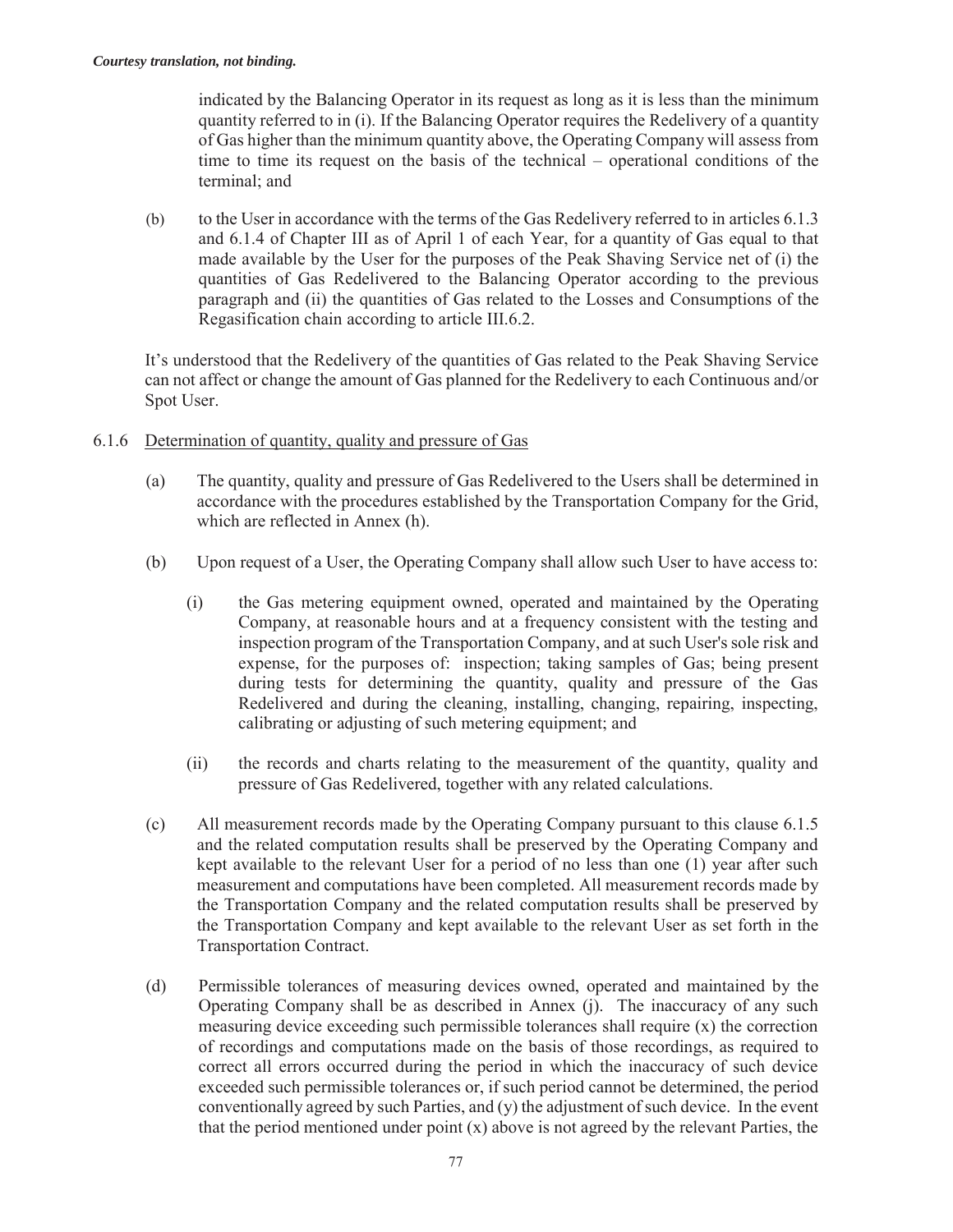indicated by the Balancing Operator in its request as long as it is less than the minimum quantity referred to in (i). If the Balancing Operator requires the Redelivery of a quantity of Gas higher than the minimum quantity above, the Operating Company will assess from time to time its request on the basis of the technical – operational conditions of the terminal; and

(b) to the User in accordance with the terms of the Gas Redelivery referred to in articles 6.1.3 and 6.1.4 of Chapter III as of April 1 of each Year, for a quantity of Gas equal to that made available by the User for the purposes of the Peak Shaving Service net of (i) the quantities of Gas Redelivered to the Balancing Operator according to the previous paragraph and (ii) the quantities of Gas related to the Losses and Consumptions of the Regasification chain according to article III.6.2.

It's understood that the Redelivery of the quantities of Gas related to the Peak Shaving Service can not affect or change the amount of Gas planned for the Redelivery to each Continuous and/or Spot User.

6.1.6 <u>Determination of quantity, quality and pressure of Gas</u>

(a) The quantity, quality and pressure of Gas Redelivered to the Users shall be determined in accordance with the procedures established by the Transportation Company for the Grid, which are reflected in Annex (h).

(b) Upon request of a User, the Operating Company shall allow such User to have access to:

  (i) the Gas metering equipment owned, operated and maintained by the Operating Company, at reasonable hours and at a frequency consistent with the testing and inspection program of the Transportation Company, and at such User's sole risk and expense, for the purposes of: inspection; taking samples of Gas; being present during tests for determining the quantity, quality and pressure of the Gas Redelivered and during the cleaning, installing, changing, repairing, inspecting, calibrating or adjusting of such metering equipment; and

  (ii) the records and charts relating to the measurement of the quantity, quality and pressure of Gas Redelivered, together with any related calculations.

(c) All measurement records made by the Operating Company pursuant to this clause 6.1.5 and the related computation results shall be preserved by the Operating Company and kept available to the relevant User for a period of no less than one (1) year after such measurement and computations have been completed. All measurement records made by the Transportation Company and the related computation results shall be preserved by the Transportation Company and kept available to the relevant User as set forth in the Transportation Contract.

(d) Permissible tolerances of measuring devices owned, operated and maintained by the Operating Company shall be as described in Annex (j). The inaccuracy of any such measuring device exceeding such permissible tolerances shall require (x) the correction of recordings and computations made on the basis of those recordings, as required to correct all errors occurred during the period in which the inaccuracy of such device exceeded such permissible tolerances or, if such period cannot be determined, the period conventionally agreed by such Parties, and (y) the adjustment of such device. In the event that the period mentioned under point (x) above is not agreed by the relevant Parties, the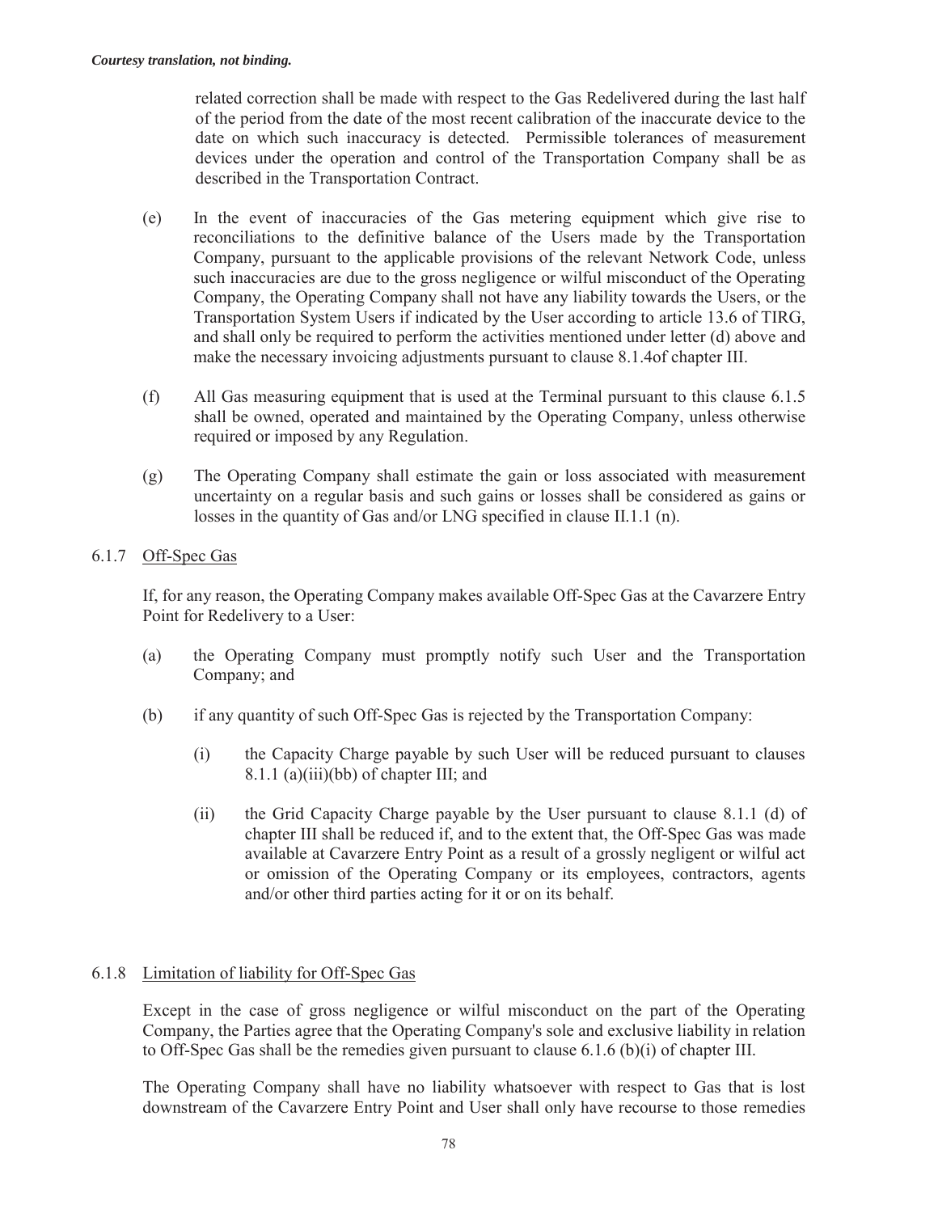related correction shall be made with respect to the Gas Redelivered during the last half of the period from the date of the most recent calibration of the inaccurate device to the date on which such inaccuracy is detected. Permissible tolerances of measurement devices under the operation and control of the Transportation Company shall be as described in the Transportation Contract.

(e) In the event of inaccuracies of the Gas metering equipment which give rise to reconciliations to the definitive balance of the Users made by the Transportation Company, pursuant to the applicable provisions of the relevant Network Code, unless such inaccuracies are due to the gross negligence or wilful misconduct of the Operating Company, the Operating Company shall not have any liability towards the Users, or the Transportation System Users if indicated by the User according to article 13.6 of TIRG, and shall only be required to perform the activities mentioned under letter (d) above and make the necessary invoicing adjustments pursuant to clause 8.1.4of chapter III.

(f) All Gas measuring equipment that is used at the Terminal pursuant to this clause 6.1.5 shall be owned, operated and maintained by the Operating Company, unless otherwise required or imposed by any Regulation.

(g) The Operating Company shall estimate the gain or loss associated with measurement uncertainty on a regular basis and such gains or losses shall be considered as gains or losses in the quantity of Gas and/or LNG specified in clause II.1.1 (n).

6.1.7 Off-Spec Gas

If, for any reason, the Operating Company makes available Off-Spec Gas at the Cavarzere Entry Point for Redelivery to a User:

(a) the Operating Company must promptly notify such User and the Transportation Company; and

(b) if any quantity of such Off-Spec Gas is rejected by the Transportation Company:

(i) the Capacity Charge payable by such User will be reduced pursuant to clauses 8.1.1 (a)(iii)(bb) of chapter III; and

(ii) the Grid Capacity Charge payable by the User pursuant to clause 8.1.1 (d) of chapter III shall be reduced if, and to the extent that, the Off-Spec Gas was made available at Cavarzere Entry Point as a result of a grossly negligent or wilful act or omission of the Operating Company or its employees, contractors, agents and/or other third parties acting for it or on its behalf.

6.1.8 Limitation of liability for Off-Spec Gas

Except in the case of gross negligence or wilful misconduct on the part of the Operating Company, the Parties agree that the Operating Company's sole and exclusive liability in relation to Off-Spec Gas shall be the remedies given pursuant to clause 6.1.6 (b)(i) of chapter III.

The Operating Company shall have no liability whatsoever with respect to Gas that is lost downstream of the Cavarzere Entry Point and User shall only have recourse to those remedies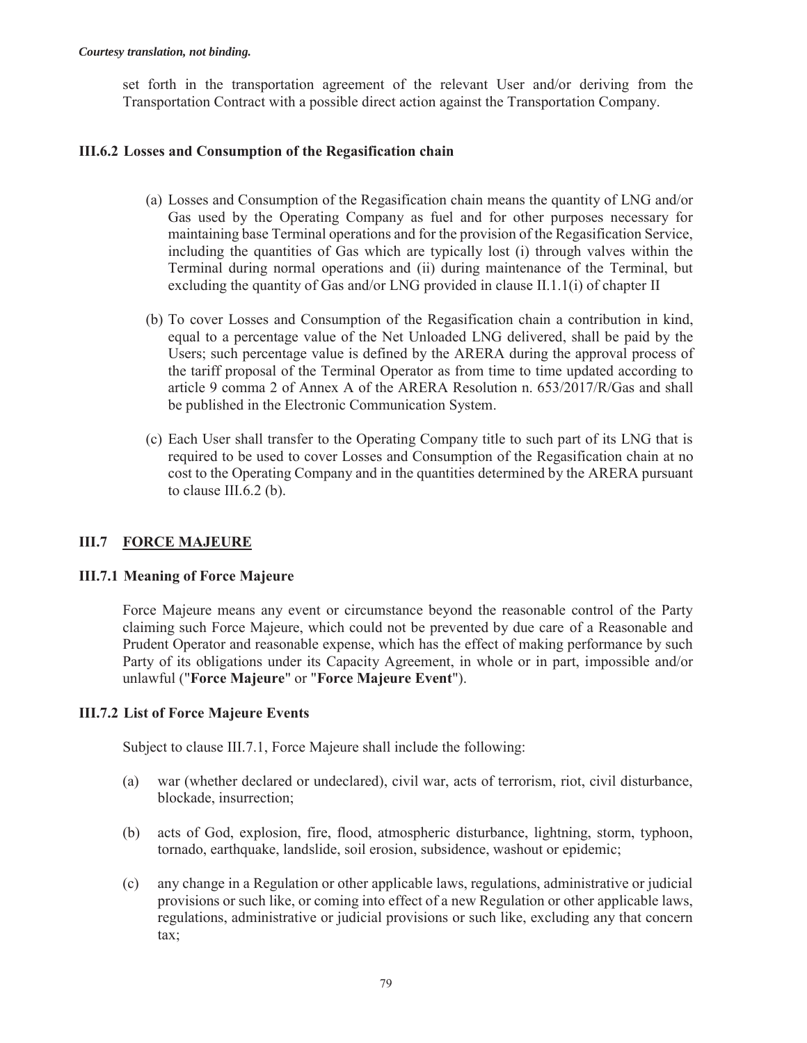set forth in the transportation agreement of the relevant User and/or deriving from the Transportation Contract with a possible direct action against the Transportation Company.

### III.6.2 Losses and Consumption of the Regasification chain

(a) Losses and Consumption of the Regasification chain means the quantity of LNG and/or Gas used by the Operating Company as fuel and for other purposes necessary for maintaining base Terminal operations and for the provision of the Regasification Service, including the quantities of Gas which are typically lost (i) through valves within the Terminal during normal operations and (ii) during maintenance of the Terminal, but excluding the quantity of Gas and/or LNG provided in clause II.1.1(i) of chapter II

(b) To cover Losses and Consumption of the Regasification chain a contribution in kind, equal to a percentage value of the Net Unloaded LNG delivered, shall be paid by the Users; such percentage value is defined by the ARERA during the approval process of the tariff proposal of the Terminal Operator as from time to time updated according to article 9 comma 2 of Annex A of the ARERA Resolution n. 653/2017/R/Gas and shall be published in the Electronic Communication System.

(c) Each User shall transfer to the Operating Company title to such part of its LNG that is required to be used to cover Losses and Consumption of the Regasification chain at no cost to the Operating Company and in the quantities determined by the ARERA pursuant to clause III.6.2 (b).

## III.7 FORCE MAJEURE

### III.7.1 Meaning of Force Majeure

Force Majeure means any event or circumstance beyond the reasonable control of the Party claiming such Force Majeure, which could not be prevented by due care of a Reasonable and Prudent Operator and reasonable expense, which has the effect of making performance by such Party of its obligations under its Capacity Agreement, in whole or in part, impossible and/or unlawful ("**Force Majeure**" or "**Force Majeure Event**").

### III.7.2 List of Force Majeure Events

Subject to clause III.7.1, Force Majeure shall include the following:

(a) war (whether declared or undeclared), civil war, acts of terrorism, riot, civil disturbance, blockade, insurrection;

(b) acts of God, explosion, fire, flood, atmospheric disturbance, lightning, storm, typhoon, tornado, earthquake, landslide, soil erosion, subsidence, washout or epidemic;

(c) any change in a Regulation or other applicable laws, regulations, administrative or judicial provisions or such like, or coming into effect of a new Regulation or other applicable laws, regulations, administrative or judicial provisions or such like, excluding any that concern tax;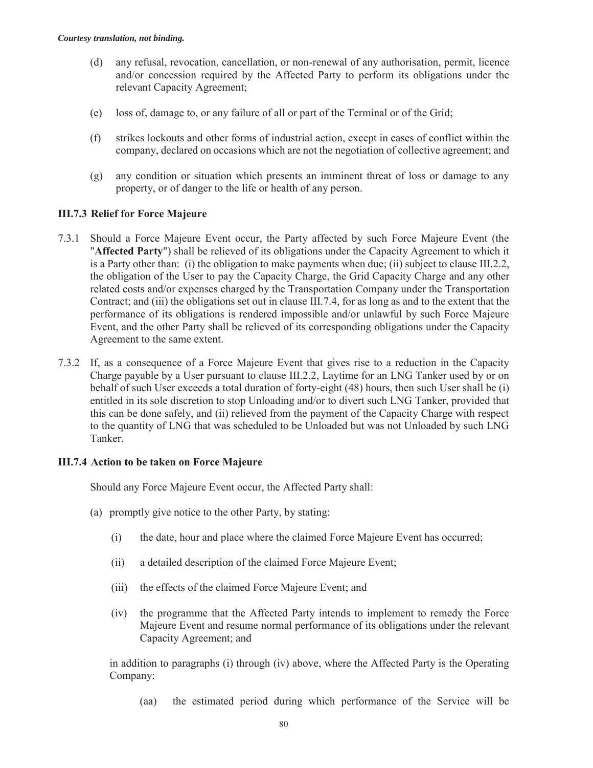*Courtesy translation, not binding.*

(d) any refusal, revocation, cancellation, or non-renewal of any authorisation, permit, licence and/or concession required by the Affected Party to perform its obligations under the relevant Capacity Agreement;

(e) loss of, damage to, or any failure of all or part of the Terminal or of the Grid;

(f) strikes lockouts and other forms of industrial action, except in cases of conflict within the company, declared on occasions which are not the negotiation of collective agreement; and

(g) any condition or situation which presents an imminent threat of loss or damage to any property, or of danger to the life or health of any person.

### III.7.3 Relief for Force Majeure

7.3.1 Should a Force Majeure Event occur, the Party affected by such Force Majeure Event (the "**Affected Party**") shall be relieved of its obligations under the Capacity Agreement to which it is a Party other than: (i) the obligation to make payments when due; (ii) subject to clause III.2.2, the obligation of the User to pay the Capacity Charge, the Grid Capacity Charge and any other related costs and/or expenses charged by the Transportation Company under the Transportation Contract; and (iii) the obligations set out in clause III.7.4, for as long as and to the extent that the performance of its obligations is rendered impossible and/or unlawful by such Force Majeure Event, and the other Party shall be relieved of its corresponding obligations under the Capacity Agreement to the same extent.

7.3.2 If, as a consequence of a Force Majeure Event that gives rise to a reduction in the Capacity Charge payable by a User pursuant to clause III.2.2, Laytime for an LNG Tanker used by or on behalf of such User exceeds a total duration of forty-eight (48) hours, then such User shall be (i) entitled in its sole discretion to stop Unloading and/or to divert such LNG Tanker, provided that this can be done safely, and (ii) relieved from the payment of the Capacity Charge with respect to the quantity of LNG that was scheduled to be Unloaded but was not Unloaded by such LNG Tanker.

### III.7.4 Action to be taken on Force Majeure

Should any Force Majeure Event occur, the Affected Party shall:

(a) promptly give notice to the other Party, by stating:

(i) the date, hour and place where the claimed Force Majeure Event has occurred;

(ii) a detailed description of the claimed Force Majeure Event;

(iii) the effects of the claimed Force Majeure Event; and

(iv) the programme that the Affected Party intends to implement to remedy the Force Majeure Event and resume normal performance of its obligations under the relevant Capacity Agreement; and

in addition to paragraphs (i) through (iv) above, where the Affected Party is the Operating Company:

(aa) the estimated period during which performance of the Service will be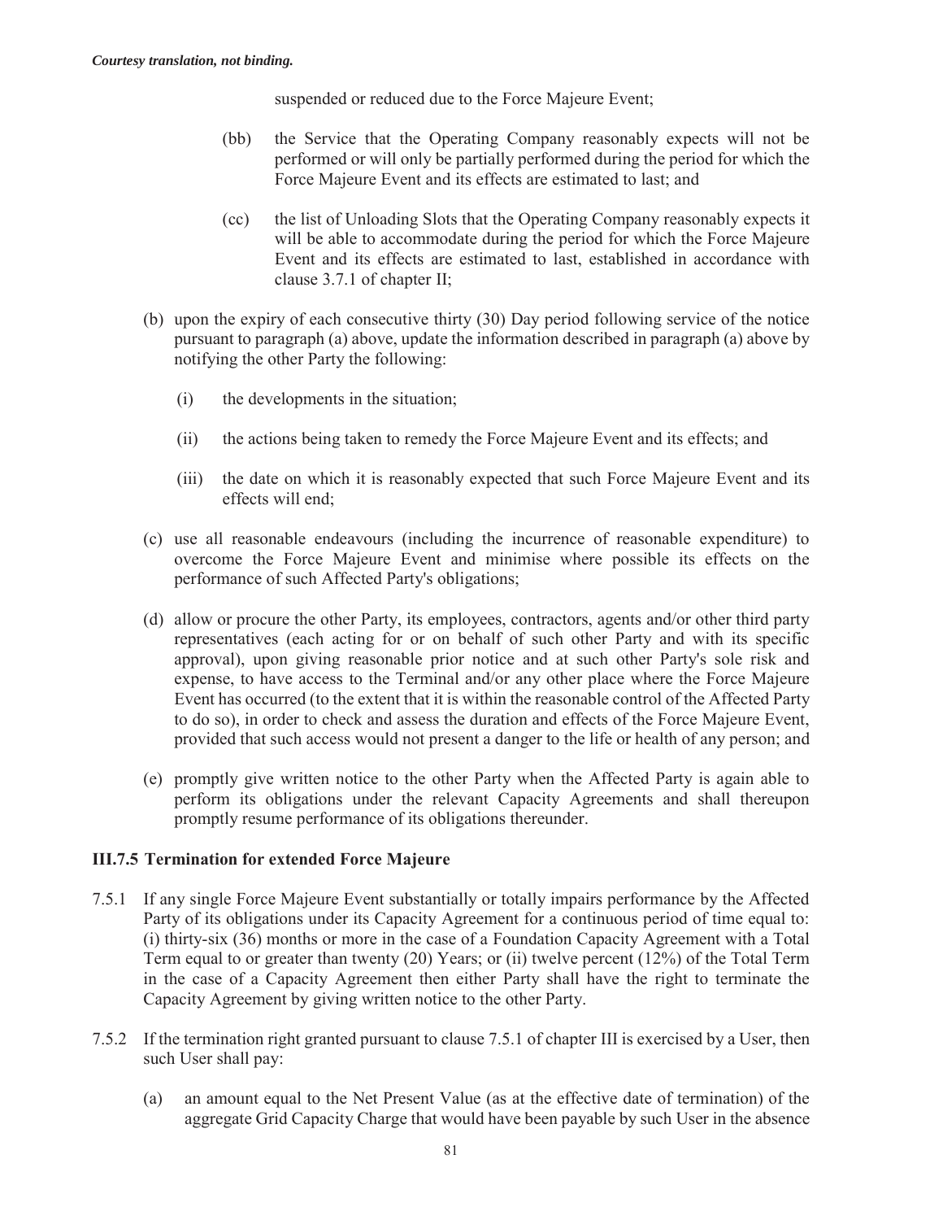*Courtesy translation, not binding.*

suspended or reduced due to the Force Majeure Event;

(bb) the Service that the Operating Company reasonably expects will not be performed or will only be partially performed during the period for which the Force Majeure Event and its effects are estimated to last; and

(cc) the list of Unloading Slots that the Operating Company reasonably expects it will be able to accommodate during the period for which the Force Majeure Event and its effects are estimated to last, established in accordance with clause 3.7.1 of chapter II;

(b) upon the expiry of each consecutive thirty (30) Day period following service of the notice pursuant to paragraph (a) above, update the information described in paragraph (a) above by notifying the other Party the following:

(i) the developments in the situation;

(ii) the actions being taken to remedy the Force Majeure Event and its effects; and

(iii) the date on which it is reasonably expected that such Force Majeure Event and its effects will end;

(c) use all reasonable endeavours (including the incurrence of reasonable expenditure) to overcome the Force Majeure Event and minimise where possible its effects on the performance of such Affected Party's obligations;

(d) allow or procure the other Party, its employees, contractors, agents and/or other third party representatives (each acting for or on behalf of such other Party and with its specific approval), upon giving reasonable prior notice and at such other Party's sole risk and expense, to have access to the Terminal and/or any other place where the Force Majeure Event has occurred (to the extent that it is within the reasonable control of the Affected Party to do so), in order to check and assess the duration and effects of the Force Majeure Event, provided that such access would not present a danger to the life or health of any person; and

(e) promptly give written notice to the other Party when the Affected Party is again able to perform its obligations under the relevant Capacity Agreements and shall thereupon promptly resume performance of its obligations thereunder.

### III.7.5 Termination for extended Force Majeure

7.5.1 If any single Force Majeure Event substantially or totally impairs performance by the Affected Party of its obligations under its Capacity Agreement for a continuous period of time equal to: (i) thirty-six (36) months or more in the case of a Foundation Capacity Agreement with a Total Term equal to or greater than twenty (20) Years; or (ii) twelve percent (12%) of the Total Term in the case of a Capacity Agreement then either Party shall have the right to terminate the Capacity Agreement by giving written notice to the other Party.

7.5.2 If the termination right granted pursuant to clause 7.5.1 of chapter III is exercised by a User, then such User shall pay:

(a) an amount equal to the Net Present Value (as at the effective date of termination) of the aggregate Grid Capacity Charge that would have been payable by such User in the absence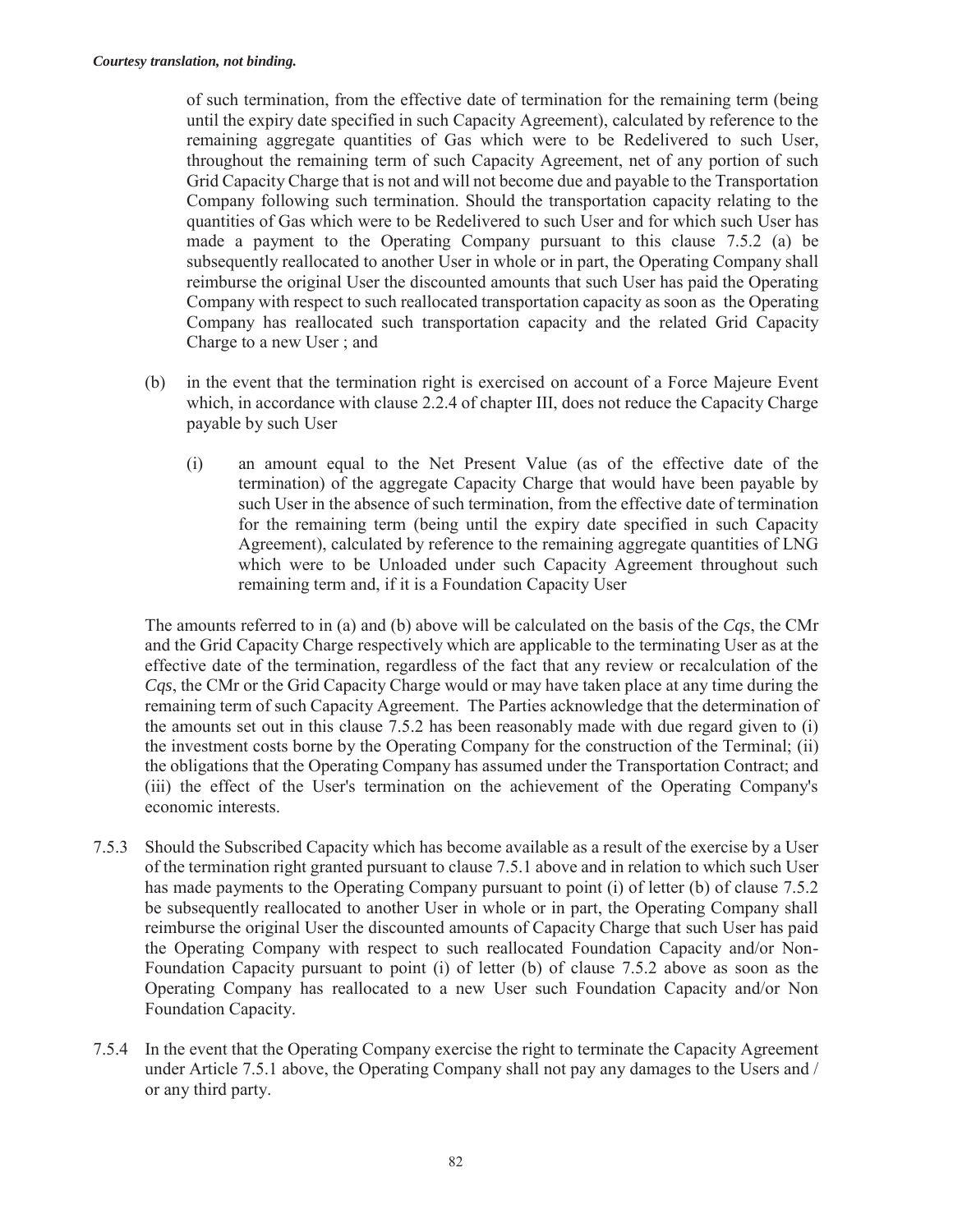of such termination, from the effective date of termination for the remaining term (being until the expiry date specified in such Capacity Agreement), calculated by reference to the remaining aggregate quantities of Gas which were to be Redelivered to such User, throughout the remaining term of such Capacity Agreement, net of any portion of such Grid Capacity Charge that is not and will not become due and payable to the Transportation Company following such termination. Should the transportation capacity relating to the quantities of Gas which were to be Redelivered to such User and for which such User has made a payment to the Operating Company pursuant to this clause 7.5.2 (a) be subsequently reallocated to another User in whole or in part, the Operating Company shall reimburse the original User the discounted amounts that such User has paid the Operating Company with respect to such reallocated transportation capacity as soon as the Operating Company has reallocated such transportation capacity and the related Grid Capacity Charge to a new User ; and

(b) in the event that the termination right is exercised on account of a Force Majeure Event which, in accordance with clause 2.2.4 of chapter III, does not reduce the Capacity Charge payable by such User

(i) an amount equal to the Net Present Value (as of the effective date of the termination) of the aggregate Capacity Charge that would have been payable by such User in the absence of such termination, from the effective date of termination for the remaining term (being until the expiry date specified in such Capacity Agreement), calculated by reference to the remaining aggregate quantities of LNG which were to be Unloaded under such Capacity Agreement throughout such remaining term and, if it is a Foundation Capacity User

The amounts referred to in (a) and (b) above will be calculated on the basis of the *Cqs*, the CMr and the Grid Capacity Charge respectively which are applicable to the terminating User as at the effective date of the termination, regardless of the fact that any review or recalculation of the *Cqs*, the CMr or the Grid Capacity Charge would or may have taken place at any time during the remaining term of such Capacity Agreement. The Parties acknowledge that the determination of the amounts set out in this clause 7.5.2 has been reasonably made with due regard given to (i) the investment costs borne by the Operating Company for the construction of the Terminal; (ii) the obligations that the Operating Company has assumed under the Transportation Contract; and (iii) the effect of the User's termination on the achievement of the Operating Company's economic interests.

7.5.3 Should the Subscribed Capacity which has become available as a result of the exercise by a User of the termination right granted pursuant to clause 7.5.1 above and in relation to which such User has made payments to the Operating Company pursuant to point (i) of letter (b) of clause 7.5.2 be subsequently reallocated to another User in whole or in part, the Operating Company shall reimburse the original User the discounted amounts of Capacity Charge that such User has paid the Operating Company with respect to such reallocated Foundation Capacity and/or Non-Foundation Capacity pursuant to point (i) of letter (b) of clause 7.5.2 above as soon as the Operating Company has reallocated to a new User such Foundation Capacity and/or Non Foundation Capacity.

7.5.4 In the event that the Operating Company exercise the right to terminate the Capacity Agreement under Article 7.5.1 above, the Operating Company shall not pay any damages to the Users and / or any third party.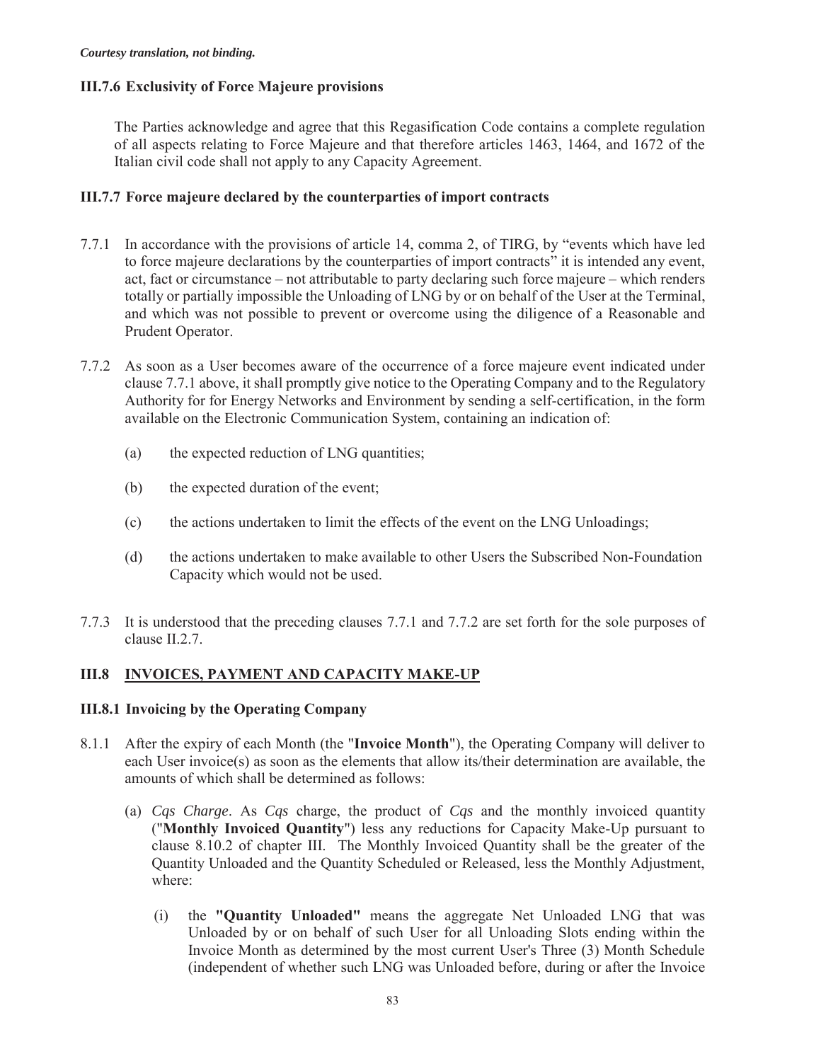*Courtesy translation, not binding.*

### III.7.6 Exclusivity of Force Majeure provisions

The Parties acknowledge and agree that this Regasification Code contains a complete regulation of all aspects relating to Force Majeure and that therefore articles 1463, 1464, and 1672 of the Italian civil code shall not apply to any Capacity Agreement.

### III.7.7 Force majeure declared by the counterparties of import contracts

7.7.1 In accordance with the provisions of article 14, comma 2, of TIRG, by "events which have led to force majeure declarations by the counterparties of import contracts" it is intended any event, act, fact or circumstance – not attributable to party declaring such force majeure – which renders totally or partially impossible the Unloading of LNG by or on behalf of the User at the Terminal, and which was not possible to prevent or overcome using the diligence of a Reasonable and Prudent Operator.

7.7.2 As soon as a User becomes aware of the occurrence of a force majeure event indicated under clause 7.7.1 above, it shall promptly give notice to the Operating Company and to the Regulatory Authority for for Energy Networks and Environment by sending a self-certification, in the form available on the Electronic Communication System, containing an indication of:

(a) the expected reduction of LNG quantities;

(b) the expected duration of the event;

(c) the actions undertaken to limit the effects of the event on the LNG Unloadings;

(d) the actions undertaken to make available to other Users the Subscribed Non-Foundation Capacity which would not be used.

7.7.3 It is understood that the preceding clauses 7.7.1 and 7.7.2 are set forth for the sole purposes of clause II.2.7.

## III.8 INVOICES, PAYMENT AND CAPACITY MAKE-UP

### III.8.1 Invoicing by the Operating Company

8.1.1 After the expiry of each Month (the "**Invoice Month**"), the Operating Company will deliver to each User invoice(s) as soon as the elements that allow its/their determination are available, the amounts of which shall be determined as follows:

(a) *Cqs Charge*. As *Cqs* charge, the product of *Cqs* and the monthly invoiced quantity ("**Monthly Invoiced Quantity**") less any reductions for Capacity Make-Up pursuant to clause 8.10.2 of chapter III. The Monthly Invoiced Quantity shall be the greater of the Quantity Unloaded and the Quantity Scheduled or Released, less the Monthly Adjustment, where:

(i) the **"Quantity Unloaded"** means the aggregate Net Unloaded LNG that was Unloaded by or on behalf of such User for all Unloading Slots ending within the Invoice Month as determined by the most current User's Three (3) Month Schedule (independent of whether such LNG was Unloaded before, during or after the Invoice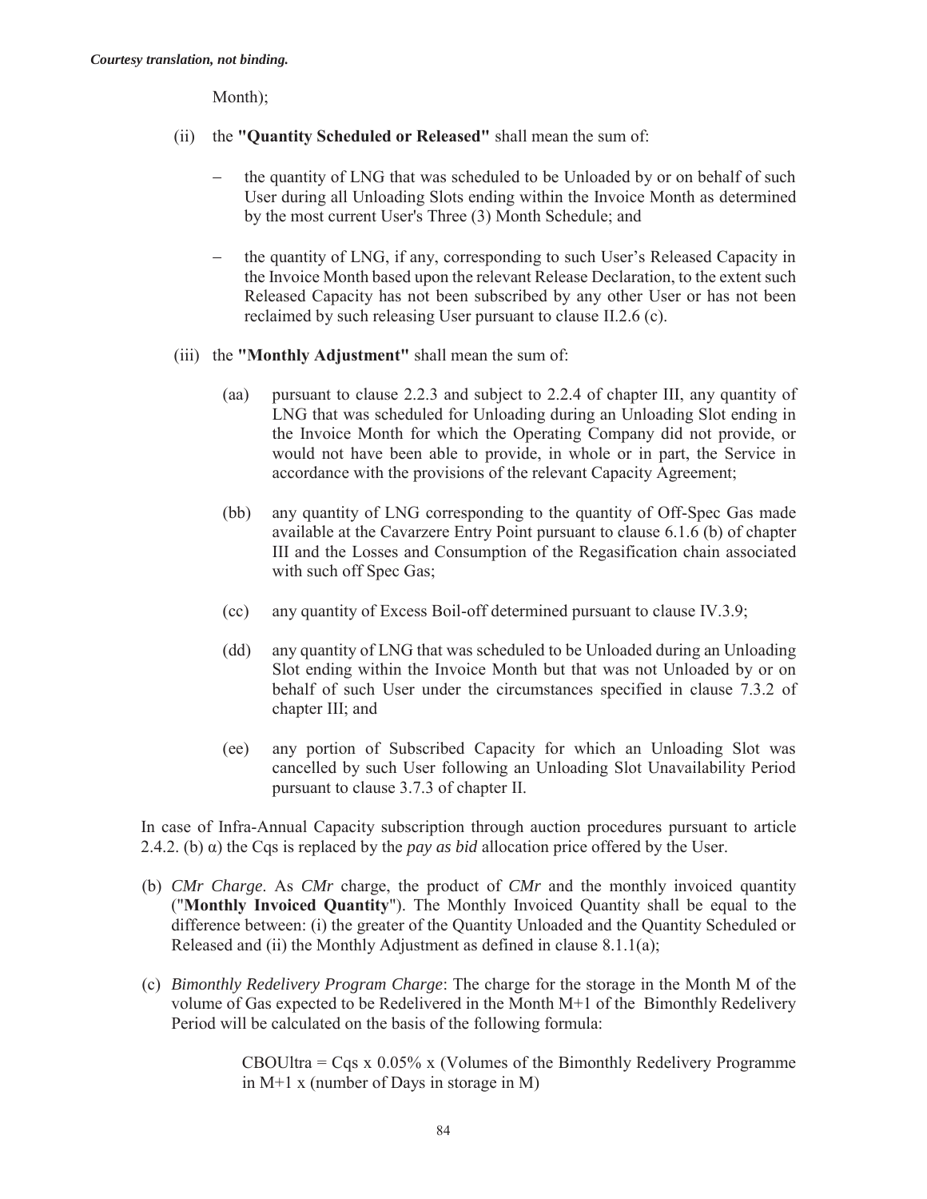Month);

(ii) the **"Quantity Scheduled or Released"** shall mean the sum of:

- the quantity of LNG that was scheduled to be Unloaded by or on behalf of such User during all Unloading Slots ending within the Invoice Month as determined by the most current User's Three (3) Month Schedule; and

- the quantity of LNG, if any, corresponding to such User's Released Capacity in the Invoice Month based upon the relevant Release Declaration, to the extent such Released Capacity has not been subscribed by any other User or has not been reclaimed by such releasing User pursuant to clause II.2.6 (c).

(iii) the **"Monthly Adjustment"** shall mean the sum of:

(aa) pursuant to clause 2.2.3 and subject to 2.2.4 of chapter III, any quantity of LNG that was scheduled for Unloading during an Unloading Slot ending in the Invoice Month for which the Operating Company did not provide, or would not have been able to provide, in whole or in part, the Service in accordance with the provisions of the relevant Capacity Agreement;

(bb) any quantity of LNG corresponding to the quantity of Off-Spec Gas made available at the Cavarzere Entry Point pursuant to clause 6.1.6 (b) of chapter III and the Losses and Consumption of the Regasification chain associated with such off Spec Gas;

(cc) any quantity of Excess Boil-off determined pursuant to clause IV.3.9;

(dd) any quantity of LNG that was scheduled to be Unloaded during an Unloading Slot ending within the Invoice Month but that was not Unloaded by or on behalf of such User under the circumstances specified in clause 7.3.2 of chapter III; and

(ee) any portion of Subscribed Capacity for which an Unloading Slot was cancelled by such User following an Unloading Slot Unavailability Period pursuant to clause 3.7.3 of chapter II.

In case of Infra-Annual Capacity subscription through auction procedures pursuant to article 2.4.2. (b) α) the Cqs is replaced by the *pay as bid* allocation price offered by the User.

(b) *CMr Charge*. As *CMr* charge, the product of *CMr* and the monthly invoiced quantity ("**Monthly Invoiced Quantity**"). The Monthly Invoiced Quantity shall be equal to the difference between: (i) the greater of the Quantity Unloaded and the Quantity Scheduled or Released and (ii) the Monthly Adjustment as defined in clause 8.1.1(a);

(c) *Bimonthly Redelivery Program Charge*: The charge for the storage in the Month M of the volume of Gas expected to be Redelivered in the Month M+1 of the Bimonthly Redelivery Period will be calculated on the basis of the following formula:

CBOUltra = Cqs x 0.05% x (Volumes of the Bimonthly Redelivery Programme in M+1 x (number of Days in storage in M)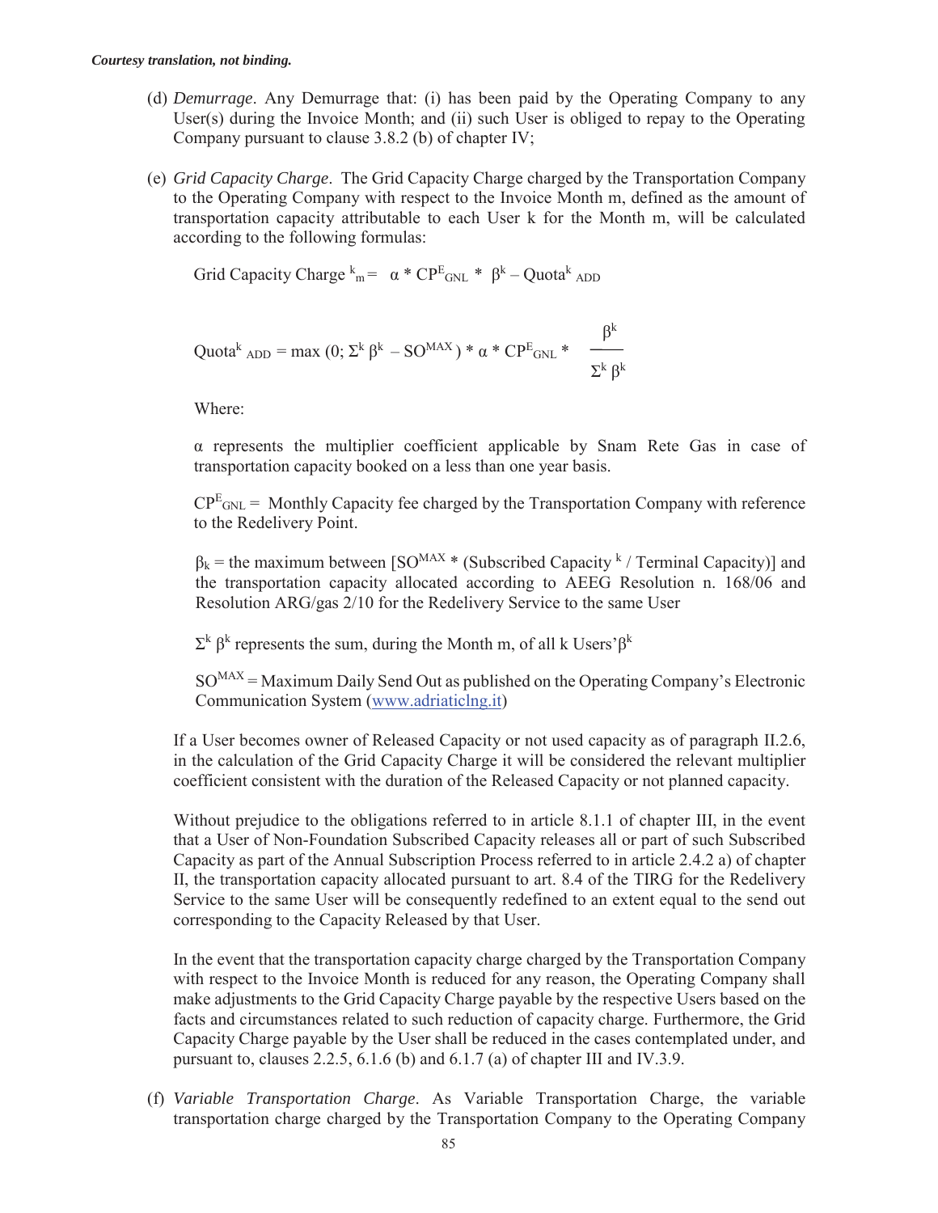(d) *Demurrage*. Any Demurrage that: (i) has been paid by the Operating Company to any User(s) during the Invoice Month; and (ii) such User is obliged to repay to the Operating Company pursuant to clause 3.8.2 (b) of chapter IV;

(e) *Grid Capacity Charge*. The Grid Capacity Charge charged by the Transportation Company to the Operating Company with respect to the Invoice Month m, defined as the amount of transportation capacity attributable to each User k for the Month m, will be calculated according to the following formulas:

$$\text{Grid Capacity Charge}^{k}_{m} = \alpha * CP^{E}_{GNL} * \beta^{k} - \text{Quota}^{k}_{ADD}$$

$$\text{Quota}^{k}_{ADD} = \max\left(0; \Sigma^{k}\beta^{k} - SO^{MAX}\right) * \alpha * CP^{E}_{GNL} * \frac{\beta^{k}}{\Sigma^{k}\beta^{k}}$$

Where:

$\alpha$ represents the multiplier coefficient applicable by Snam Rete Gas in case of transportation capacity booked on a less than one year basis.

$CP^{E}_{GNL}$ = Monthly Capacity fee charged by the Transportation Company with reference to the Redelivery Point.

$\beta_{k}$ = the maximum between [$SO^{MAX}$ * (Subscribed Capacity $^{k}$ / Terminal Capacity)] and the transportation capacity allocated according to AEEG Resolution n. 168/06 and Resolution ARG/gas 2/10 for the Redelivery Service to the same User

$\Sigma^{k}\beta^{k}$ represents the sum, during the Month m, of all k Users' $\beta^{k}$

$SO^{MAX}$ = Maximum Daily Send Out as published on the Operating Company's Electronic Communication System (www.adriaticlng.it)

If a User becomes owner of Released Capacity or not used capacity as of paragraph II.2.6, in the calculation of the Grid Capacity Charge it will be considered the relevant multiplier coefficient consistent with the duration of the Released Capacity or not planned capacity.

Without prejudice to the obligations referred to in article 8.1.1 of chapter III, in the event that a User of Non-Foundation Subscribed Capacity releases all or part of such Subscribed Capacity as part of the Annual Subscription Process referred to in article 2.4.2 a) of chapter II, the transportation capacity allocated pursuant to art. 8.4 of the TIRG for the Redelivery Service to the same User will be consequently redefined to an extent equal to the send out corresponding to the Capacity Released by that User.

In the event that the transportation capacity charge charged by the Transportation Company with respect to the Invoice Month is reduced for any reason, the Operating Company shall make adjustments to the Grid Capacity Charge payable by the respective Users based on the facts and circumstances related to such reduction of capacity charge. Furthermore, the Grid Capacity Charge payable by the User shall be reduced in the cases contemplated under, and pursuant to, clauses 2.2.5, 6.1.6 (b) and 6.1.7 (a) of chapter III and IV.3.9.

(f) *Variable Transportation Charge*. As Variable Transportation Charge, the variable transportation charge charged by the Transportation Company to the Operating Company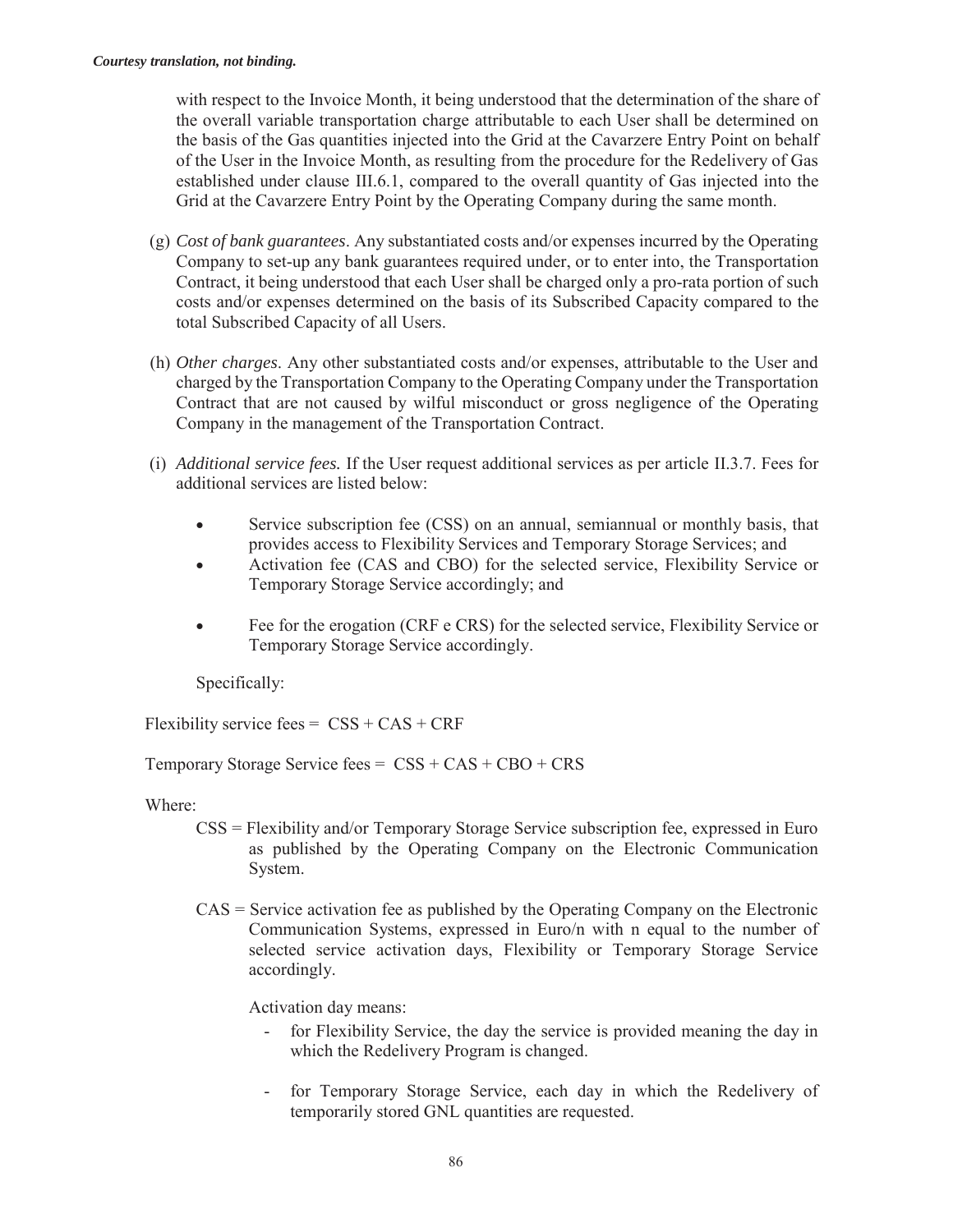with respect to the Invoice Month, it being understood that the determination of the share of the overall variable transportation charge attributable to each User shall be determined on the basis of the Gas quantities injected into the Grid at the Cavarzere Entry Point on behalf of the User in the Invoice Month, as resulting from the procedure for the Redelivery of Gas established under clause III.6.1, compared to the overall quantity of Gas injected into the Grid at the Cavarzere Entry Point by the Operating Company during the same month.

(g) *Cost of bank guarantees*. Any substantiated costs and/or expenses incurred by the Operating Company to set-up any bank guarantees required under, or to enter into, the Transportation Contract, it being understood that each User shall be charged only a pro-rata portion of such costs and/or expenses determined on the basis of its Subscribed Capacity compared to the total Subscribed Capacity of all Users.

(h) *Other charges*. Any other substantiated costs and/or expenses, attributable to the User and charged by the Transportation Company to the Operating Company under the Transportation Contract that are not caused by wilful misconduct or gross negligence of the Operating Company in the management of the Transportation Contract.

(i) *Additional service fees.* If the User request additional services as per article II.3.7. Fees for additional services are listed below:

- Service subscription fee (CSS) on an annual, semiannual or monthly basis, that provides access to Flexibility Services and Temporary Storage Services; and
- Activation fee (CAS and CBO) for the selected service, Flexibility Service or Temporary Storage Service accordingly; and
- Fee for the erogation (CRF e CRS) for the selected service, Flexibility Service or Temporary Storage Service accordingly.

Specifically:

Flexibility service fees = CSS + CAS + CRF

Temporary Storage Service fees = CSS + CAS + CBO + CRS

Where:

CSS = Flexibility and/or Temporary Storage Service subscription fee, expressed in Euro as published by the Operating Company on the Electronic Communication System.

CAS = Service activation fee as published by the Operating Company on the Electronic Communication Systems, expressed in Euro/n with n equal to the number of selected service activation days, Flexibility or Temporary Storage Service accordingly.

Activation day means:

- for Flexibility Service, the day the service is provided meaning the day in which the Redelivery Program is changed.
- for Temporary Storage Service, each day in which the Redelivery of temporarily stored GNL quantities are requested.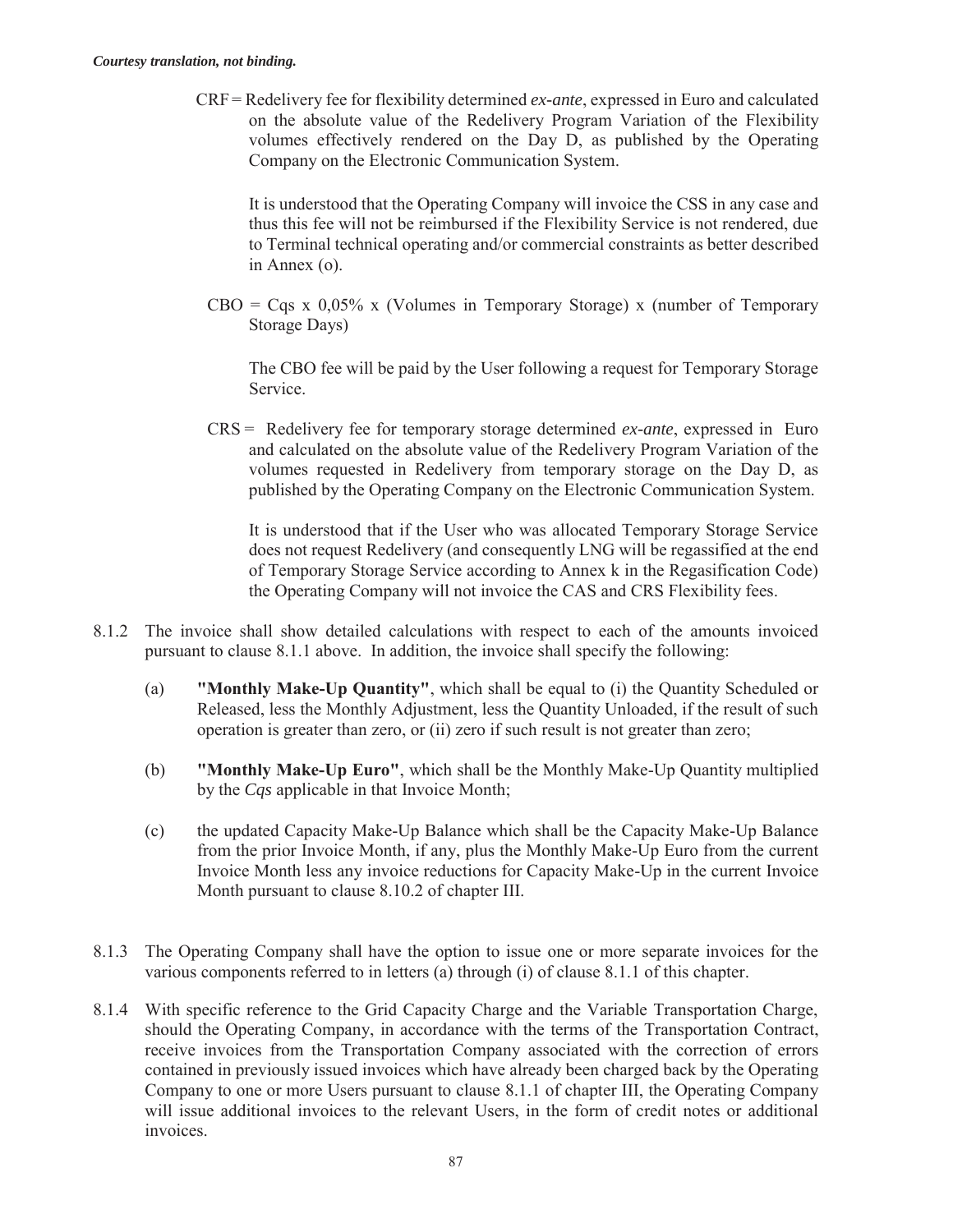*Courtesy translation, not binding.*

CRF = Redelivery fee for flexibility determined *ex-ante*, expressed in Euro and calculated on the absolute value of the Redelivery Program Variation of the Flexibility volumes effectively rendered on the Day D, as published by the Operating Company on the Electronic Communication System.

It is understood that the Operating Company will invoice the CSS in any case and thus this fee will not be reimbursed if the Flexibility Service is not rendered, due to Terminal technical operating and/or commercial constraints as better described in Annex (o).

CBO = Cqs x 0,05% x (Volumes in Temporary Storage) x (number of Temporary Storage Days)

The CBO fee will be paid by the User following a request for Temporary Storage Service.

CRS = Redelivery fee for temporary storage determined *ex-ante*, expressed in Euro and calculated on the absolute value of the Redelivery Program Variation of the volumes requested in Redelivery from temporary storage on the Day D, as published by the Operating Company on the Electronic Communication System.

It is understood that if the User who was allocated Temporary Storage Service does not request Redelivery (and consequently LNG will be regassified at the end of Temporary Storage Service according to Annex k in the Regasification Code) the Operating Company will not invoice the CAS and CRS Flexibility fees.

8.1.2 The invoice shall show detailed calculations with respect to each of the amounts invoiced pursuant to clause 8.1.1 above. In addition, the invoice shall specify the following:

(a) **"Monthly Make-Up Quantity"**, which shall be equal to (i) the Quantity Scheduled or Released, less the Monthly Adjustment, less the Quantity Unloaded, if the result of such operation is greater than zero, or (ii) zero if such result is not greater than zero;

(b) **"Monthly Make-Up Euro"**, which shall be the Monthly Make-Up Quantity multiplied by the *Cqs* applicable in that Invoice Month;

(c) the updated Capacity Make-Up Balance which shall be the Capacity Make-Up Balance from the prior Invoice Month, if any, plus the Monthly Make-Up Euro from the current Invoice Month less any invoice reductions for Capacity Make-Up in the current Invoice Month pursuant to clause 8.10.2 of chapter III.

8.1.3 The Operating Company shall have the option to issue one or more separate invoices for the various components referred to in letters (a) through (i) of clause 8.1.1 of this chapter.

8.1.4 With specific reference to the Grid Capacity Charge and the Variable Transportation Charge, should the Operating Company, in accordance with the terms of the Transportation Contract, receive invoices from the Transportation Company associated with the correction of errors contained in previously issued invoices which have already been charged back by the Operating Company to one or more Users pursuant to clause 8.1.1 of chapter III, the Operating Company will issue additional invoices to the relevant Users, in the form of credit notes or additional invoices.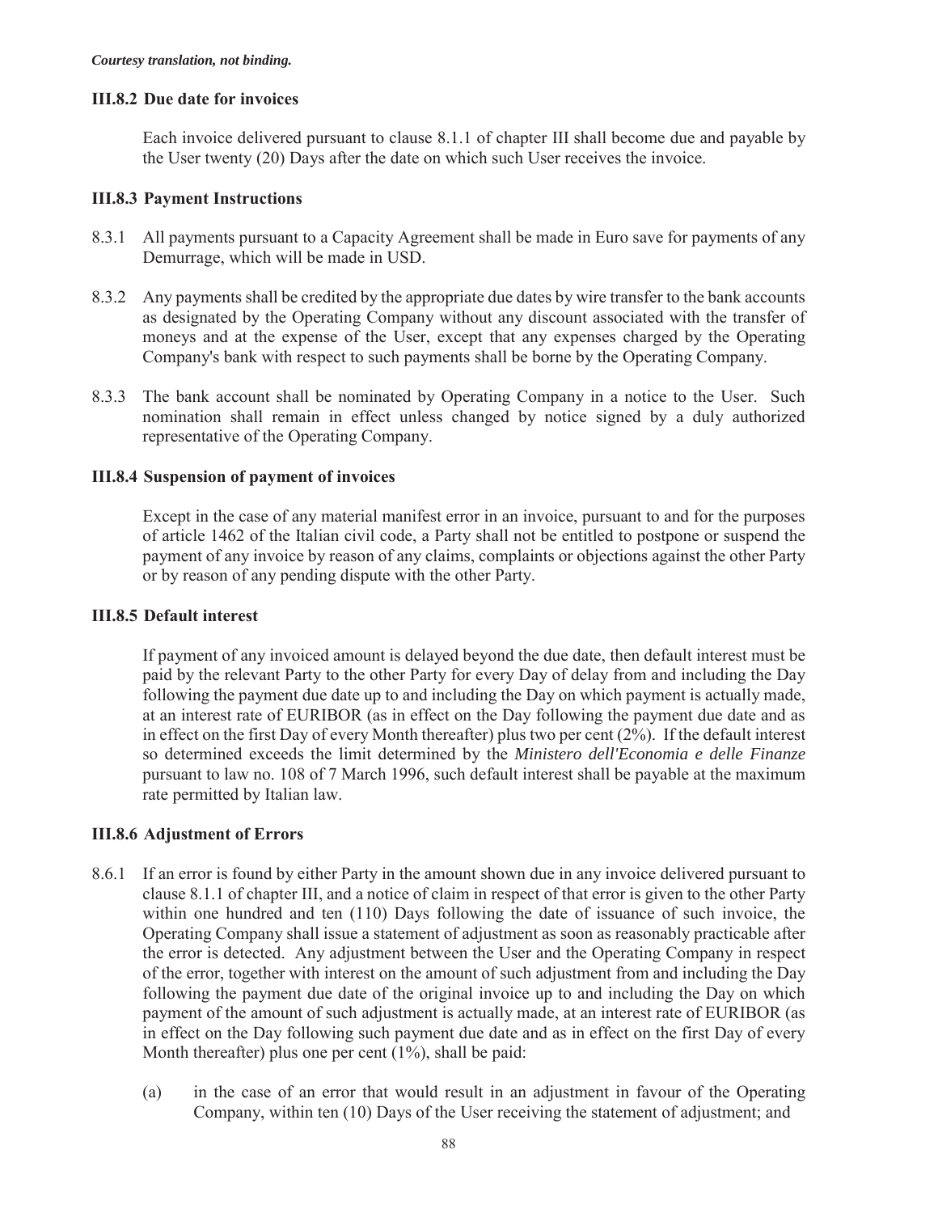*Courtesy translation, not binding.*

### III.8.2 Due date for invoices

Each invoice delivered pursuant to clause 8.1.1 of chapter III shall become due and payable by the User twenty (20) Days after the date on which such User receives the invoice.

### III.8.3 Payment Instructions

8.3.1 All payments pursuant to a Capacity Agreement shall be made in Euro save for payments of any Demurrage, which will be made in USD.

8.3.2 Any payments shall be credited by the appropriate due dates by wire transfer to the bank accounts as designated by the Operating Company without any discount associated with the transfer of moneys and at the expense of the User, except that any expenses charged by the Operating Company's bank with respect to such payments shall be borne by the Operating Company.

8.3.3 The bank account shall be nominated by Operating Company in a notice to the User. Such nomination shall remain in effect unless changed by notice signed by a duly authorized representative of the Operating Company.

### III.8.4 Suspension of payment of invoices

Except in the case of any material manifest error in an invoice, pursuant to and for the purposes of article 1462 of the Italian civil code, a Party shall not be entitled to postpone or suspend the payment of any invoice by reason of any claims, complaints or objections against the other Party or by reason of any pending dispute with the other Party.

### III.8.5 Default interest

If payment of any invoiced amount is delayed beyond the due date, then default interest must be paid by the relevant Party to the other Party for every Day of delay from and including the Day following the payment due date up to and including the Day on which payment is actually made, at an interest rate of EURIBOR (as in effect on the Day following the payment due date and as in effect on the first Day of every Month thereafter) plus two per cent (2%). If the default interest so determined exceeds the limit determined by the *Ministero dell'Economia e delle Finanze* pursuant to law no. 108 of 7 March 1996, such default interest shall be payable at the maximum rate permitted by Italian law.

### III.8.6 Adjustment of Errors

8.6.1 If an error is found by either Party in the amount shown due in any invoice delivered pursuant to clause 8.1.1 of chapter III, and a notice of claim in respect of that error is given to the other Party within one hundred and ten (110) Days following the date of issuance of such invoice, the Operating Company shall issue a statement of adjustment as soon as reasonably practicable after the error is detected. Any adjustment between the User and the Operating Company in respect of the error, together with interest on the amount of such adjustment from and including the Day following the payment due date of the original invoice up to and including the Day on which payment of the amount of such adjustment is actually made, at an interest rate of EURIBOR (as in effect on the Day following such payment due date and as in effect on the first Day of every Month thereafter) plus one per cent (1%), shall be paid:

(a) in the case of an error that would result in an adjustment in favour of the Operating Company, within ten (10) Days of the User receiving the statement of adjustment; and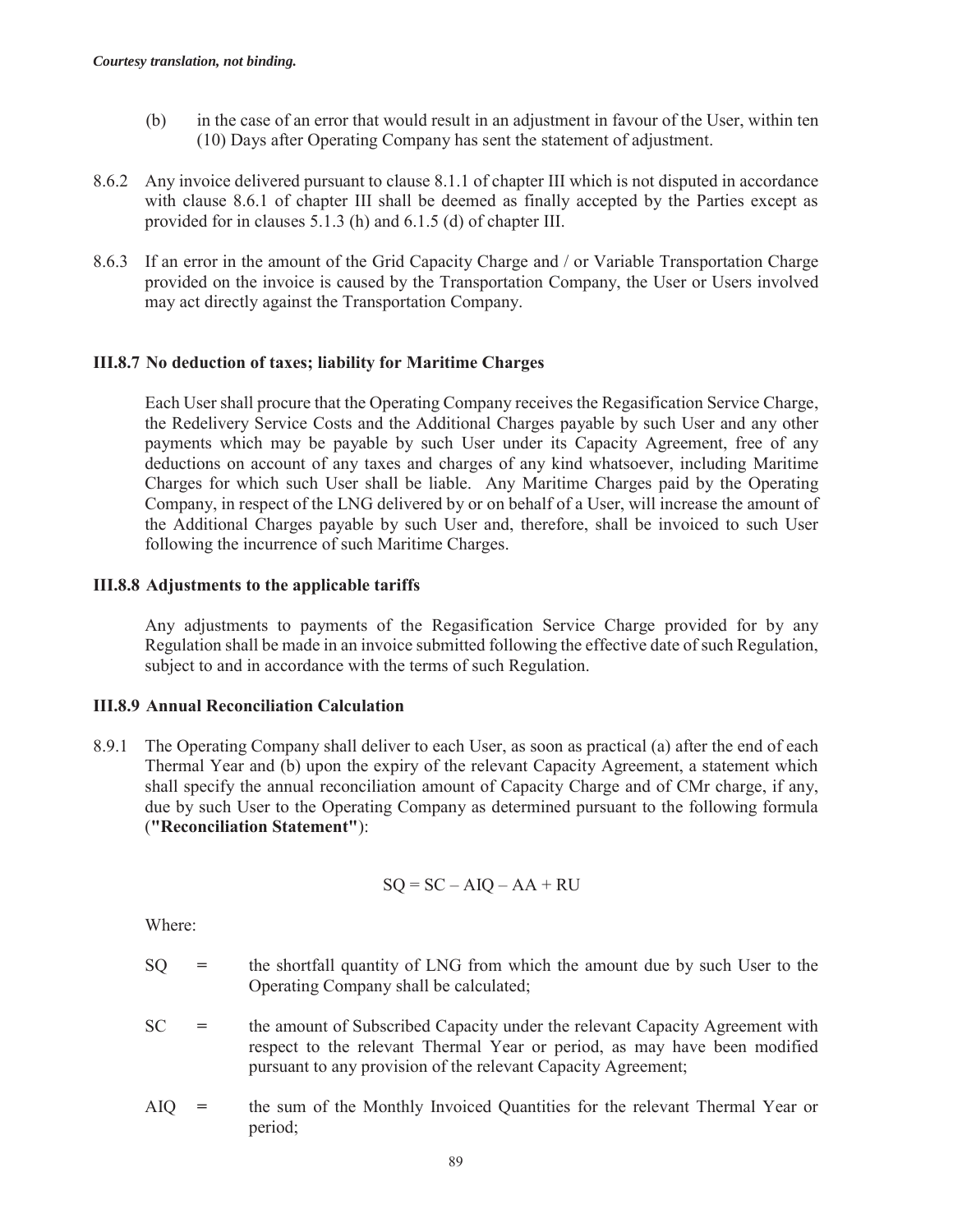*Courtesy translation, not binding.*

(b) in the case of an error that would result in an adjustment in favour of the User, within ten (10) Days after Operating Company has sent the statement of adjustment.

8.6.2 Any invoice delivered pursuant to clause 8.1.1 of chapter III which is not disputed in accordance with clause 8.6.1 of chapter III shall be deemed as finally accepted by the Parties except as provided for in clauses 5.1.3 (h) and 6.1.5 (d) of chapter III.

8.6.3 If an error in the amount of the Grid Capacity Charge and / or Variable Transportation Charge provided on the invoice is caused by the Transportation Company, the User or Users involved may act directly against the Transportation Company.

### III.8.7 No deduction of taxes; liability for Maritime Charges

Each User shall procure that the Operating Company receives the Regasification Service Charge, the Redelivery Service Costs and the Additional Charges payable by such User and any other payments which may be payable by such User under its Capacity Agreement, free of any deductions on account of any taxes and charges of any kind whatsoever, including Maritime Charges for which such User shall be liable. Any Maritime Charges paid by the Operating Company, in respect of the LNG delivered by or on behalf of a User, will increase the amount of the Additional Charges payable by such User and, therefore, shall be invoiced to such User following the incurrence of such Maritime Charges.

### III.8.8 Adjustments to the applicable tariffs

Any adjustments to payments of the Regasification Service Charge provided for by any Regulation shall be made in an invoice submitted following the effective date of such Regulation, subject to and in accordance with the terms of such Regulation.

### III.8.9 Annual Reconciliation Calculation

8.9.1 The Operating Company shall deliver to each User, as soon as practical (a) after the end of each Thermal Year and (b) upon the expiry of the relevant Capacity Agreement, a statement which shall specify the annual reconciliation amount of Capacity Charge and of CMr charge, if any, due by such User to the Operating Company as determined pursuant to the following formula (**"Reconciliation Statement"**):

$$SQ = SC - AIQ - AA + RU$$

Where:

SQ = the shortfall quantity of LNG from which the amount due by such User to the Operating Company shall be calculated;

SC = the amount of Subscribed Capacity under the relevant Capacity Agreement with respect to the relevant Thermal Year or period, as may have been modified pursuant to any provision of the relevant Capacity Agreement;

AIQ = the sum of the Monthly Invoiced Quantities for the relevant Thermal Year or period;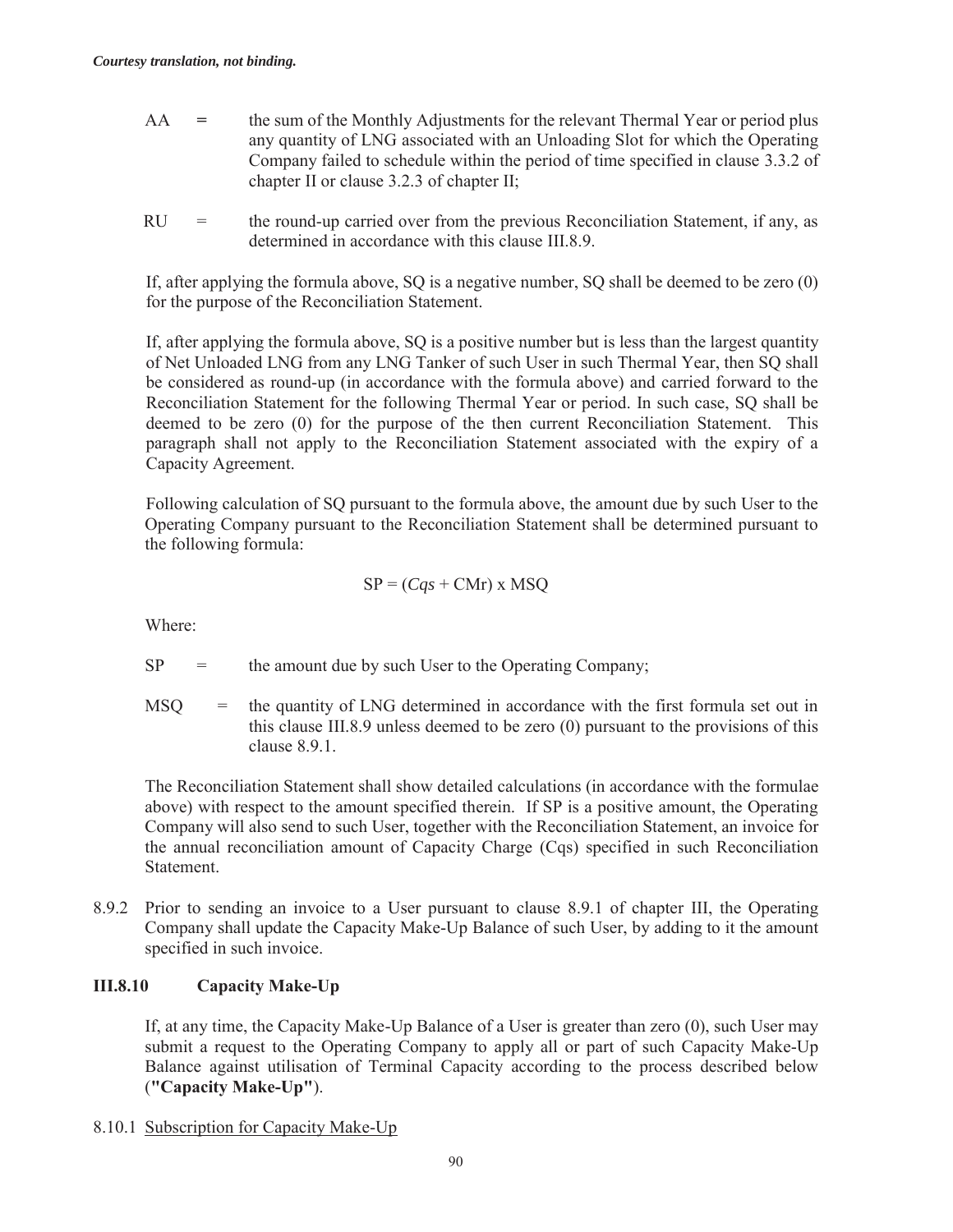*Courtesy translation, not binding.*

AA = the sum of the Monthly Adjustments for the relevant Thermal Year or period plus any quantity of LNG associated with an Unloading Slot for which the Operating Company failed to schedule within the period of time specified in clause 3.3.2 of chapter II or clause 3.2.3 of chapter II;

RU = the round-up carried over from the previous Reconciliation Statement, if any, as determined in accordance with this clause III.8.9.

If, after applying the formula above, SQ is a negative number, SQ shall be deemed to be zero (0) for the purpose of the Reconciliation Statement.

If, after applying the formula above, SQ is a positive number but is less than the largest quantity of Net Unloaded LNG from any LNG Tanker of such User in such Thermal Year, then SQ shall be considered as round-up (in accordance with the formula above) and carried forward to the Reconciliation Statement for the following Thermal Year or period. In such case, SQ shall be deemed to be zero (0) for the purpose of the then current Reconciliation Statement. This paragraph shall not apply to the Reconciliation Statement associated with the expiry of a Capacity Agreement.

Following calculation of SQ pursuant to the formula above, the amount due by such User to the Operating Company pursuant to the Reconciliation Statement shall be determined pursuant to the following formula:

$$SP = (Cqs + \text{CMr}) \times \text{MSQ}$$

Where:

SP = the amount due by such User to the Operating Company;

MSQ = the quantity of LNG determined in accordance with the first formula set out in this clause III.8.9 unless deemed to be zero (0) pursuant to the provisions of this clause 8.9.1.

The Reconciliation Statement shall show detailed calculations (in accordance with the formulae above) with respect to the amount specified therein. If SP is a positive amount, the Operating Company will also send to such User, together with the Reconciliation Statement, an invoice for the annual reconciliation amount of Capacity Charge (Cqs) specified in such Reconciliation Statement.

8.9.2 Prior to sending an invoice to a User pursuant to clause 8.9.1 of chapter III, the Operating Company shall update the Capacity Make-Up Balance of such User, by adding to it the amount specified in such invoice.

### III.8.10 Capacity Make-Up

If, at any time, the Capacity Make-Up Balance of a User is greater than zero (0), such User may submit a request to the Operating Company to apply all or part of such Capacity Make-Up Balance against utilisation of Terminal Capacity according to the process described below (**"Capacity Make-Up"**).

8.10.1 <u>Subscription for Capacity Make-Up</u>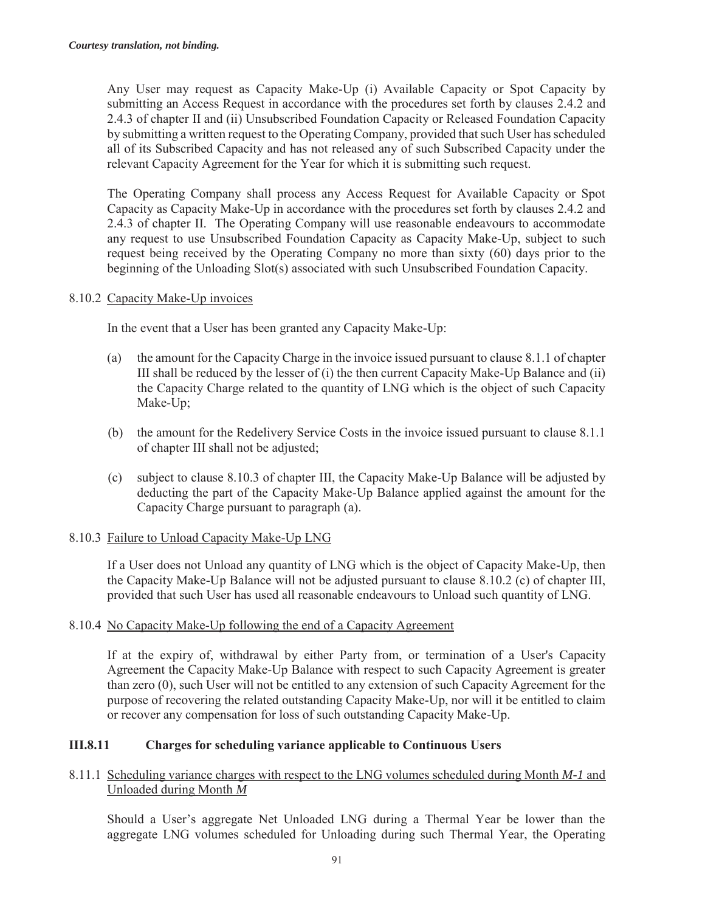Any User may request as Capacity Make-Up (i) Available Capacity or Spot Capacity by submitting an Access Request in accordance with the procedures set forth by clauses 2.4.2 and 2.4.3 of chapter II and (ii) Unsubscribed Foundation Capacity or Released Foundation Capacity by submitting a written request to the Operating Company, provided that such User has scheduled all of its Subscribed Capacity and has not released any of such Subscribed Capacity under the relevant Capacity Agreement for the Year for which it is submitting such request.

The Operating Company shall process any Access Request for Available Capacity or Spot Capacity as Capacity Make-Up in accordance with the procedures set forth by clauses 2.4.2 and 2.4.3 of chapter II. The Operating Company will use reasonable endeavours to accommodate any request to use Unsubscribed Foundation Capacity as Capacity Make-Up, subject to such request being received by the Operating Company no more than sixty (60) days prior to the beginning of the Unloading Slot(s) associated with such Unsubscribed Foundation Capacity.

8.10.2 Capacity Make-Up invoices

In the event that a User has been granted any Capacity Make-Up:

(a) the amount for the Capacity Charge in the invoice issued pursuant to clause 8.1.1 of chapter III shall be reduced by the lesser of (i) the then current Capacity Make-Up Balance and (ii) the Capacity Charge related to the quantity of LNG which is the object of such Capacity Make-Up;

(b) the amount for the Redelivery Service Costs in the invoice issued pursuant to clause 8.1.1 of chapter III shall not be adjusted;

(c) subject to clause 8.10.3 of chapter III, the Capacity Make-Up Balance will be adjusted by deducting the part of the Capacity Make-Up Balance applied against the amount for the Capacity Charge pursuant to paragraph (a).

8.10.3 Failure to Unload Capacity Make-Up LNG

If a User does not Unload any quantity of LNG which is the object of Capacity Make-Up, then the Capacity Make-Up Balance will not be adjusted pursuant to clause 8.10.2 (c) of chapter III, provided that such User has used all reasonable endeavours to Unload such quantity of LNG.

8.10.4 No Capacity Make-Up following the end of a Capacity Agreement

If at the expiry of, withdrawal by either Party from, or termination of a User's Capacity Agreement the Capacity Make-Up Balance with respect to such Capacity Agreement is greater than zero (0), such User will not be entitled to any extension of such Capacity Agreement for the purpose of recovering the related outstanding Capacity Make-Up, nor will it be entitled to claim or recover any compensation for loss of such outstanding Capacity Make-Up.

### III.8.11 Charges for scheduling variance applicable to Continuous Users

8.11.1 Scheduling variance charges with respect to the LNG volumes scheduled during Month *M-1* and Unloaded during Month *M*

Should a User's aggregate Net Unloaded LNG during a Thermal Year be lower than the aggregate LNG volumes scheduled for Unloading during such Thermal Year, the Operating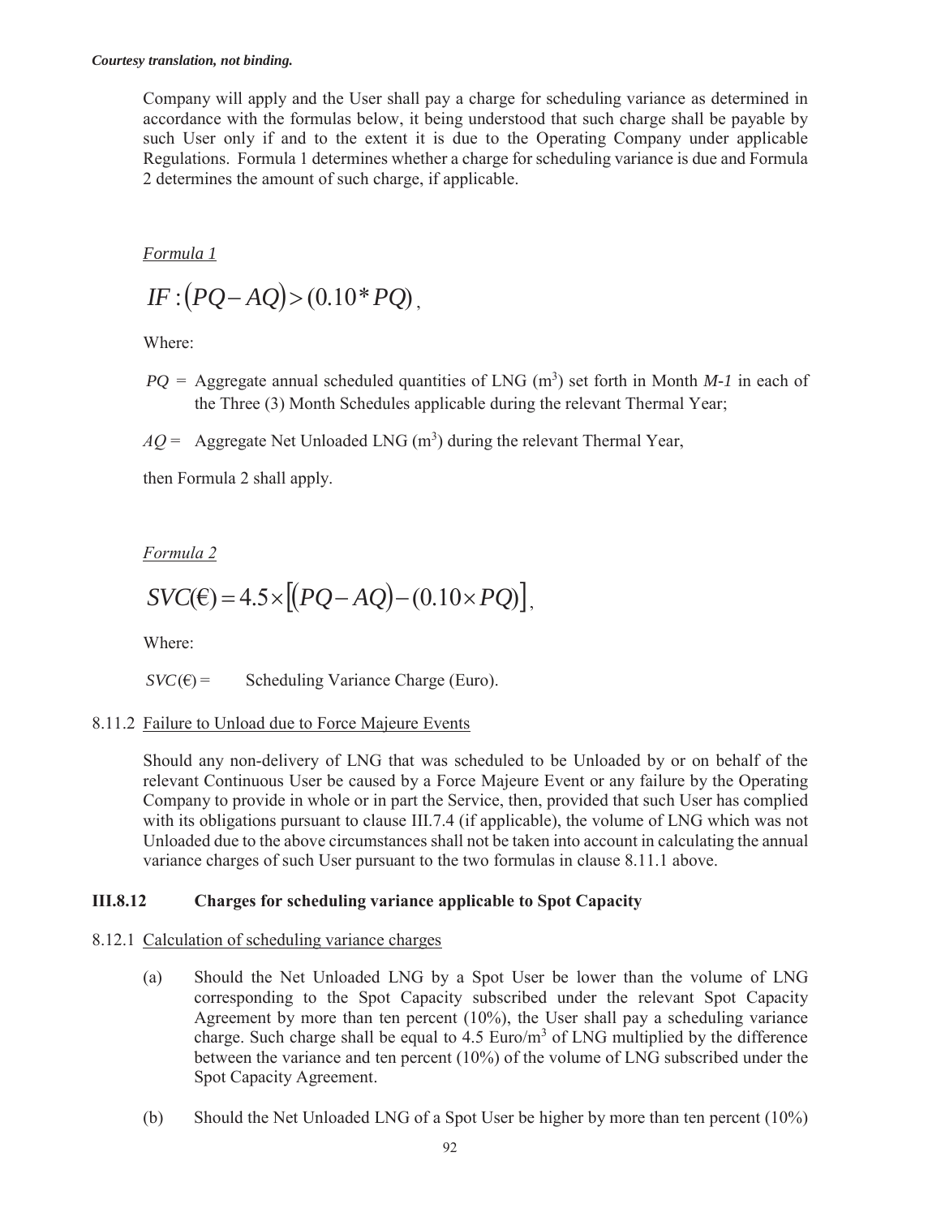*Courtesy translation, not binding.*

Company will apply and the User shall pay a charge for scheduling variance as determined in accordance with the formulas below, it being understood that such charge shall be payable by such User only if and to the extent it is due to the Operating Company under applicable Regulations. Formula 1 determines whether a charge for scheduling variance is due and Formula 2 determines the amount of such charge, if applicable.

*Formula 1*

$$IF : (PQ - AQ) > (0.10 * PQ),$$

Where:

$PQ$ = Aggregate annual scheduled quantities of LNG ($m^3$) set forth in Month *M-1* in each of the Three (3) Month Schedules applicable during the relevant Thermal Year;

$AQ$ = Aggregate Net Unloaded LNG ($m^3$) during the relevant Thermal Year,

then Formula 2 shall apply.

*Formula 2*

$$SVC(€) = 4.5 \times [(PQ - AQ) - (0.10 \times PQ)],$$

Where:

$SVC(€)$ = Scheduling Variance Charge (Euro).

8.11.2 Failure to Unload due to Force Majeure Events

Should any non-delivery of LNG that was scheduled to be Unloaded by or on behalf of the relevant Continuous User be caused by a Force Majeure Event or any failure by the Operating Company to provide in whole or in part the Service, then, provided that such User has complied with its obligations pursuant to clause III.7.4 (if applicable), the volume of LNG which was not Unloaded due to the above circumstances shall not be taken into account in calculating the annual variance charges of such User pursuant to the two formulas in clause 8.11.1 above.

### III.8.12 Charges for scheduling variance applicable to Spot Capacity

8.12.1 Calculation of scheduling variance charges

(a) Should the Net Unloaded LNG by a Spot User be lower than the volume of LNG corresponding to the Spot Capacity subscribed under the relevant Spot Capacity Agreement by more than ten percent (10%), the User shall pay a scheduling variance charge. Such charge shall be equal to 4.5 Euro/$m^3$ of LNG multiplied by the difference between the variance and ten percent (10%) of the volume of LNG subscribed under the Spot Capacity Agreement.

(b) Should the Net Unloaded LNG of a Spot User be higher by more than ten percent (10%)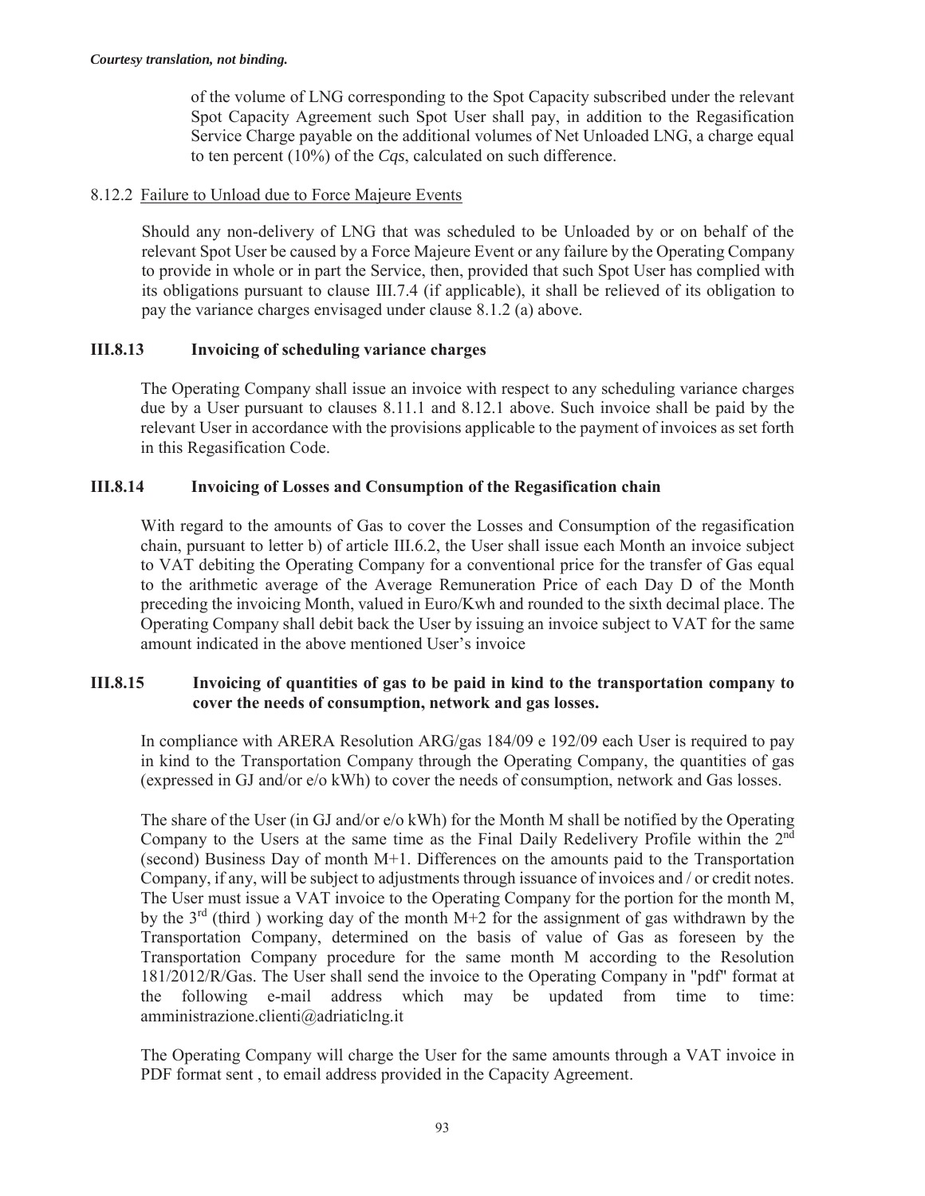of the volume of LNG corresponding to the Spot Capacity subscribed under the relevant Spot Capacity Agreement such Spot User shall pay, in addition to the Regasification Service Charge payable on the additional volumes of Net Unloaded LNG, a charge equal to ten percent (10%) of the *Cqs*, calculated on such difference.

8.12.2 Failure to Unload due to Force Majeure Events

Should any non-delivery of LNG that was scheduled to be Unloaded by or on behalf of the relevant Spot User be caused by a Force Majeure Event or any failure by the Operating Company to provide in whole or in part the Service, then, provided that such Spot User has complied with its obligations pursuant to clause III.7.4 (if applicable), it shall be relieved of its obligation to pay the variance charges envisaged under clause 8.1.2 (a) above.

### III.8.13 Invoicing of scheduling variance charges

The Operating Company shall issue an invoice with respect to any scheduling variance charges due by a User pursuant to clauses 8.11.1 and 8.12.1 above. Such invoice shall be paid by the relevant User in accordance with the provisions applicable to the payment of invoices as set forth in this Regasification Code.

### III.8.14 Invoicing of Losses and Consumption of the Regasification chain

With regard to the amounts of Gas to cover the Losses and Consumption of the regasification chain, pursuant to letter b) of article III.6.2, the User shall issue each Month an invoice subject to VAT debiting the Operating Company for a conventional price for the transfer of Gas equal to the arithmetic average of the Average Remuneration Price of each Day D of the Month preceding the invoicing Month, valued in Euro/Kwh and rounded to the sixth decimal place. The Operating Company shall debit back the User by issuing an invoice subject to VAT for the same amount indicated in the above mentioned User's invoice

### III.8.15 Invoicing of quantities of gas to be paid in kind to the transportation company to cover the needs of consumption, network and gas losses.

In compliance with ARERA Resolution ARG/gas 184/09 e 192/09 each User is required to pay in kind to the Transportation Company through the Operating Company, the quantities of gas (expressed in GJ and/or e/o kWh) to cover the needs of consumption, network and Gas losses.

The share of the User (in GJ and/or e/o kWh) for the Month M shall be notified by the Operating Company to the Users at the same time as the Final Daily Redelivery Profile within the 2nd (second) Business Day of month M+1. Differences on the amounts paid to the Transportation Company, if any, will be subject to adjustments through issuance of invoices and / or credit notes. The User must issue a VAT invoice to the Operating Company for the portion for the month M, by the 3rd (third ) working day of the month M+2 for the assignment of gas withdrawn by the Transportation Company, determined on the basis of value of Gas as foreseen by the Transportation Company procedure for the same month M according to the Resolution 181/2012/R/Gas. The User shall send the invoice to the Operating Company in "pdf" format at the following e-mail address which may be updated from time to time: amministrazione.clienti@adriaticlng.it

The Operating Company will charge the User for the same amounts through a VAT invoice in PDF format sent , to email address provided in the Capacity Agreement.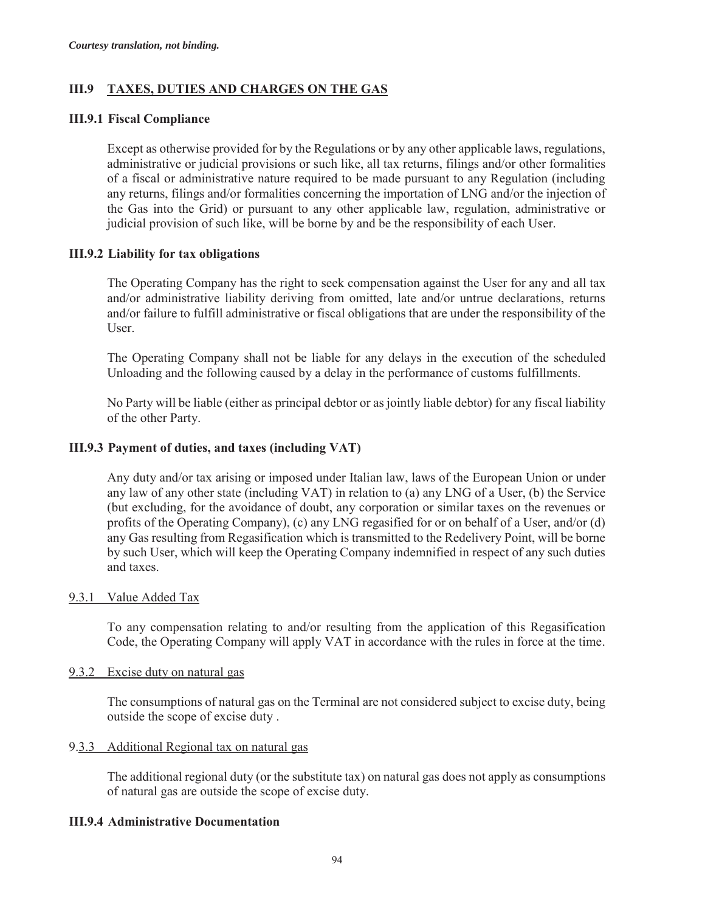*Courtesy translation, not binding.*

## III.9 TAXES, DUTIES AND CHARGES ON THE GAS

### III.9.1 Fiscal Compliance

Except as otherwise provided for by the Regulations or by any other applicable laws, regulations, administrative or judicial provisions or such like, all tax returns, filings and/or other formalities of a fiscal or administrative nature required to be made pursuant to any Regulation (including any returns, filings and/or formalities concerning the importation of LNG and/or the injection of the Gas into the Grid) or pursuant to any other applicable law, regulation, administrative or judicial provision of such like, will be borne by and be the responsibility of each User.

### III.9.2 Liability for tax obligations

The Operating Company has the right to seek compensation against the User for any and all tax and/or administrative liability deriving from omitted, late and/or untrue declarations, returns and/or failure to fulfill administrative or fiscal obligations that are under the responsibility of the User.

The Operating Company shall not be liable for any delays in the execution of the scheduled Unloading and the following caused by a delay in the performance of customs fulfillments.

No Party will be liable (either as principal debtor or as jointly liable debtor) for any fiscal liability of the other Party.

### III.9.3 Payment of duties, and taxes (including VAT)

Any duty and/or tax arising or imposed under Italian law, laws of the European Union or under any law of any other state (including VAT) in relation to (a) any LNG of a User, (b) the Service (but excluding, for the avoidance of doubt, any corporation or similar taxes on the revenues or profits of the Operating Company), (c) any LNG regasified for or on behalf of a User, and/or (d) any Gas resulting from Regasification which is transmitted to the Redelivery Point, will be borne by such User, which will keep the Operating Company indemnified in respect of any such duties and taxes.

#### 9.3.1 Value Added Tax

To any compensation relating to and/or resulting from the application of this Regasification Code, the Operating Company will apply VAT in accordance with the rules in force at the time.

#### 9.3.2 Excise duty on natural gas

The consumptions of natural gas on the Terminal are not considered subject to excise duty, being outside the scope of excise duty .

#### 9.3.3 Additional Regional tax on natural gas

The additional regional duty (or the substitute tax) on natural gas does not apply as consumptions of natural gas are outside the scope of excise duty.

### III.9.4 Administrative Documentation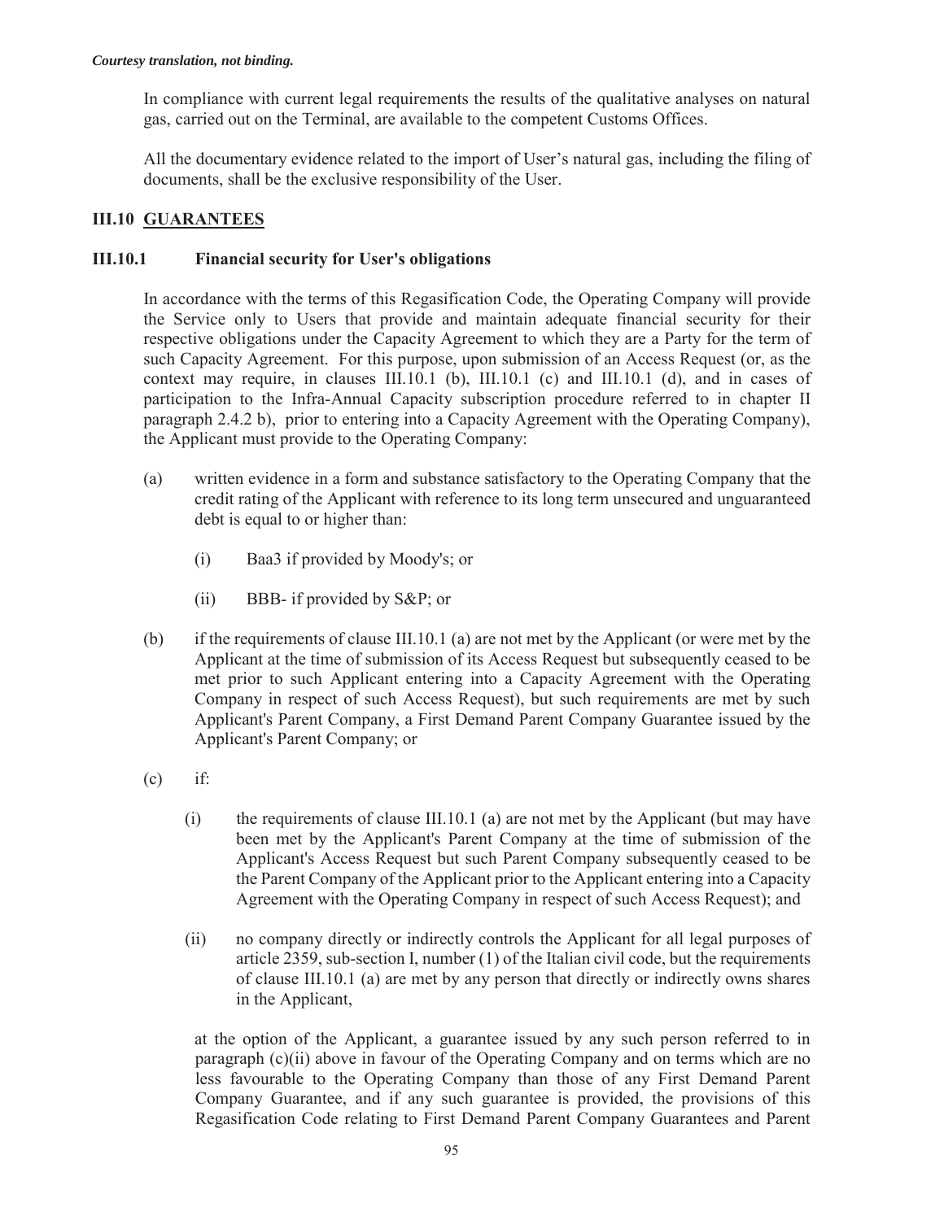*Courtesy translation, not binding.*

In compliance with current legal requirements the results of the qualitative analyses on natural gas, carried out on the Terminal, are available to the competent Customs Offices.

All the documentary evidence related to the import of User's natural gas, including the filing of documents, shall be the exclusive responsibility of the User.

## III.10 GUARANTEES

### III.10.1 Financial security for User's obligations

In accordance with the terms of this Regasification Code, the Operating Company will provide the Service only to Users that provide and maintain adequate financial security for their respective obligations under the Capacity Agreement to which they are a Party for the term of such Capacity Agreement. For this purpose, upon submission of an Access Request (or, as the context may require, in clauses III.10.1 (b), III.10.1 (c) and III.10.1 (d), and in cases of participation to the Infra-Annual Capacity subscription procedure referred to in chapter II paragraph 2.4.2 b), prior to entering into a Capacity Agreement with the Operating Company), the Applicant must provide to the Operating Company:

(a) written evidence in a form and substance satisfactory to the Operating Company that the credit rating of the Applicant with reference to its long term unsecured and unguaranteed debt is equal to or higher than:

  (i) Baa3 if provided by Moody's; or

  (ii) BBB- if provided by S&P; or

(b) if the requirements of clause III.10.1 (a) are not met by the Applicant (or were met by the Applicant at the time of submission of its Access Request but subsequently ceased to be met prior to such Applicant entering into a Capacity Agreement with the Operating Company in respect of such Access Request), but such requirements are met by such Applicant's Parent Company, a First Demand Parent Company Guarantee issued by the Applicant's Parent Company; or

(c) if:

  (i) the requirements of clause III.10.1 (a) are not met by the Applicant (but may have been met by the Applicant's Parent Company at the time of submission of the Applicant's Access Request but such Parent Company subsequently ceased to be the Parent Company of the Applicant prior to the Applicant entering into a Capacity Agreement with the Operating Company in respect of such Access Request); and

  (ii) no company directly or indirectly controls the Applicant for all legal purposes of article 2359, sub-section I, number (1) of the Italian civil code, but the requirements of clause III.10.1 (a) are met by any person that directly or indirectly owns shares in the Applicant,

at the option of the Applicant, a guarantee issued by any such person referred to in paragraph (c)(ii) above in favour of the Operating Company and on terms which are no less favourable to the Operating Company than those of any First Demand Parent Company Guarantee, and if any such guarantee is provided, the provisions of this Regasification Code relating to First Demand Parent Company Guarantees and Parent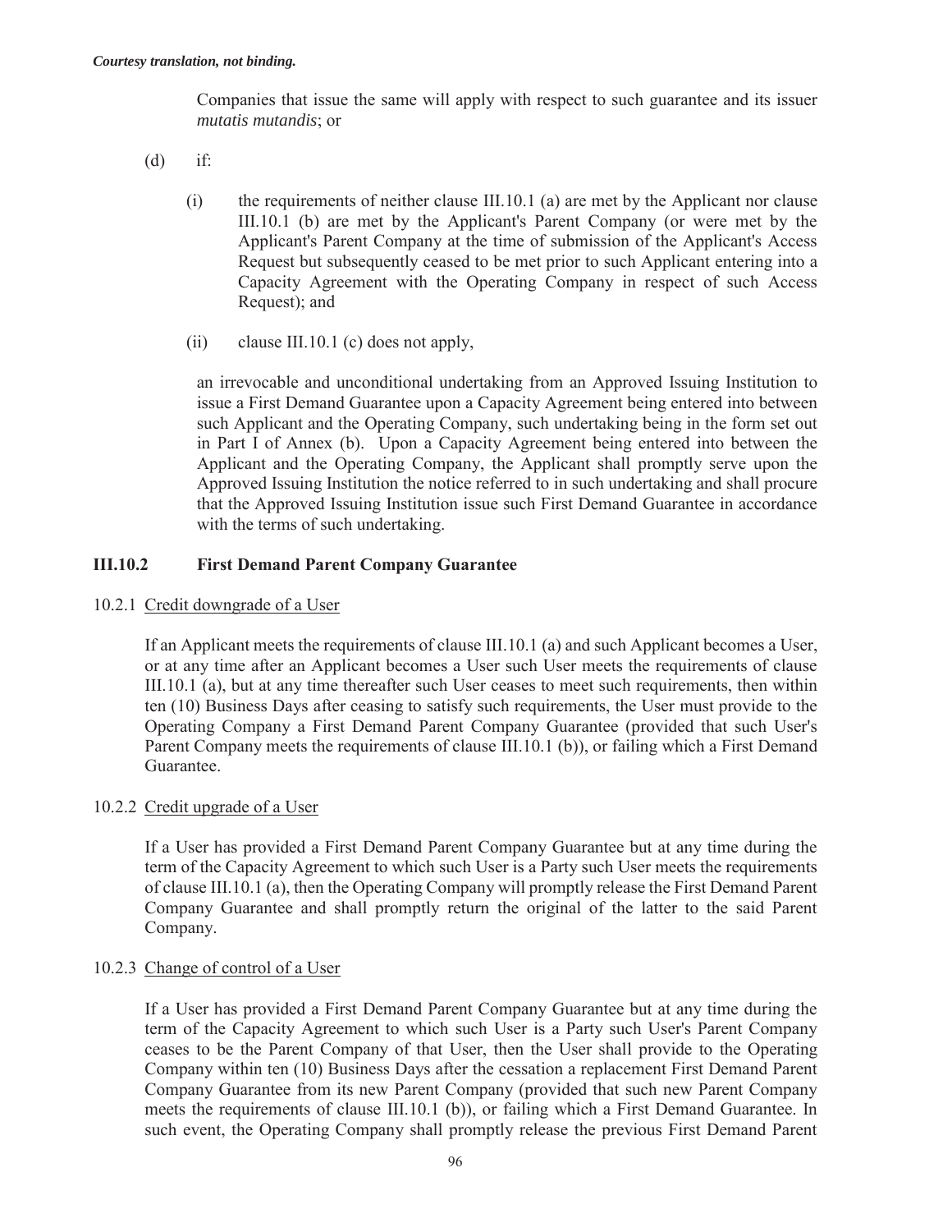Companies that issue the same will apply with respect to such guarantee and its issuer *mutatis mutandis*; or

(d) if:

(i) the requirements of neither clause III.10.1 (a) are met by the Applicant nor clause III.10.1 (b) are met by the Applicant's Parent Company (or were met by the Applicant's Parent Company at the time of submission of the Applicant's Access Request but subsequently ceased to be met prior to such Applicant entering into a Capacity Agreement with the Operating Company in respect of such Access Request); and

(ii) clause III.10.1 (c) does not apply,

an irrevocable and unconditional undertaking from an Approved Issuing Institution to issue a First Demand Guarantee upon a Capacity Agreement being entered into between such Applicant and the Operating Company, such undertaking being in the form set out in Part I of Annex (b). Upon a Capacity Agreement being entered into between the Applicant and the Operating Company, the Applicant shall promptly serve upon the Approved Issuing Institution the notice referred to in such undertaking and shall procure that the Approved Issuing Institution issue such First Demand Guarantee in accordance with the terms of such undertaking.

### III.10.2 First Demand Parent Company Guarantee

10.2.1 <u>Credit downgrade of a User</u>

If an Applicant meets the requirements of clause III.10.1 (a) and such Applicant becomes a User, or at any time after an Applicant becomes a User such User meets the requirements of clause III.10.1 (a), but at any time thereafter such User ceases to meet such requirements, then within ten (10) Business Days after ceasing to satisfy such requirements, the User must provide to the Operating Company a First Demand Parent Company Guarantee (provided that such User's Parent Company meets the requirements of clause III.10.1 (b)), or failing which a First Demand Guarantee.

10.2.2 <u>Credit upgrade of a User</u>

If a User has provided a First Demand Parent Company Guarantee but at any time during the term of the Capacity Agreement to which such User is a Party such User meets the requirements of clause III.10.1 (a), then the Operating Company will promptly release the First Demand Parent Company Guarantee and shall promptly return the original of the latter to the said Parent Company.

10.2.3 <u>Change of control of a User</u>

If a User has provided a First Demand Parent Company Guarantee but at any time during the term of the Capacity Agreement to which such User is a Party such User's Parent Company ceases to be the Parent Company of that User, then the User shall provide to the Operating Company within ten (10) Business Days after the cessation a replacement First Demand Parent Company Guarantee from its new Parent Company (provided that such new Parent Company meets the requirements of clause III.10.1 (b)), or failing which a First Demand Guarantee. In such event, the Operating Company shall promptly release the previous First Demand Parent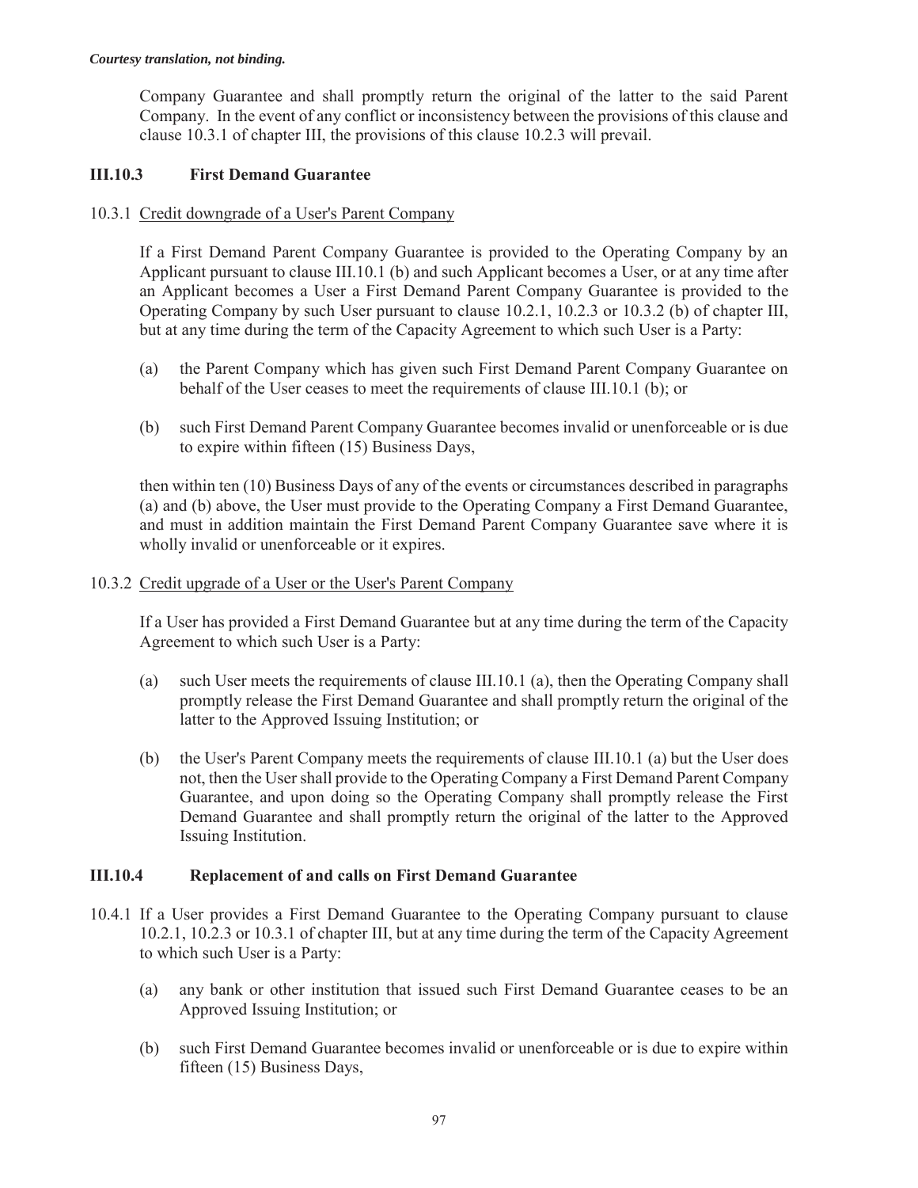Company Guarantee and shall promptly return the original of the latter to the said Parent Company. In the event of any conflict or inconsistency between the provisions of this clause and clause 10.3.1 of chapter III, the provisions of this clause 10.2.3 will prevail.

### III.10.3 First Demand Guarantee

10.3.1 <u>Credit downgrade of a User's Parent Company</u>

If a First Demand Parent Company Guarantee is provided to the Operating Company by an Applicant pursuant to clause III.10.1 (b) and such Applicant becomes a User, or at any time after an Applicant becomes a User a First Demand Parent Company Guarantee is provided to the Operating Company by such User pursuant to clause 10.2.1, 10.2.3 or 10.3.2 (b) of chapter III, but at any time during the term of the Capacity Agreement to which such User is a Party:

(a) the Parent Company which has given such First Demand Parent Company Guarantee on behalf of the User ceases to meet the requirements of clause III.10.1 (b); or

(b) such First Demand Parent Company Guarantee becomes invalid or unenforceable or is due to expire within fifteen (15) Business Days,

then within ten (10) Business Days of any of the events or circumstances described in paragraphs (a) and (b) above, the User must provide to the Operating Company a First Demand Guarantee, and must in addition maintain the First Demand Parent Company Guarantee save where it is wholly invalid or unenforceable or it expires.

10.3.2 <u>Credit upgrade of a User or the User's Parent Company</u>

If a User has provided a First Demand Guarantee but at any time during the term of the Capacity Agreement to which such User is a Party:

(a) such User meets the requirements of clause III.10.1 (a), then the Operating Company shall promptly release the First Demand Guarantee and shall promptly return the original of the latter to the Approved Issuing Institution; or

(b) the User's Parent Company meets the requirements of clause III.10.1 (a) but the User does not, then the User shall provide to the Operating Company a First Demand Parent Company Guarantee, and upon doing so the Operating Company shall promptly release the First Demand Guarantee and shall promptly return the original of the latter to the Approved Issuing Institution.

### III.10.4 Replacement of and calls on First Demand Guarantee

10.4.1 If a User provides a First Demand Guarantee to the Operating Company pursuant to clause 10.2.1, 10.2.3 or 10.3.1 of chapter III, but at any time during the term of the Capacity Agreement to which such User is a Party:

(a) any bank or other institution that issued such First Demand Guarantee ceases to be an Approved Issuing Institution; or

(b) such First Demand Guarantee becomes invalid or unenforceable or is due to expire within fifteen (15) Business Days,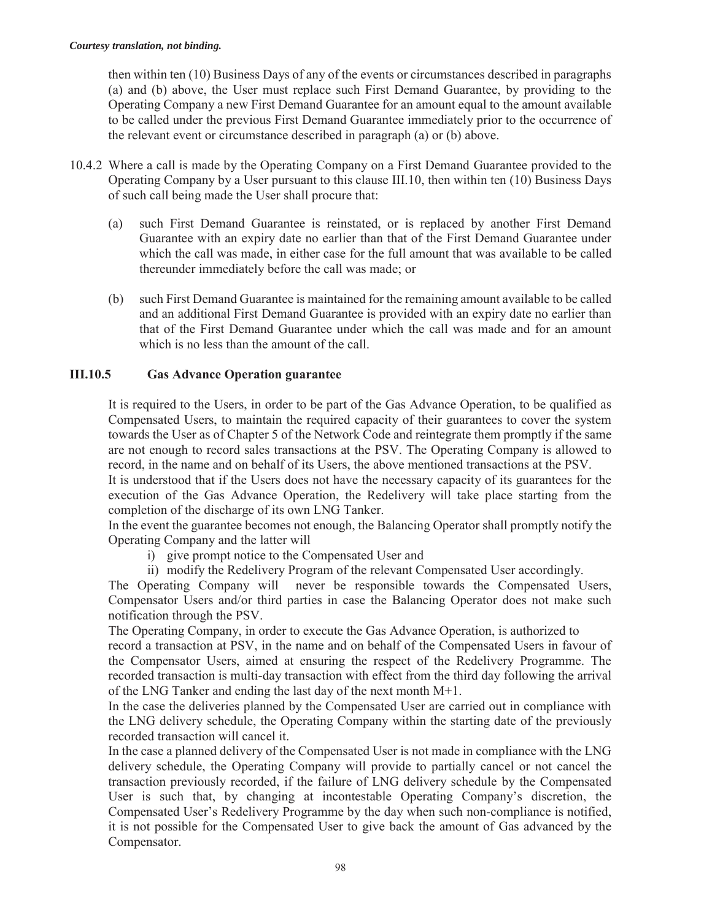then within ten (10) Business Days of any of the events or circumstances described in paragraphs (a) and (b) above, the User must replace such First Demand Guarantee, by providing to the Operating Company a new First Demand Guarantee for an amount equal to the amount available to be called under the previous First Demand Guarantee immediately prior to the occurrence of the relevant event or circumstance described in paragraph (a) or (b) above.

10.4.2 Where a call is made by the Operating Company on a First Demand Guarantee provided to the Operating Company by a User pursuant to this clause III.10, then within ten (10) Business Days of such call being made the User shall procure that:

(a) such First Demand Guarantee is reinstated, or is replaced by another First Demand Guarantee with an expiry date no earlier than that of the First Demand Guarantee under which the call was made, in either case for the full amount that was available to be called thereunder immediately before the call was made; or

(b) such First Demand Guarantee is maintained for the remaining amount available to be called and an additional First Demand Guarantee is provided with an expiry date no earlier than that of the First Demand Guarantee under which the call was made and for an amount which is no less than the amount of the call.

### III.10.5 Gas Advance Operation guarantee

It is required to the Users, in order to be part of the Gas Advance Operation, to be qualified as Compensated Users, to maintain the required capacity of their guarantees to cover the system towards the User as of Chapter 5 of the Network Code and reintegrate them promptly if the same are not enough to record sales transactions at the PSV. The Operating Company is allowed to record, in the name and on behalf of its Users, the above mentioned transactions at the PSV.

It is understood that if the Users does not have the necessary capacity of its guarantees for the execution of the Gas Advance Operation, the Redelivery will take place starting from the completion of the discharge of its own LNG Tanker.

In the event the guarantee becomes not enough, the Balancing Operator shall promptly notify the Operating Company and the latter will

i) give prompt notice to the Compensated User and
ii) modify the Redelivery Program of the relevant Compensated User accordingly.

The Operating Company will never be responsible towards the Compensated Users, Compensator Users and/or third parties in case the Balancing Operator does not make such notification through the PSV.

The Operating Company, in order to execute the Gas Advance Operation, is authorized to record a transaction at PSV, in the name and on behalf of the Compensated Users in favour of the Compensator Users, aimed at ensuring the respect of the Redelivery Programme. The recorded transaction is multi-day transaction with effect from the third day following the arrival of the LNG Tanker and ending the last day of the next month M+1.

In the case the deliveries planned by the Compensated User are carried out in compliance with the LNG delivery schedule, the Operating Company within the starting date of the previously recorded transaction will cancel it.

In the case a planned delivery of the Compensated User is not made in compliance with the LNG delivery schedule, the Operating Company will provide to partially cancel or not cancel the transaction previously recorded, if the failure of LNG delivery schedule by the Compensated User is such that, by changing at incontestable Operating Company's discretion, the Compensated User's Redelivery Programme by the day when such non-compliance is notified, it is not possible for the Compensated User to give back the amount of Gas advanced by the Compensator.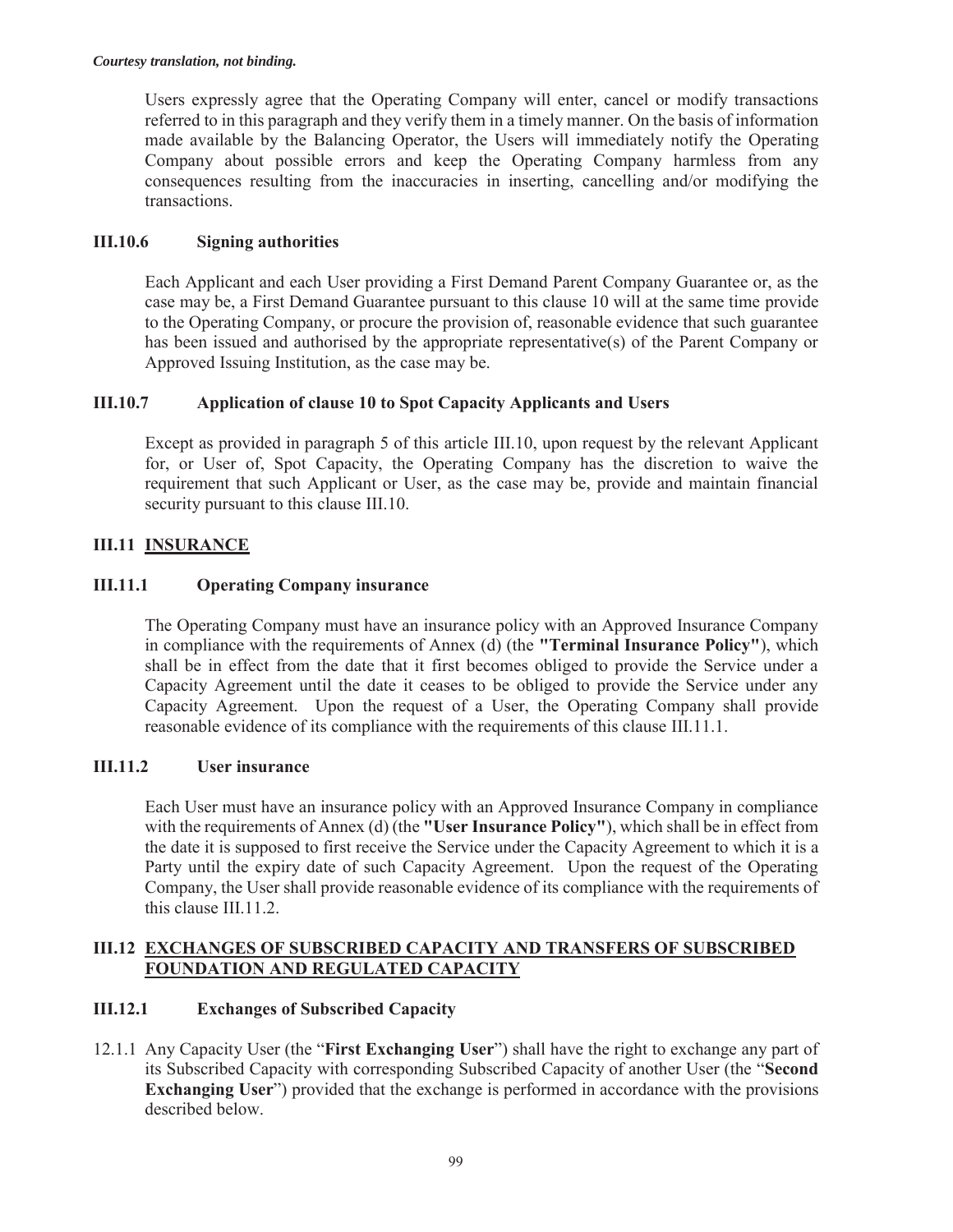Users expressly agree that the Operating Company will enter, cancel or modify transactions referred to in this paragraph and they verify them in a timely manner. On the basis of information made available by the Balancing Operator, the Users will immediately notify the Operating Company about possible errors and keep the Operating Company harmless from any consequences resulting from the inaccuracies in inserting, cancelling and/or modifying the transactions.

### III.10.6 Signing authorities

Each Applicant and each User providing a First Demand Parent Company Guarantee or, as the case may be, a First Demand Guarantee pursuant to this clause 10 will at the same time provide to the Operating Company, or procure the provision of, reasonable evidence that such guarantee has been issued and authorised by the appropriate representative(s) of the Parent Company or Approved Issuing Institution, as the case may be.

### III.10.7 Application of clause 10 to Spot Capacity Applicants and Users

Except as provided in paragraph 5 of this article III.10, upon request by the relevant Applicant for, or User of, Spot Capacity, the Operating Company has the discretion to waive the requirement that such Applicant or User, as the case may be, provide and maintain financial security pursuant to this clause III.10.

## III.11 INSURANCE

### III.11.1 Operating Company insurance

The Operating Company must have an insurance policy with an Approved Insurance Company in compliance with the requirements of Annex (d) (the **"Terminal Insurance Policy"**), which shall be in effect from the date that it first becomes obliged to provide the Service under a Capacity Agreement until the date it ceases to be obliged to provide the Service under any Capacity Agreement. Upon the request of a User, the Operating Company shall provide reasonable evidence of its compliance with the requirements of this clause III.11.1.

### III.11.2 User insurance

Each User must have an insurance policy with an Approved Insurance Company in compliance with the requirements of Annex (d) (the **"User Insurance Policy"**), which shall be in effect from the date it is supposed to first receive the Service under the Capacity Agreement to which it is a Party until the expiry date of such Capacity Agreement. Upon the request of the Operating Company, the User shall provide reasonable evidence of its compliance with the requirements of this clause III.11.2.

## III.12 EXCHANGES OF SUBSCRIBED CAPACITY AND TRANSFERS OF SUBSCRIBED FOUNDATION AND REGULATED CAPACITY

### III.12.1 Exchanges of Subscribed Capacity

12.1.1 Any Capacity User (the "**First Exchanging User**") shall have the right to exchange any part of its Subscribed Capacity with corresponding Subscribed Capacity of another User (the "**Second Exchanging User**") provided that the exchange is performed in accordance with the provisions described below.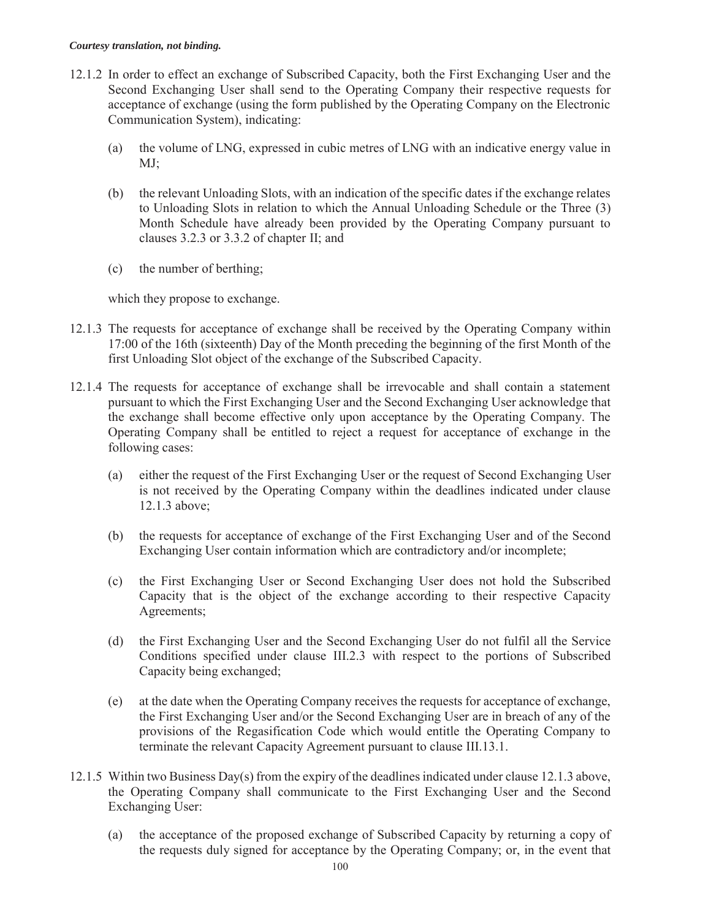*Courtesy translation, not binding.*

12.1.2 In order to effect an exchange of Subscribed Capacity, both the First Exchanging User and the Second Exchanging User shall send to the Operating Company their respective requests for acceptance of exchange (using the form published by the Operating Company on the Electronic Communication System), indicating:

(a) the volume of LNG, expressed in cubic metres of LNG with an indicative energy value in MJ;

(b) the relevant Unloading Slots, with an indication of the specific dates if the exchange relates to Unloading Slots in relation to which the Annual Unloading Schedule or the Three (3) Month Schedule have already been provided by the Operating Company pursuant to clauses 3.2.3 or 3.3.2 of chapter II; and

(c) the number of berthing;

which they propose to exchange.

12.1.3 The requests for acceptance of exchange shall be received by the Operating Company within 17:00 of the 16th (sixteenth) Day of the Month preceding the beginning of the first Month of the first Unloading Slot object of the exchange of the Subscribed Capacity.

12.1.4 The requests for acceptance of exchange shall be irrevocable and shall contain a statement pursuant to which the First Exchanging User and the Second Exchanging User acknowledge that the exchange shall become effective only upon acceptance by the Operating Company. The Operating Company shall be entitled to reject a request for acceptance of exchange in the following cases:

(a) either the request of the First Exchanging User or the request of Second Exchanging User is not received by the Operating Company within the deadlines indicated under clause 12.1.3 above;

(b) the requests for acceptance of exchange of the First Exchanging User and of the Second Exchanging User contain information which are contradictory and/or incomplete;

(c) the First Exchanging User or Second Exchanging User does not hold the Subscribed Capacity that is the object of the exchange according to their respective Capacity Agreements;

(d) the First Exchanging User and the Second Exchanging User do not fulfil all the Service Conditions specified under clause III.2.3 with respect to the portions of Subscribed Capacity being exchanged;

(e) at the date when the Operating Company receives the requests for acceptance of exchange, the First Exchanging User and/or the Second Exchanging User are in breach of any of the provisions of the Regasification Code which would entitle the Operating Company to terminate the relevant Capacity Agreement pursuant to clause III.13.1.

12.1.5 Within two Business Day(s) from the expiry of the deadlines indicated under clause 12.1.3 above, the Operating Company shall communicate to the First Exchanging User and the Second Exchanging User:

(a) the acceptance of the proposed exchange of Subscribed Capacity by returning a copy of the requests duly signed for acceptance by the Operating Company; or, in the event that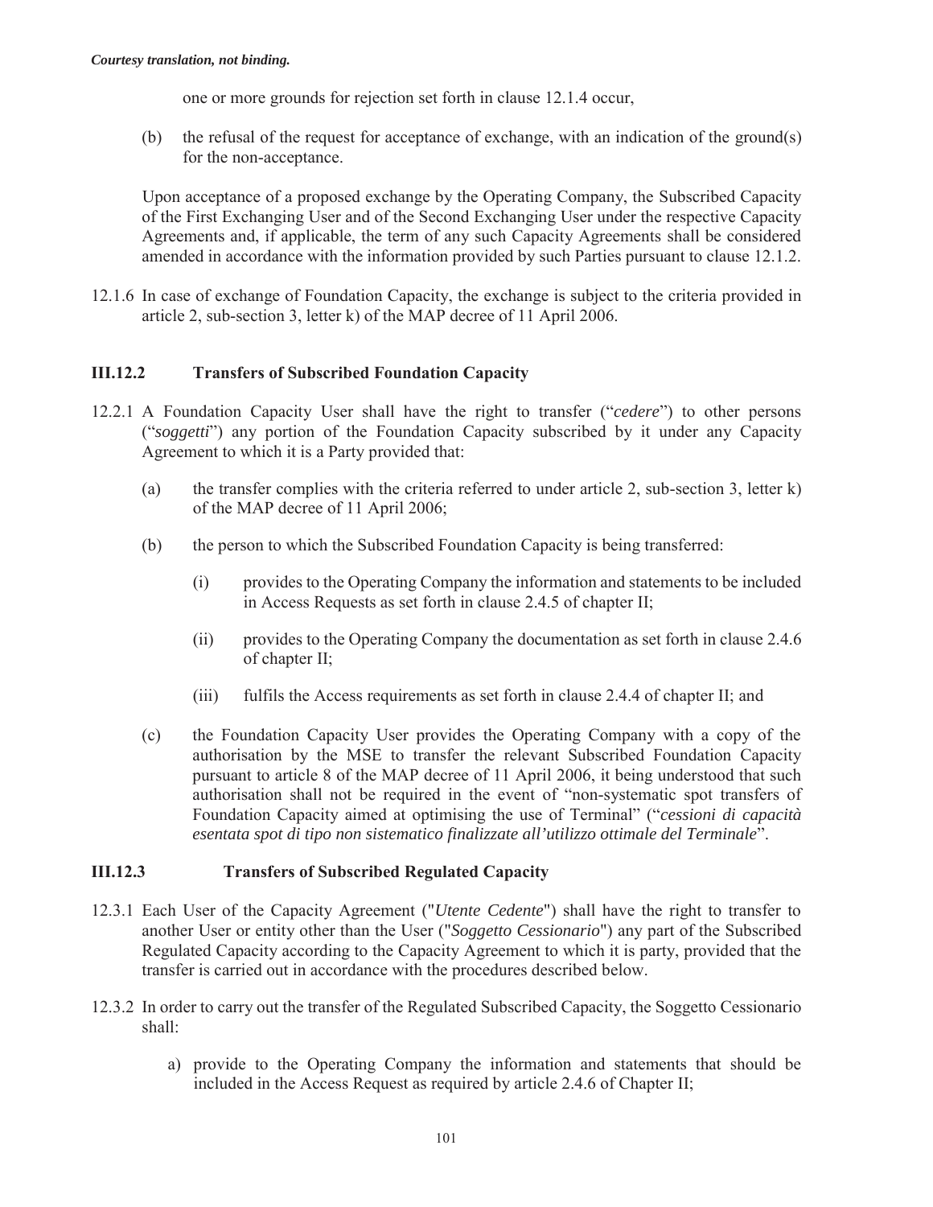one or more grounds for rejection set forth in clause 12.1.4 occur,

(b) the refusal of the request for acceptance of exchange, with an indication of the ground(s) for the non-acceptance.

Upon acceptance of a proposed exchange by the Operating Company, the Subscribed Capacity of the First Exchanging User and of the Second Exchanging User under the respective Capacity Agreements and, if applicable, the term of any such Capacity Agreements shall be considered amended in accordance with the information provided by such Parties pursuant to clause 12.1.2.

12.1.6 In case of exchange of Foundation Capacity, the exchange is subject to the criteria provided in article 2, sub-section 3, letter k) of the MAP decree of 11 April 2006.

### III.12.2 Transfers of Subscribed Foundation Capacity

12.2.1 A Foundation Capacity User shall have the right to transfer ("*cedere*") to other persons ("*soggetti*") any portion of the Foundation Capacity subscribed by it under any Capacity Agreement to which it is a Party provided that:

(a) the transfer complies with the criteria referred to under article 2, sub-section 3, letter k) of the MAP decree of 11 April 2006;

(b) the person to which the Subscribed Foundation Capacity is being transferred:

(i) provides to the Operating Company the information and statements to be included in Access Requests as set forth in clause 2.4.5 of chapter II;

(ii) provides to the Operating Company the documentation as set forth in clause 2.4.6 of chapter II;

(iii) fulfils the Access requirements as set forth in clause 2.4.4 of chapter II; and

(c) the Foundation Capacity User provides the Operating Company with a copy of the authorisation by the MSE to transfer the relevant Subscribed Foundation Capacity pursuant to article 8 of the MAP decree of 11 April 2006, it being understood that such authorisation shall not be required in the event of "non-systematic spot transfers of Foundation Capacity aimed at optimising the use of Terminal" ("*cessioni di capacità esentata spot di tipo non sistematico finalizzate all'utilizzo ottimale del Terminale*".

### III.12.3 Transfers of Subscribed Regulated Capacity

12.3.1 Each User of the Capacity Agreement ("*Utente Cedente*") shall have the right to transfer to another User or entity other than the User ("*Soggetto Cessionario*") any part of the Subscribed Regulated Capacity according to the Capacity Agreement to which it is party, provided that the transfer is carried out in accordance with the procedures described below.

12.3.2 In order to carry out the transfer of the Regulated Subscribed Capacity, the Soggetto Cessionario shall:

a) provide to the Operating Company the information and statements that should be included in the Access Request as required by article 2.4.6 of Chapter II;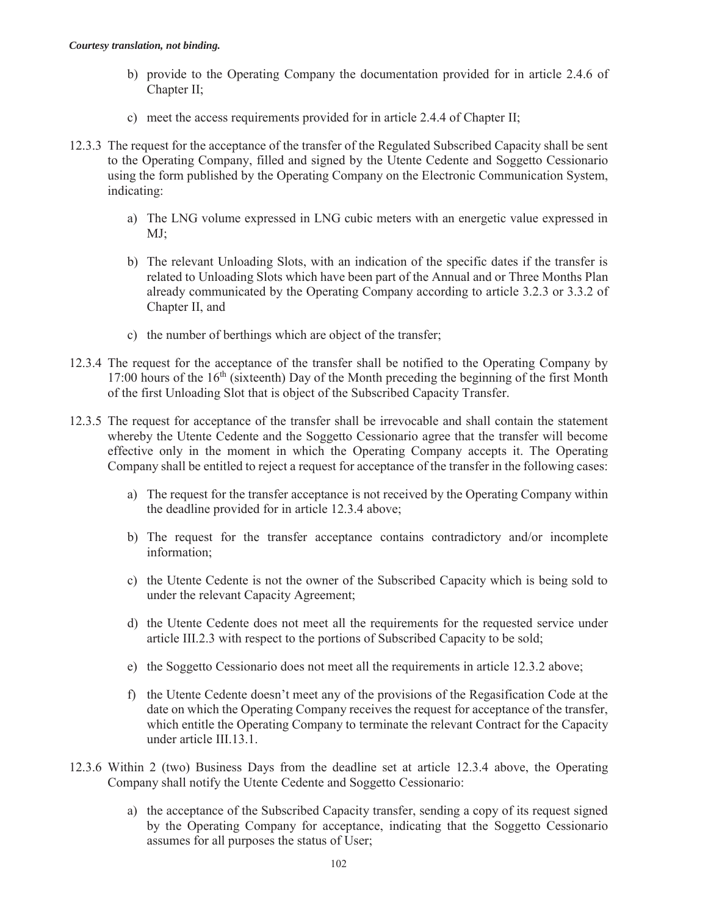b) provide to the Operating Company the documentation provided for in article 2.4.6 of Chapter II;

c) meet the access requirements provided for in article 2.4.4 of Chapter II;

12.3.3 The request for the acceptance of the transfer of the Regulated Subscribed Capacity shall be sent to the Operating Company, filled and signed by the Utente Cedente and Soggetto Cessionario using the form published by the Operating Company on the Electronic Communication System, indicating:

a) The LNG volume expressed in LNG cubic meters with an energetic value expressed in MJ;

b) The relevant Unloading Slots, with an indication of the specific dates if the transfer is related to Unloading Slots which have been part of the Annual and or Three Months Plan already communicated by the Operating Company according to article 3.2.3 or 3.3.2 of Chapter II, and

c) the number of berthings which are object of the transfer;

12.3.4 The request for the acceptance of the transfer shall be notified to the Operating Company by 17:00 hours of the 16th (sixteenth) Day of the Month preceding the beginning of the first Month of the first Unloading Slot that is object of the Subscribed Capacity Transfer.

12.3.5 The request for acceptance of the transfer shall be irrevocable and shall contain the statement whereby the Utente Cedente and the Soggetto Cessionario agree that the transfer will become effective only in the moment in which the Operating Company accepts it. The Operating Company shall be entitled to reject a request for acceptance of the transfer in the following cases:

a) The request for the transfer acceptance is not received by the Operating Company within the deadline provided for in article 12.3.4 above;

b) The request for the transfer acceptance contains contradictory and/or incomplete information;

c) the Utente Cedente is not the owner of the Subscribed Capacity which is being sold to under the relevant Capacity Agreement;

d) the Utente Cedente does not meet all the requirements for the requested service under article III.2.3 with respect to the portions of Subscribed Capacity to be sold;

e) the Soggetto Cessionario does not meet all the requirements in article 12.3.2 above;

f) the Utente Cedente doesn't meet any of the provisions of the Regasification Code at the date on which the Operating Company receives the request for acceptance of the transfer, which entitle the Operating Company to terminate the relevant Contract for the Capacity under article III.13.1.

12.3.6 Within 2 (two) Business Days from the deadline set at article 12.3.4 above, the Operating Company shall notify the Utente Cedente and Soggetto Cessionario:

a) the acceptance of the Subscribed Capacity transfer, sending a copy of its request signed by the Operating Company for acceptance, indicating that the Soggetto Cessionario assumes for all purposes the status of User;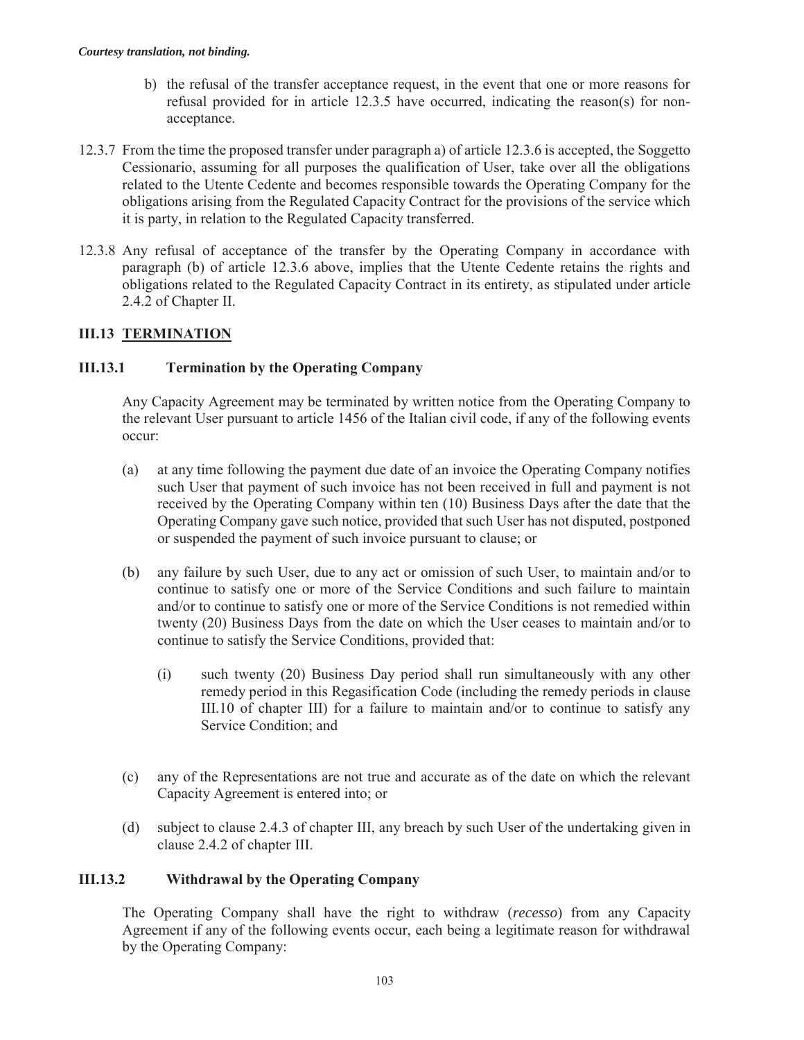*Courtesy translation, not binding.*

b) the refusal of the transfer acceptance request, in the event that one or more reasons for refusal provided for in article 12.3.5 have occurred, indicating the reason(s) for non-acceptance.

12.3.7 From the time the proposed transfer under paragraph a) of article 12.3.6 is accepted, the Soggetto Cessionario, assuming for all purposes the qualification of User, take over all the obligations related to the Utente Cedente and becomes responsible towards the Operating Company for the obligations arising from the Regulated Capacity Contract for the provisions of the service which it is party, in relation to the Regulated Capacity transferred.

12.3.8 Any refusal of acceptance of the transfer by the Operating Company in accordance with paragraph (b) of article 12.3.6 above, implies that the Utente Cedente retains the rights and obligations related to the Regulated Capacity Contract in its entirety, as stipulated under article 2.4.2 of Chapter II.

## III.13 TERMINATION

### III.13.1 Termination by the Operating Company

Any Capacity Agreement may be terminated by written notice from the Operating Company to the relevant User pursuant to article 1456 of the Italian civil code, if any of the following events occur:

(a) at any time following the payment due date of an invoice the Operating Company notifies such User that payment of such invoice has not been received in full and payment is not received by the Operating Company within ten (10) Business Days after the date that the Operating Company gave such notice, provided that such User has not disputed, postponed or suspended the payment of such invoice pursuant to clause; or

(b) any failure by such User, due to any act or omission of such User, to maintain and/or to continue to satisfy one or more of the Service Conditions and such failure to maintain and/or to continue to satisfy one or more of the Service Conditions is not remedied within twenty (20) Business Days from the date on which the User ceases to maintain and/or to continue to satisfy the Service Conditions, provided that:

   (i) such twenty (20) Business Day period shall run simultaneously with any other remedy period in this Regasification Code (including the remedy periods in clause III.10 of chapter III) for a failure to maintain and/or to continue to satisfy any Service Condition; and

(c) any of the Representations are not true and accurate as of the date on which the relevant Capacity Agreement is entered into; or

(d) subject to clause 2.4.3 of chapter III, any breach by such User of the undertaking given in clause 2.4.2 of chapter III.

### III.13.2 Withdrawal by the Operating Company

The Operating Company shall have the right to withdraw (*recesso*) from any Capacity Agreement if any of the following events occur, each being a legitimate reason for withdrawal by the Operating Company: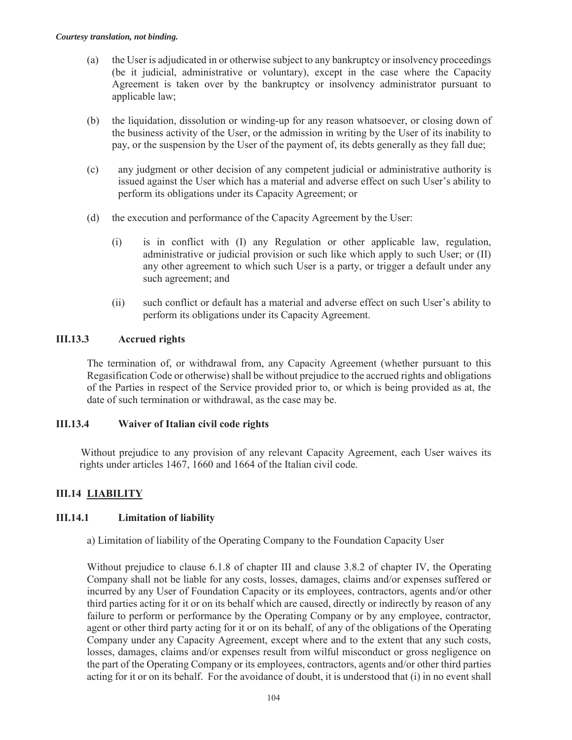(a) the User is adjudicated in or otherwise subject to any bankruptcy or insolvency proceedings (be it judicial, administrative or voluntary), except in the case where the Capacity Agreement is taken over by the bankruptcy or insolvency administrator pursuant to applicable law;

(b) the liquidation, dissolution or winding-up for any reason whatsoever, or closing down of the business activity of the User, or the admission in writing by the User of its inability to pay, or the suspension by the User of the payment of, its debts generally as they fall due;

(c) any judgment or other decision of any competent judicial or administrative authority is issued against the User which has a material and adverse effect on such User's ability to perform its obligations under its Capacity Agreement; or

(d) the execution and performance of the Capacity Agreement by the User:

(i) is in conflict with (I) any Regulation or other applicable law, regulation, administrative or judicial provision or such like which apply to such User; or (II) any other agreement to which such User is a party, or trigger a default under any such agreement; and

(ii) such conflict or default has a material and adverse effect on such User's ability to perform its obligations under its Capacity Agreement.

### III.13.3 Accrued rights

The termination of, or withdrawal from, any Capacity Agreement (whether pursuant to this Regasification Code or otherwise) shall be without prejudice to the accrued rights and obligations of the Parties in respect of the Service provided prior to, or which is being provided as at, the date of such termination or withdrawal, as the case may be.

### III.13.4 Waiver of Italian civil code rights

Without prejudice to any provision of any relevant Capacity Agreement, each User waives its rights under articles 1467, 1660 and 1664 of the Italian civil code.

## III.14 LIABILITY

### III.14.1 Limitation of liability

a) Limitation of liability of the Operating Company to the Foundation Capacity User

Without prejudice to clause 6.1.8 of chapter III and clause 3.8.2 of chapter IV, the Operating Company shall not be liable for any costs, losses, damages, claims and/or expenses suffered or incurred by any User of Foundation Capacity or its employees, contractors, agents and/or other third parties acting for it or on its behalf which are caused, directly or indirectly by reason of any failure to perform or performance by the Operating Company or by any employee, contractor, agent or other third party acting for it or on its behalf, of any of the obligations of the Operating Company under any Capacity Agreement, except where and to the extent that any such costs, losses, damages, claims and/or expenses result from wilful misconduct or gross negligence on the part of the Operating Company or its employees, contractors, agents and/or other third parties acting for it or on its behalf. For the avoidance of doubt, it is understood that (i) in no event shall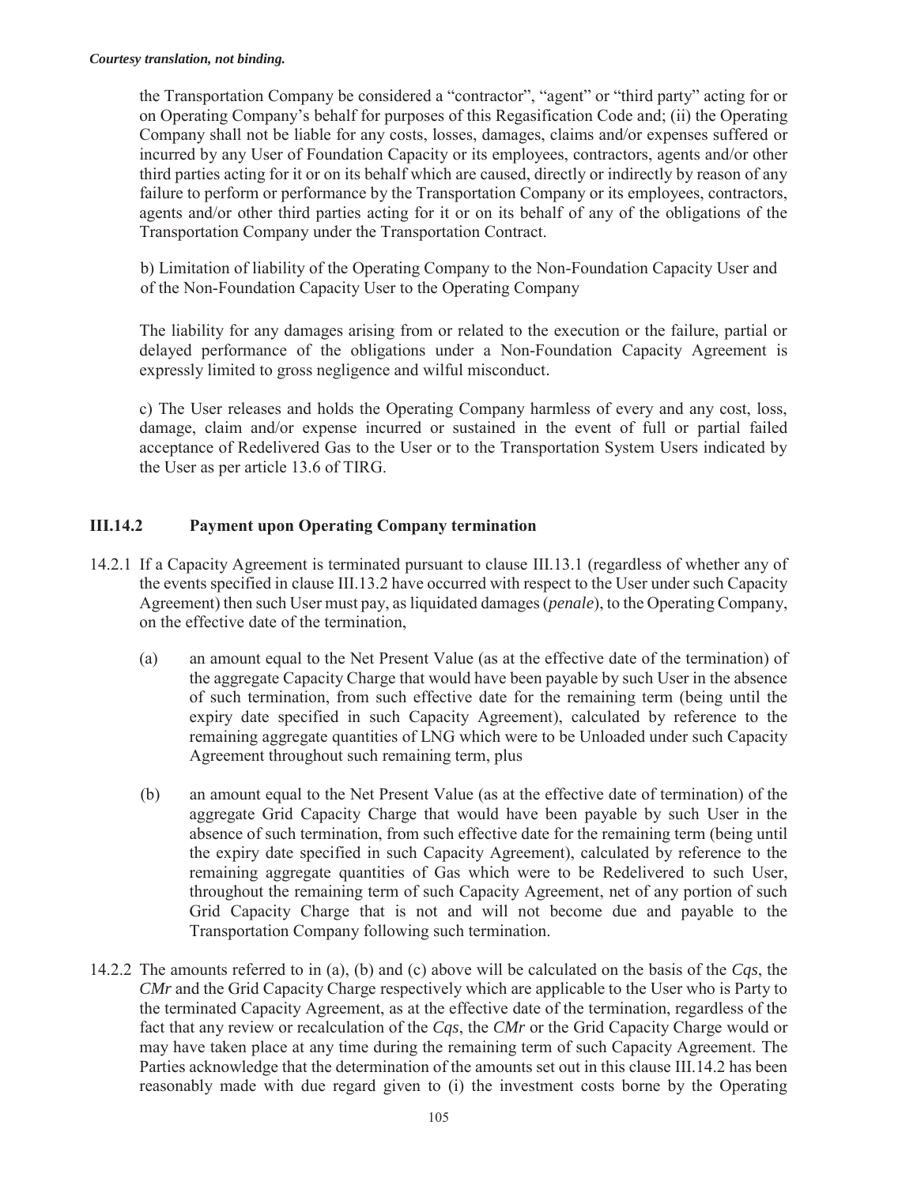the Transportation Company be considered a "contractor", "agent" or "third party" acting for or on Operating Company's behalf for purposes of this Regasification Code and; (ii) the Operating Company shall not be liable for any costs, losses, damages, claims and/or expenses suffered or incurred by any User of Foundation Capacity or its employees, contractors, agents and/or other third parties acting for it or on its behalf which are caused, directly or indirectly by reason of any failure to perform or performance by the Transportation Company or its employees, contractors, agents and/or other third parties acting for it or on its behalf of any of the obligations of the Transportation Company under the Transportation Contract.

b) Limitation of liability of the Operating Company to the Non-Foundation Capacity User and of the Non-Foundation Capacity User to the Operating Company

The liability for any damages arising from or related to the execution or the failure, partial or delayed performance of the obligations under a Non-Foundation Capacity Agreement is expressly limited to gross negligence and wilful misconduct.

c) The User releases and holds the Operating Company harmless of every and any cost, loss, damage, claim and/or expense incurred or sustained in the event of full or partial failed acceptance of Redelivered Gas to the User or to the Transportation System Users indicated by the User as per article 13.6 of TIRG.

### III.14.2 Payment upon Operating Company termination

14.2.1 If a Capacity Agreement is terminated pursuant to clause III.13.1 (regardless of whether any of the events specified in clause III.13.2 have occurred with respect to the User under such Capacity Agreement) then such User must pay, as liquidated damages (*penale*), to the Operating Company, on the effective date of the termination,

(a) an amount equal to the Net Present Value (as at the effective date of the termination) of the aggregate Capacity Charge that would have been payable by such User in the absence of such termination, from such effective date for the remaining term (being until the expiry date specified in such Capacity Agreement), calculated by reference to the remaining aggregate quantities of LNG which were to be Unloaded under such Capacity Agreement throughout such remaining term, plus

(b) an amount equal to the Net Present Value (as at the effective date of termination) of the aggregate Grid Capacity Charge that would have been payable by such User in the absence of such termination, from such effective date for the remaining term (being until the expiry date specified in such Capacity Agreement), calculated by reference to the remaining aggregate quantities of Gas which were to be Redelivered to such User, throughout the remaining term of such Capacity Agreement, net of any portion of such Grid Capacity Charge that is not and will not become due and payable to the Transportation Company following such termination.

14.2.2 The amounts referred to in (a), (b) and (c) above will be calculated on the basis of the *Cqs*, the *CMr* and the Grid Capacity Charge respectively which are applicable to the User who is Party to the terminated Capacity Agreement, as at the effective date of the termination, regardless of the fact that any review or recalculation of the *Cqs*, the *CMr* or the Grid Capacity Charge would or may have taken place at any time during the remaining term of such Capacity Agreement. The Parties acknowledge that the determination of the amounts set out in this clause III.14.2 has been reasonably made with due regard given to (i) the investment costs borne by the Operating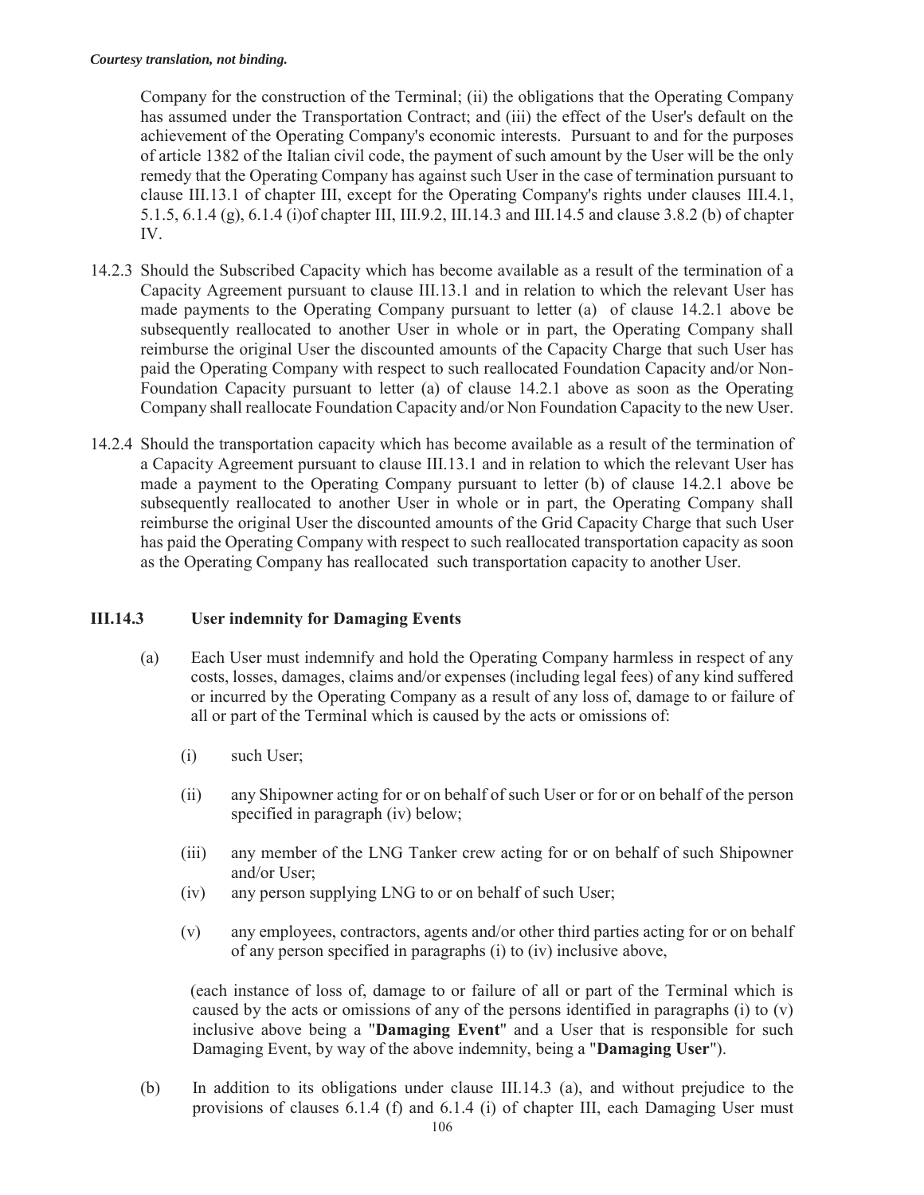Company for the construction of the Terminal; (ii) the obligations that the Operating Company has assumed under the Transportation Contract; and (iii) the effect of the User's default on the achievement of the Operating Company's economic interests. Pursuant to and for the purposes of article 1382 of the Italian civil code, the payment of such amount by the User will be the only remedy that the Operating Company has against such User in the case of termination pursuant to clause III.13.1 of chapter III, except for the Operating Company's rights under clauses III.4.1, 5.1.5, 6.1.4 (g), 6.1.4 (i)of chapter III, III.9.2, III.14.3 and III.14.5 and clause 3.8.2 (b) of chapter IV.

14.2.3 Should the Subscribed Capacity which has become available as a result of the termination of a Capacity Agreement pursuant to clause III.13.1 and in relation to which the relevant User has made payments to the Operating Company pursuant to letter (a) of clause 14.2.1 above be subsequently reallocated to another User in whole or in part, the Operating Company shall reimburse the original User the discounted amounts of the Capacity Charge that such User has paid the Operating Company with respect to such reallocated Foundation Capacity and/or Non-Foundation Capacity pursuant to letter (a) of clause 14.2.1 above as soon as the Operating Company shall reallocate Foundation Capacity and/or Non Foundation Capacity to the new User.

14.2.4 Should the transportation capacity which has become available as a result of the termination of a Capacity Agreement pursuant to clause III.13.1 and in relation to which the relevant User has made a payment to the Operating Company pursuant to letter (b) of clause 14.2.1 above be subsequently reallocated to another User in whole or in part, the Operating Company shall reimburse the original User the discounted amounts of the Grid Capacity Charge that such User has paid the Operating Company with respect to such reallocated transportation capacity as soon as the Operating Company has reallocated such transportation capacity to another User.

### III.14.3 User indemnity for Damaging Events

(a) Each User must indemnify and hold the Operating Company harmless in respect of any costs, losses, damages, claims and/or expenses (including legal fees) of any kind suffered or incurred by the Operating Company as a result of any loss of, damage to or failure of all or part of the Terminal which is caused by the acts or omissions of:

  (i) such User;

  (ii) any Shipowner acting for or on behalf of such User or for or on behalf of the person specified in paragraph (iv) below;

  (iii) any member of the LNG Tanker crew acting for or on behalf of such Shipowner and/or User;

  (iv) any person supplying LNG to or on behalf of such User;

  (v) any employees, contractors, agents and/or other third parties acting for or on behalf of any person specified in paragraphs (i) to (iv) inclusive above,

  (each instance of loss of, damage to or failure of all or part of the Terminal which is caused by the acts or omissions of any of the persons identified in paragraphs (i) to (v) inclusive above being a "**Damaging Event**" and a User that is responsible for such Damaging Event, by way of the above indemnity, being a "**Damaging User**").

(b) In addition to its obligations under clause III.14.3 (a), and without prejudice to the provisions of clauses 6.1.4 (f) and 6.1.4 (i) of chapter III, each Damaging User must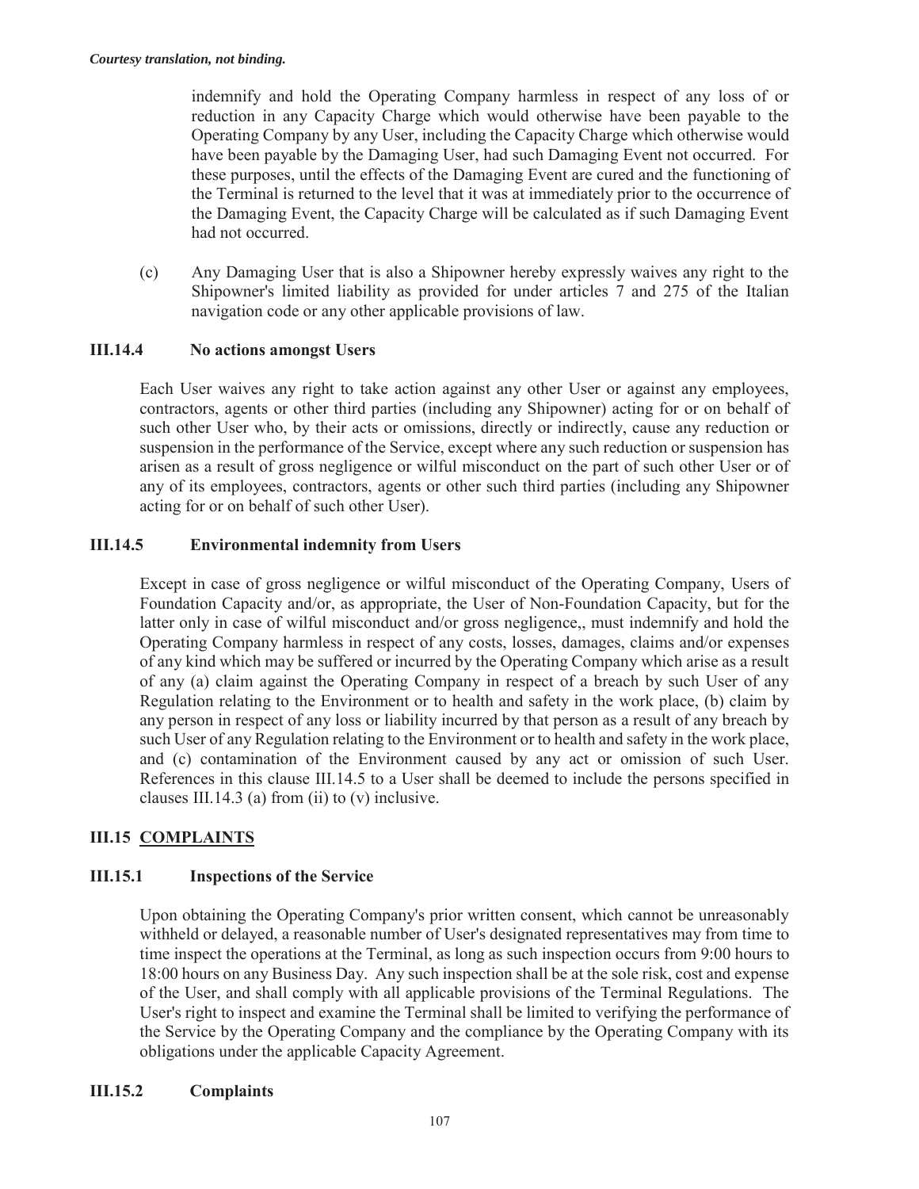indemnify and hold the Operating Company harmless in respect of any loss of or reduction in any Capacity Charge which would otherwise have been payable to the Operating Company by any User, including the Capacity Charge which otherwise would have been payable by the Damaging User, had such Damaging Event not occurred. For these purposes, until the effects of the Damaging Event are cured and the functioning of the Terminal is returned to the level that it was at immediately prior to the occurrence of the Damaging Event, the Capacity Charge will be calculated as if such Damaging Event had not occurred.

(c) Any Damaging User that is also a Shipowner hereby expressly waives any right to the Shipowner's limited liability as provided for under articles 7 and 275 of the Italian navigation code or any other applicable provisions of law.

### III.14.4 No actions amongst Users

Each User waives any right to take action against any other User or against any employees, contractors, agents or other third parties (including any Shipowner) acting for or on behalf of such other User who, by their acts or omissions, directly or indirectly, cause any reduction or suspension in the performance of the Service, except where any such reduction or suspension has arisen as a result of gross negligence or wilful misconduct on the part of such other User or of any of its employees, contractors, agents or other such third parties (including any Shipowner acting for or on behalf of such other User).

### III.14.5 Environmental indemnity from Users

Except in case of gross negligence or wilful misconduct of the Operating Company, Users of Foundation Capacity and/or, as appropriate, the User of Non-Foundation Capacity, but for the latter only in case of wilful misconduct and/or gross negligence,, must indemnify and hold the Operating Company harmless in respect of any costs, losses, damages, claims and/or expenses of any kind which may be suffered or incurred by the Operating Company which arise as a result of any (a) claim against the Operating Company in respect of a breach by such User of any Regulation relating to the Environment or to health and safety in the work place, (b) claim by any person in respect of any loss or liability incurred by that person as a result of any breach by such User of any Regulation relating to the Environment or to health and safety in the work place, and (c) contamination of the Environment caused by any act or omission of such User. References in this clause III.14.5 to a User shall be deemed to include the persons specified in clauses III.14.3 (a) from (ii) to (v) inclusive.

## III.15 COMPLAINTS

### III.15.1 Inspections of the Service

Upon obtaining the Operating Company's prior written consent, which cannot be unreasonably withheld or delayed, a reasonable number of User's designated representatives may from time to time inspect the operations at the Terminal, as long as such inspection occurs from 9:00 hours to 18:00 hours on any Business Day. Any such inspection shall be at the sole risk, cost and expense of the User, and shall comply with all applicable provisions of the Terminal Regulations. The User's right to inspect and examine the Terminal shall be limited to verifying the performance of the Service by the Operating Company and the compliance by the Operating Company with its obligations under the applicable Capacity Agreement.

### III.15.2 Complaints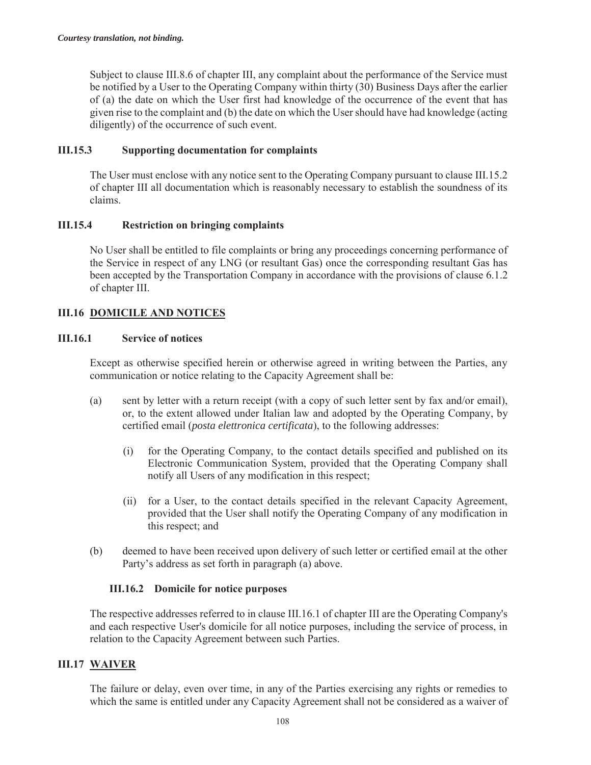Subject to clause III.8.6 of chapter III, any complaint about the performance of the Service must be notified by a User to the Operating Company within thirty (30) Business Days after the earlier of (a) the date on which the User first had knowledge of the occurrence of the event that has given rise to the complaint and (b) the date on which the User should have had knowledge (acting diligently) of the occurrence of such event.

### III.15.3 Supporting documentation for complaints

The User must enclose with any notice sent to the Operating Company pursuant to clause III.15.2 of chapter III all documentation which is reasonably necessary to establish the soundness of its claims.

### III.15.4 Restriction on bringing complaints

No User shall be entitled to file complaints or bring any proceedings concerning performance of the Service in respect of any LNG (or resultant Gas) once the corresponding resultant Gas has been accepted by the Transportation Company in accordance with the provisions of clause 6.1.2 of chapter III.

## III.16 DOMICILE AND NOTICES

### III.16.1 Service of notices

Except as otherwise specified herein or otherwise agreed in writing between the Parties, any communication or notice relating to the Capacity Agreement shall be:

(a) sent by letter with a return receipt (with a copy of such letter sent by fax and/or email), or, to the extent allowed under Italian law and adopted by the Operating Company, by certified email (*posta elettronica certificata*), to the following addresses:

   (i) for the Operating Company, to the contact details specified and published on its Electronic Communication System, provided that the Operating Company shall notify all Users of any modification in this respect;

   (ii) for a User, to the contact details specified in the relevant Capacity Agreement, provided that the User shall notify the Operating Company of any modification in this respect; and

(b) deemed to have been received upon delivery of such letter or certified email at the other Party's address as set forth in paragraph (a) above.

### III.16.2 Domicile for notice purposes

The respective addresses referred to in clause III.16.1 of chapter III are the Operating Company's and each respective User's domicile for all notice purposes, including the service of process, in relation to the Capacity Agreement between such Parties.

## III.17 WAIVER

The failure or delay, even over time, in any of the Parties exercising any rights or remedies to which the same is entitled under any Capacity Agreement shall not be considered as a waiver of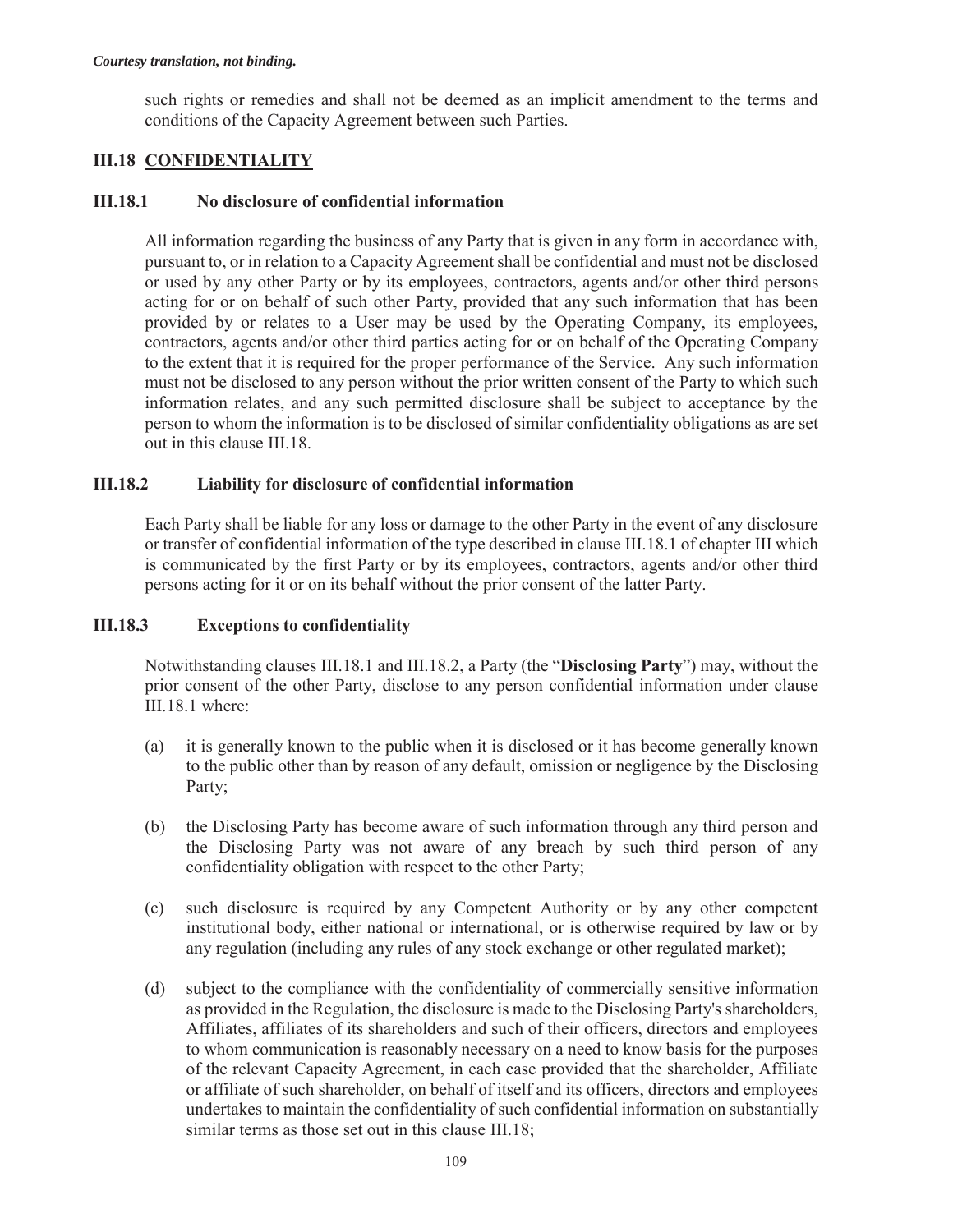such rights or remedies and shall not be deemed as an implicit amendment to the terms and conditions of the Capacity Agreement between such Parties.

## III.18 CONFIDENTIALITY

### III.18.1 No disclosure of confidential information

All information regarding the business of any Party that is given in any form in accordance with, pursuant to, or in relation to a Capacity Agreement shall be confidential and must not be disclosed or used by any other Party or by its employees, contractors, agents and/or other third persons acting for or on behalf of such other Party, provided that any such information that has been provided by or relates to a User may be used by the Operating Company, its employees, contractors, agents and/or other third parties acting for or on behalf of the Operating Company to the extent that it is required for the proper performance of the Service. Any such information must not be disclosed to any person without the prior written consent of the Party to which such information relates, and any such permitted disclosure shall be subject to acceptance by the person to whom the information is to be disclosed of similar confidentiality obligations as are set out in this clause III.18.

### III.18.2 Liability for disclosure of confidential information

Each Party shall be liable for any loss or damage to the other Party in the event of any disclosure or transfer of confidential information of the type described in clause III.18.1 of chapter III which is communicated by the first Party or by its employees, contractors, agents and/or other third persons acting for it or on its behalf without the prior consent of the latter Party.

### III.18.3 Exceptions to confidentiality

Notwithstanding clauses III.18.1 and III.18.2, a Party (the "**Disclosing Party**") may, without the prior consent of the other Party, disclose to any person confidential information under clause III.18.1 where:

(a) it is generally known to the public when it is disclosed or it has become generally known to the public other than by reason of any default, omission or negligence by the Disclosing Party;

(b) the Disclosing Party has become aware of such information through any third person and the Disclosing Party was not aware of any breach by such third person of any confidentiality obligation with respect to the other Party;

(c) such disclosure is required by any Competent Authority or by any other competent institutional body, either national or international, or is otherwise required by law or by any regulation (including any rules of any stock exchange or other regulated market);

(d) subject to the compliance with the confidentiality of commercially sensitive information as provided in the Regulation, the disclosure is made to the Disclosing Party's shareholders, Affiliates, affiliates of its shareholders and such of their officers, directors and employees to whom communication is reasonably necessary on a need to know basis for the purposes of the relevant Capacity Agreement, in each case provided that the shareholder, Affiliate or affiliate of such shareholder, on behalf of itself and its officers, directors and employees undertakes to maintain the confidentiality of such confidential information on substantially similar terms as those set out in this clause III.18;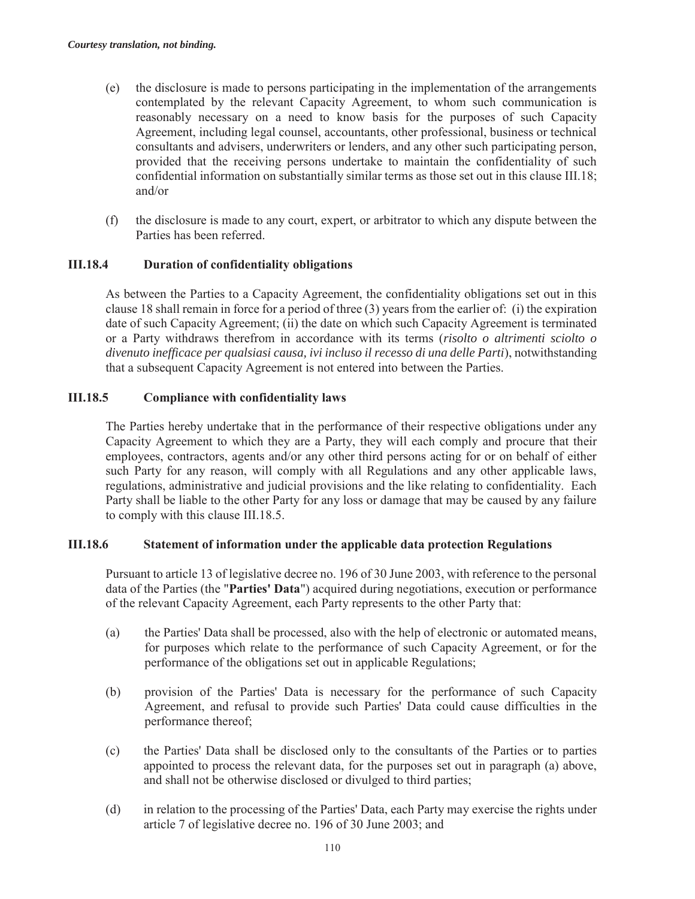*Courtesy translation, not binding.*

(e) the disclosure is made to persons participating in the implementation of the arrangements contemplated by the relevant Capacity Agreement, to whom such communication is reasonably necessary on a need to know basis for the purposes of such Capacity Agreement, including legal counsel, accountants, other professional, business or technical consultants and advisers, underwriters or lenders, and any other such participating person, provided that the receiving persons undertake to maintain the confidentiality of such confidential information on substantially similar terms as those set out in this clause III.18; and/or

(f) the disclosure is made to any court, expert, or arbitrator to which any dispute between the Parties has been referred.

### III.18.4 Duration of confidentiality obligations

As between the Parties to a Capacity Agreement, the confidentiality obligations set out in this clause 18 shall remain in force for a period of three (3) years from the earlier of: (i) the expiration date of such Capacity Agreement; (ii) the date on which such Capacity Agreement is terminated or a Party withdraws therefrom in accordance with its terms (*risolto o altrimenti sciolto o divenuto inefficace per qualsiasi causa, ivi incluso il recesso di una delle Parti*), notwithstanding that a subsequent Capacity Agreement is not entered into between the Parties.

### III.18.5 Compliance with confidentiality laws

The Parties hereby undertake that in the performance of their respective obligations under any Capacity Agreement to which they are a Party, they will each comply and procure that their employees, contractors, agents and/or any other third persons acting for or on behalf of either such Party for any reason, will comply with all Regulations and any other applicable laws, regulations, administrative and judicial provisions and the like relating to confidentiality. Each Party shall be liable to the other Party for any loss or damage that may be caused by any failure to comply with this clause III.18.5.

### III.18.6 Statement of information under the applicable data protection Regulations

Pursuant to article 13 of legislative decree no. 196 of 30 June 2003, with reference to the personal data of the Parties (the "**Parties' Data**") acquired during negotiations, execution or performance of the relevant Capacity Agreement, each Party represents to the other Party that:

(a) the Parties' Data shall be processed, also with the help of electronic or automated means, for purposes which relate to the performance of such Capacity Agreement, or for the performance of the obligations set out in applicable Regulations;

(b) provision of the Parties' Data is necessary for the performance of such Capacity Agreement, and refusal to provide such Parties' Data could cause difficulties in the performance thereof;

(c) the Parties' Data shall be disclosed only to the consultants of the Parties or to parties appointed to process the relevant data, for the purposes set out in paragraph (a) above, and shall not be otherwise disclosed or divulged to third parties;

(d) in relation to the processing of the Parties' Data, each Party may exercise the rights under article 7 of legislative decree no. 196 of 30 June 2003; and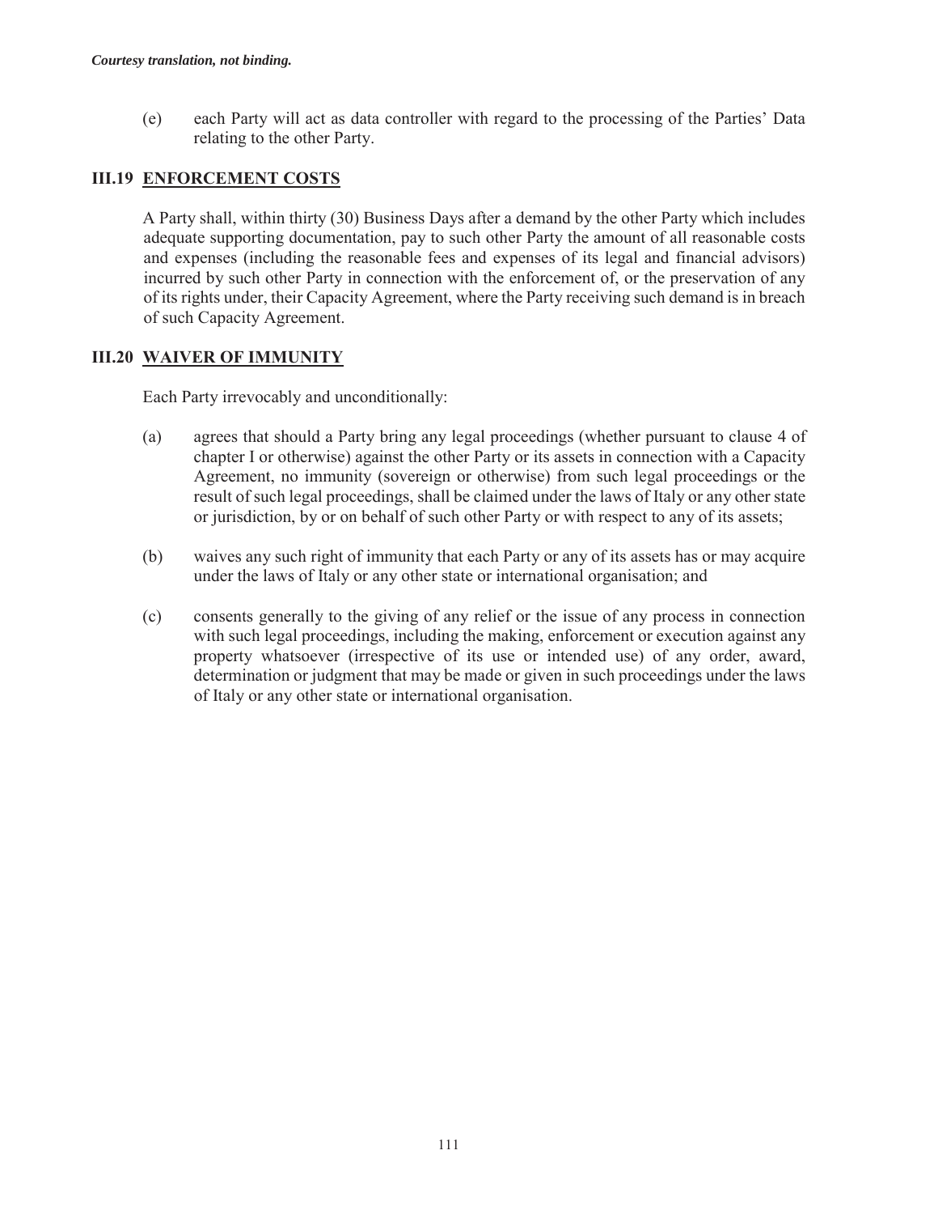*Courtesy translation, not binding.*

(e) each Party will act as data controller with regard to the processing of the Parties' Data relating to the other Party.

## III.19 ENFORCEMENT COSTS

A Party shall, within thirty (30) Business Days after a demand by the other Party which includes adequate supporting documentation, pay to such other Party the amount of all reasonable costs and expenses (including the reasonable fees and expenses of its legal and financial advisors) incurred by such other Party in connection with the enforcement of, or the preservation of any of its rights under, their Capacity Agreement, where the Party receiving such demand is in breach of such Capacity Agreement.

## III.20 WAIVER OF IMMUNITY

Each Party irrevocably and unconditionally:

(a) agrees that should a Party bring any legal proceedings (whether pursuant to clause 4 of chapter I or otherwise) against the other Party or its assets in connection with a Capacity Agreement, no immunity (sovereign or otherwise) from such legal proceedings or the result of such legal proceedings, shall be claimed under the laws of Italy or any other state or jurisdiction, by or on behalf of such other Party or with respect to any of its assets;

(b) waives any such right of immunity that each Party or any of its assets has or may acquire under the laws of Italy or any other state or international organisation; and

(c) consents generally to the giving of any relief or the issue of any process in connection with such legal proceedings, including the making, enforcement or execution against any property whatsoever (irrespective of its use or intended use) of any order, award, determination or judgment that may be made or given in such proceedings under the laws of Italy or any other state or international organisation.